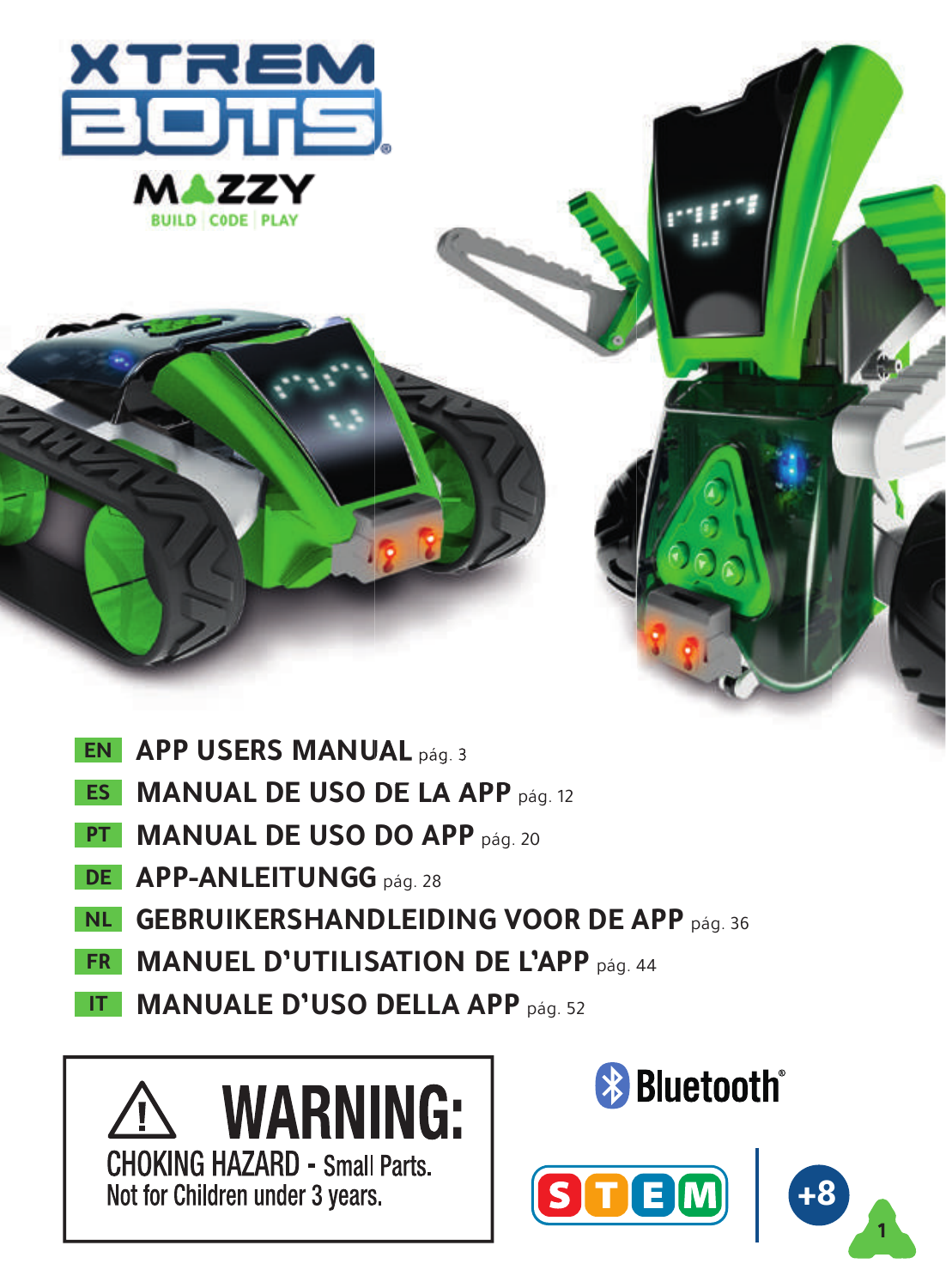# XTREM BOTS

## MAZZY

BUILD | CODE | PLAY

- **EN** **APP USERS MANUAL** pág. 3
- **ES** **MANUAL DE USO DE LA APP** pág. 12
- **PT** **MANUAL DE USO DO APP** pág. 20
- **DE** **APP-ANLEITUNGG** pág. 28
- **NL** **GEBRUIKERSHANDLEIDING VOOR DE APP** pág. 36
- **FR** **MANUEL D'UTILISATION DE L'APP** pág. 44
- **IT** **MANUALE D'USO DELLA APP** pág. 52

**⚠ WARNING:**
CHOKING HAZARD - Small Parts.
Not for Children under 3 years.

Bluetooth®

STEM | +8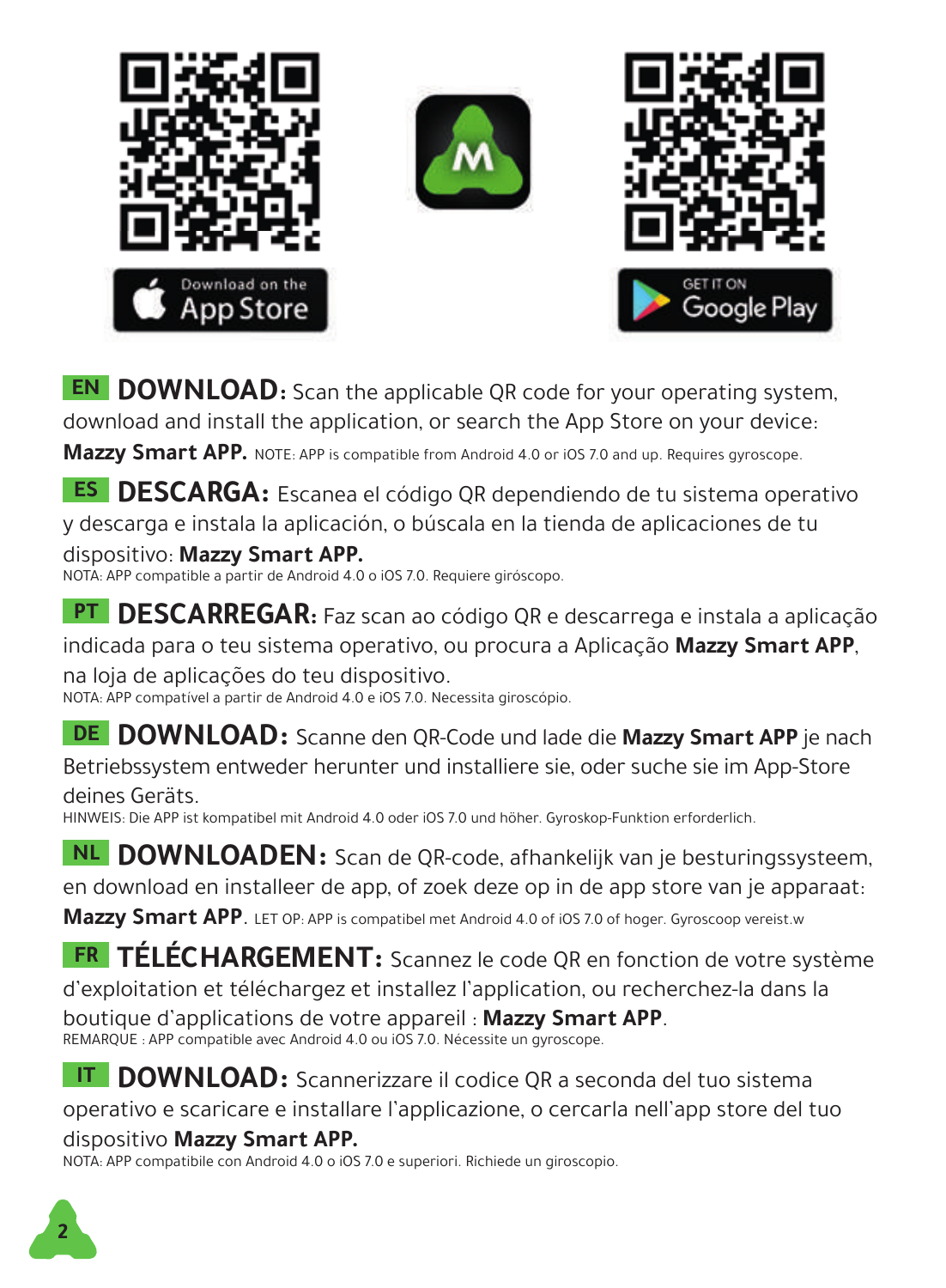Download on the App Store

GET IT ON Google Play

**EN DOWNLOAD:** Scan the applicable QR code for your operating system, download and install the application, or search the App Store on your device: **Mazzy Smart APP.** NOTE: APP is compatible from Android 4.0 or iOS 7.0 and up. Requires gyroscope.

**ES DESCARGA:** Escanea el código QR dependiendo de tu sistema operativo y descarga e instala la aplicación, o búscala en la tienda de aplicaciones de tu dispositivo: **Mazzy Smart APP.**
NOTA: APP compatible a partir de Android 4.0 o iOS 7.0. Requiere giróscopo.

**PT DESCARREGAR:** Faz scan ao código QR e descarrega e instala a aplicação indicada para o teu sistema operativo, ou procura a Aplicação **Mazzy Smart APP**, na loja de aplicações do teu dispositivo.
NOTA: APP compatível a partir de Android 4.0 e iOS 7.0. Necessita giroscópio.

**DE DOWNLOAD:** Scanne den QR-Code und lade die **Mazzy Smart APP** je nach Betriebssystem entweder herunter und installiere sie, oder suche sie im App-Store deines Geräts.
HINWEIS: Die APP ist kompatibel mit Android 4.0 oder iOS 7.0 und höher. Gyroskop-Funktion erforderlich.

**NL DOWNLOADEN:** Scan de QR-code, afhankelijk van je besturingssysteem, en download en installeer de app, of zoek deze op in de app store van je apparaat: **Mazzy Smart APP**. LET OP: APP is compatibel met Android 4.0 of iOS 7.0 of hoger. Gyroscoop vereist.w

**FR TÉLÉCHARGEMENT:** Scannez le code QR en fonction de votre système d'exploitation et téléchargez et installez l'application, ou recherchez-la dans la boutique d'applications de votre appareil : **Mazzy Smart APP**.
REMARQUE : APP compatible avec Android 4.0 ou iOS 7.0. Nécessite un gyroscope.

**IT DOWNLOAD:** Scannerizzare il codice QR a seconda del tuo sistema operativo e scaricare e installare l'applicazione, o cercarla nell'app store del tuo dispositivo **Mazzy Smart APP.**
NOTA: APP compatibile con Android 4.0 o iOS 7.0 e superiori. Richiede un giroscopio.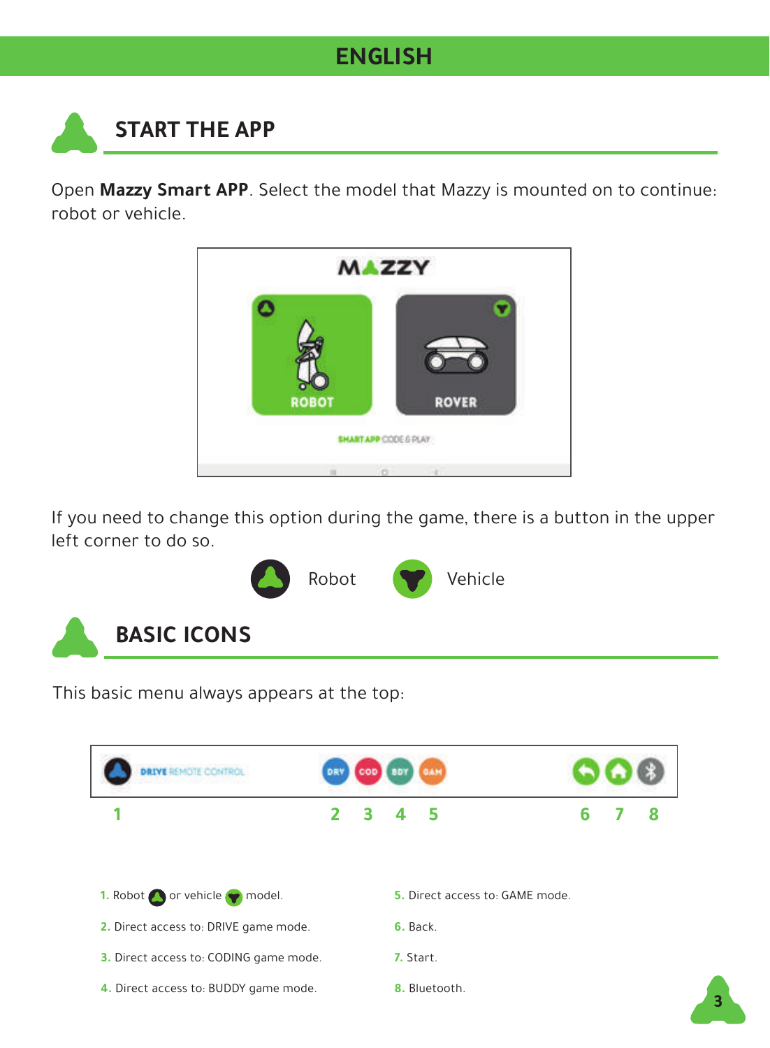## ENGLISH

## START THE APP

Open **Mazzy Smart APP**. Select the model that Mazzy is mounted on to continue: robot or vehicle.

If you need to change this option during the game, there is a button in the upper left corner to do so.

Robot Vehicle

## BASIC ICONS

This basic menu always appears at the top:

1. Robot or vehicle model.
2. Direct access to: DRIVE game mode.
3. Direct access to: CODING game mode.
4. Direct access to: BUDDY game mode.
5. Direct access to: GAME mode.
6. Back.
7. Start.
8. Bluetooth.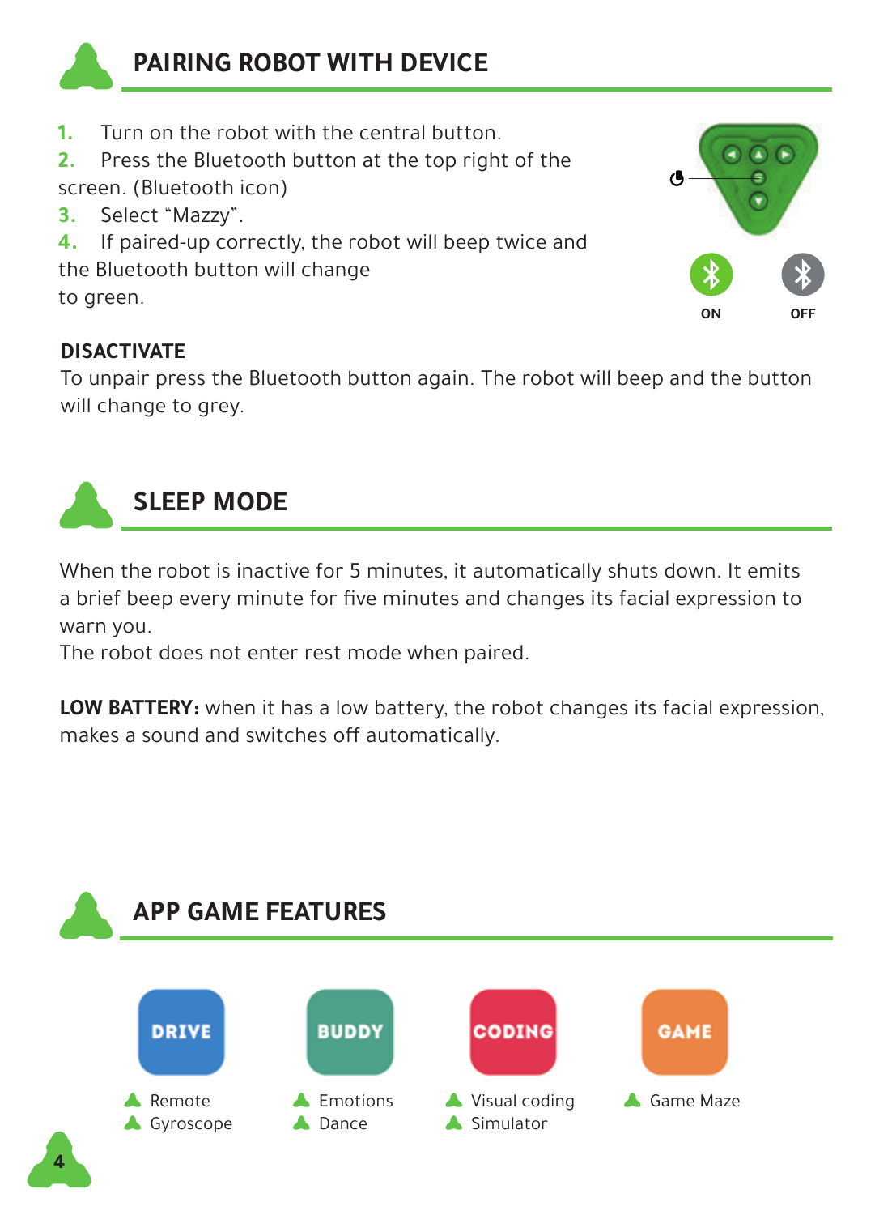## PAIRING ROBOT WITH DEVICE

1. Turn on the robot with the central button.
2. Press the Bluetooth button at the top right of the screen. (Bluetooth icon)
3. Select "Mazzy".
4. If paired-up correctly, the robot will beep twice and the Bluetooth button will change to green.

ON OFF

**DISACTIVATE**

To unpair press the Bluetooth button again. The robot will beep and the button will change to grey.

## SLEEP MODE

When the robot is inactive for 5 minutes, it automatically shuts down. It emits a brief beep every minute for five minutes and changes its facial expression to warn you.

The robot does not enter rest mode when paired.

**LOW BATTERY:** when it has a low battery, the robot changes its facial expression, makes a sound and switches off automatically.

## APP GAME FEATURES

**DRIVE**
- Remote
- Gyroscope

**BUDDY**
- Emotions
- Dance

**CODING**
- Visual coding
- Simulator

**GAME**
- Game Maze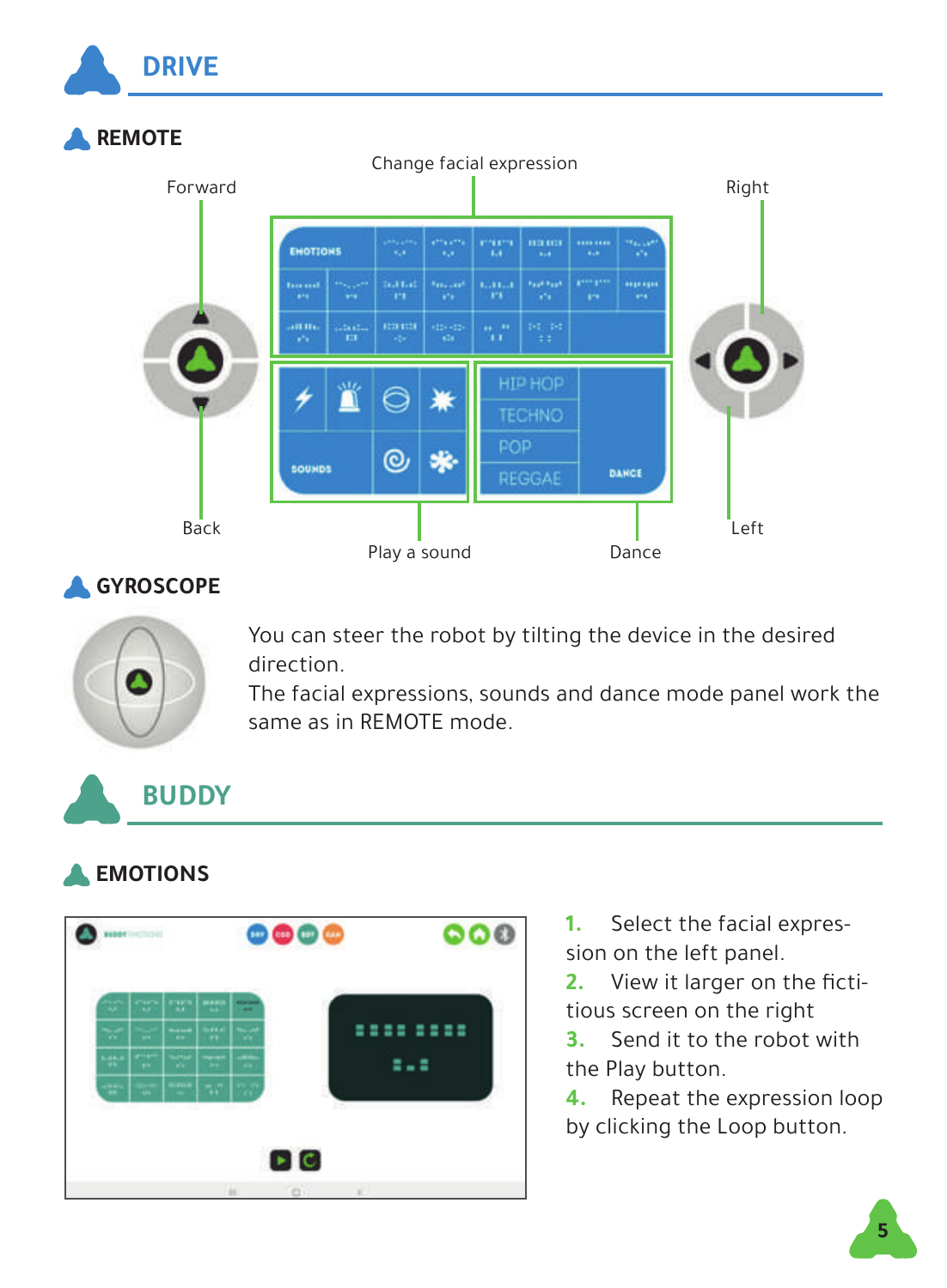# DRIVE

## REMOTE

Forward

Change facial expression

Right

EMOTIONS

SOUNDS

HIP HOP

TECHNO

POP

REGGAE

DANCE

Back

Play a sound

Dance

Left

## GYROSCOPE

You can steer the robot by tilting the device in the desired direction.
The facial expressions, sounds and dance mode panel work the same as in REMOTE mode.

# BUDDY

## EMOTIONS

1. Select the facial expression on the left panel.
2. View it larger on the fictitious screen on the right
3. Send it to the robot with the Play button.
4. Repeat the expression loop by clicking the Loop button.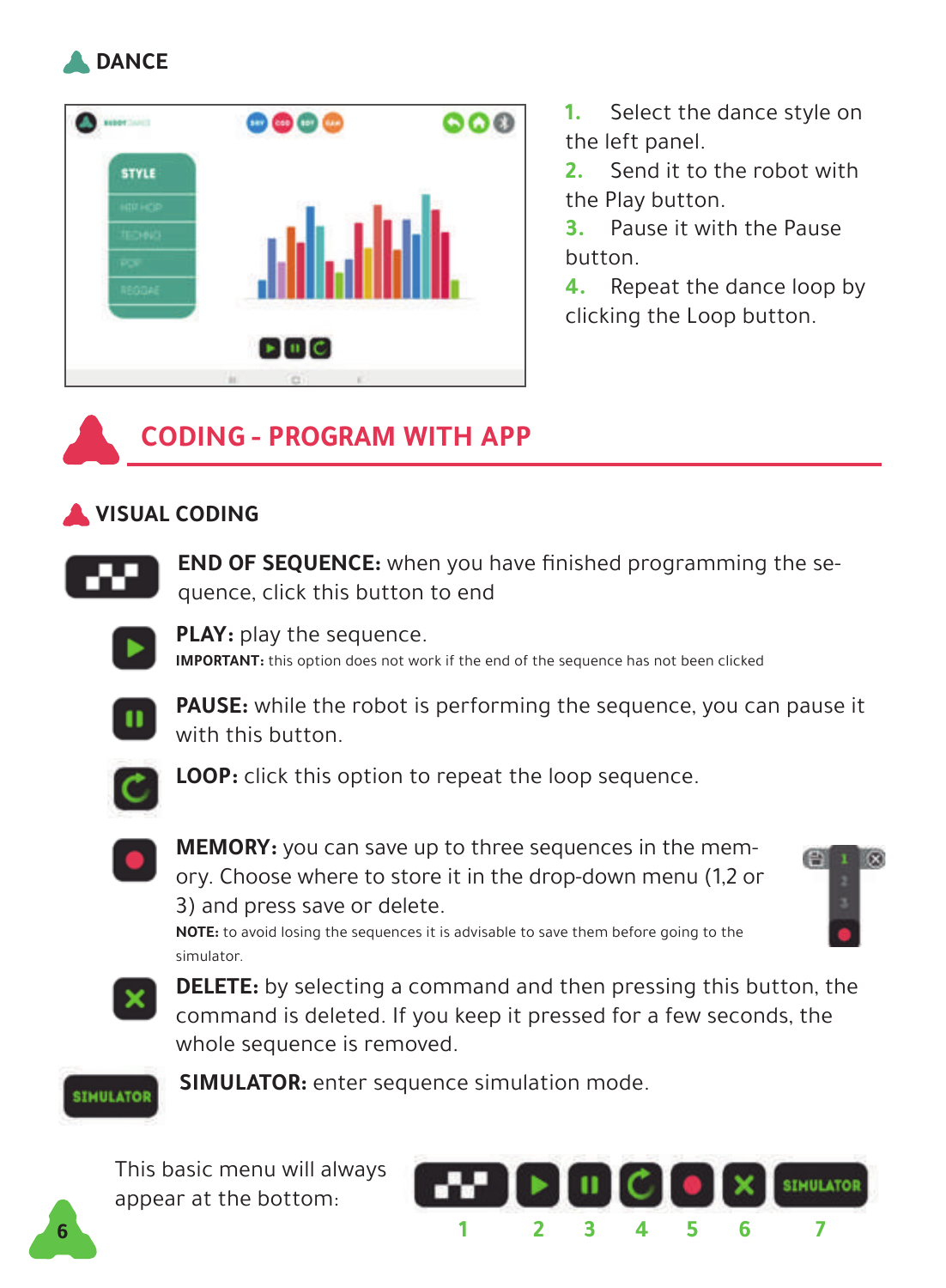### DANCE

1. Select the dance style on the left panel.
2. Send it to the robot with the Play button.
3. Pause it with the Pause button.
4. Repeat the dance loop by clicking the Loop button.

## CODING - PROGRAM WITH APP

### VISUAL CODING

**END OF SEQUENCE:** when you have finished programming the sequence, click this button to end

**PLAY:** play the sequence.
**IMPORTANT:** this option does not work if the end of the sequence has not been clicked

**PAUSE:** while the robot is performing the sequence, you can pause it with this button.

**LOOP:** click this option to repeat the loop sequence.

**MEMORY:** you can save up to three sequences in the memory. Choose where to store it in the drop-down menu (1,2 or 3) and press save or delete.
**NOTE:** to avoid losing the sequences it is advisable to save them before going to the simulator.

**DELETE:** by selecting a command and then pressing this button, the command is deleted. If you keep it pressed for a few seconds, the whole sequence is removed.

**SIMULATOR:** enter sequence simulation mode.

This basic menu will always appear at the bottom:

1 2 3 4 5 6 7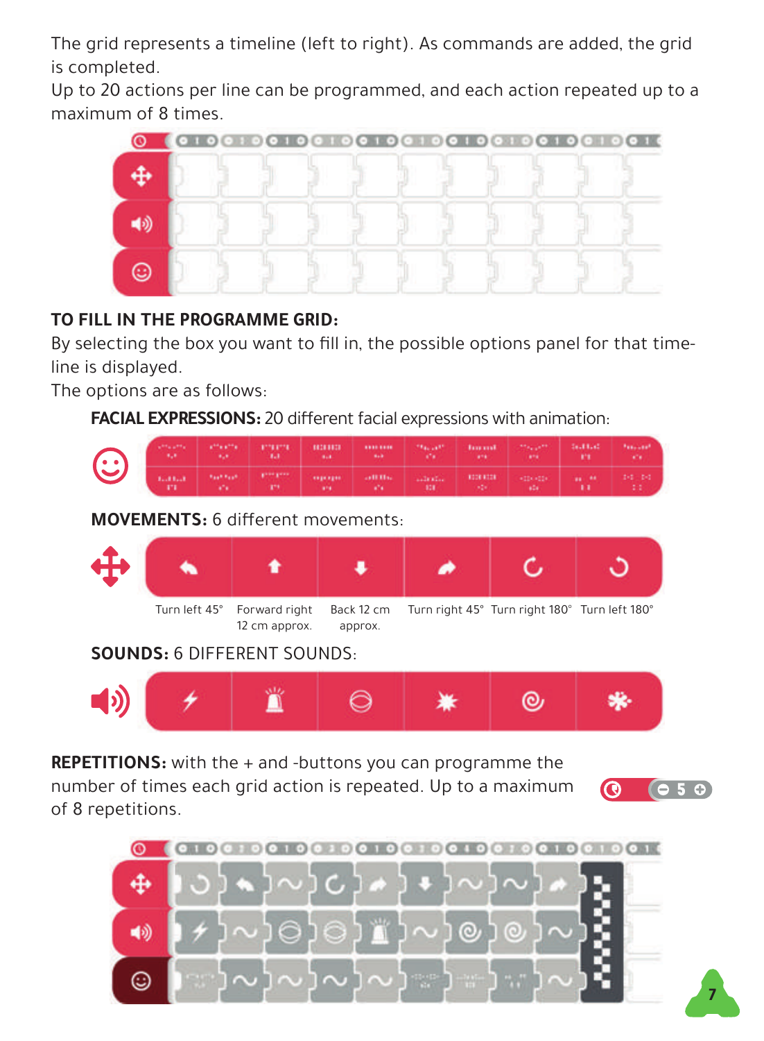The grid represents a timeline (left to right). As commands are added, the grid is completed.
Up to 20 actions per line can be programmed, and each action repeated up to a maximum of 8 times.

**TO FILL IN THE PROGRAMME GRID:**
By selecting the box you want to fill in, the possible options panel for that time-line is displayed.
The options are as follows:

**FACIAL EXPRESSIONS:** 20 different facial expressions with animation:

**MOVEMENTS:** 6 different movements:

Turn left 45° | Forward right 12 cm approx. | Back 12 cm approx. | Turn right 45° | Turn right 180° | Turn left 180°

**SOUNDS:** 6 DIFFERENT SOUNDS:

**REPETITIONS:** with the + and -buttons you can programme the number of times each grid action is repeated. Up to a maximum of 8 repetitions.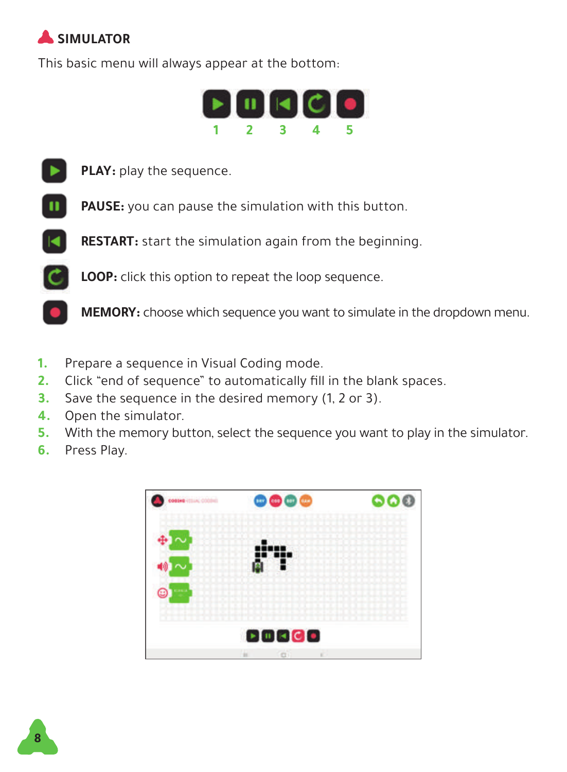## SIMULATOR

This basic menu will always appear at the bottom:

1 2 3 4 5

**PLAY:** play the sequence.

**PAUSE:** you can pause the simulation with this button.

**RESTART:** start the simulation again from the beginning.

**LOOP:** click this option to repeat the loop sequence.

**MEMORY:** choose which sequence you want to simulate in the dropdown menu.

1. Prepare a sequence in Visual Coding mode.
2. Click "end of sequence" to automatically fill in the blank spaces.
3. Save the sequence in the desired memory (1, 2 or 3).
4. Open the simulator.
5. With the memory button, select the sequence you want to play in the simulator.
6. Press Play.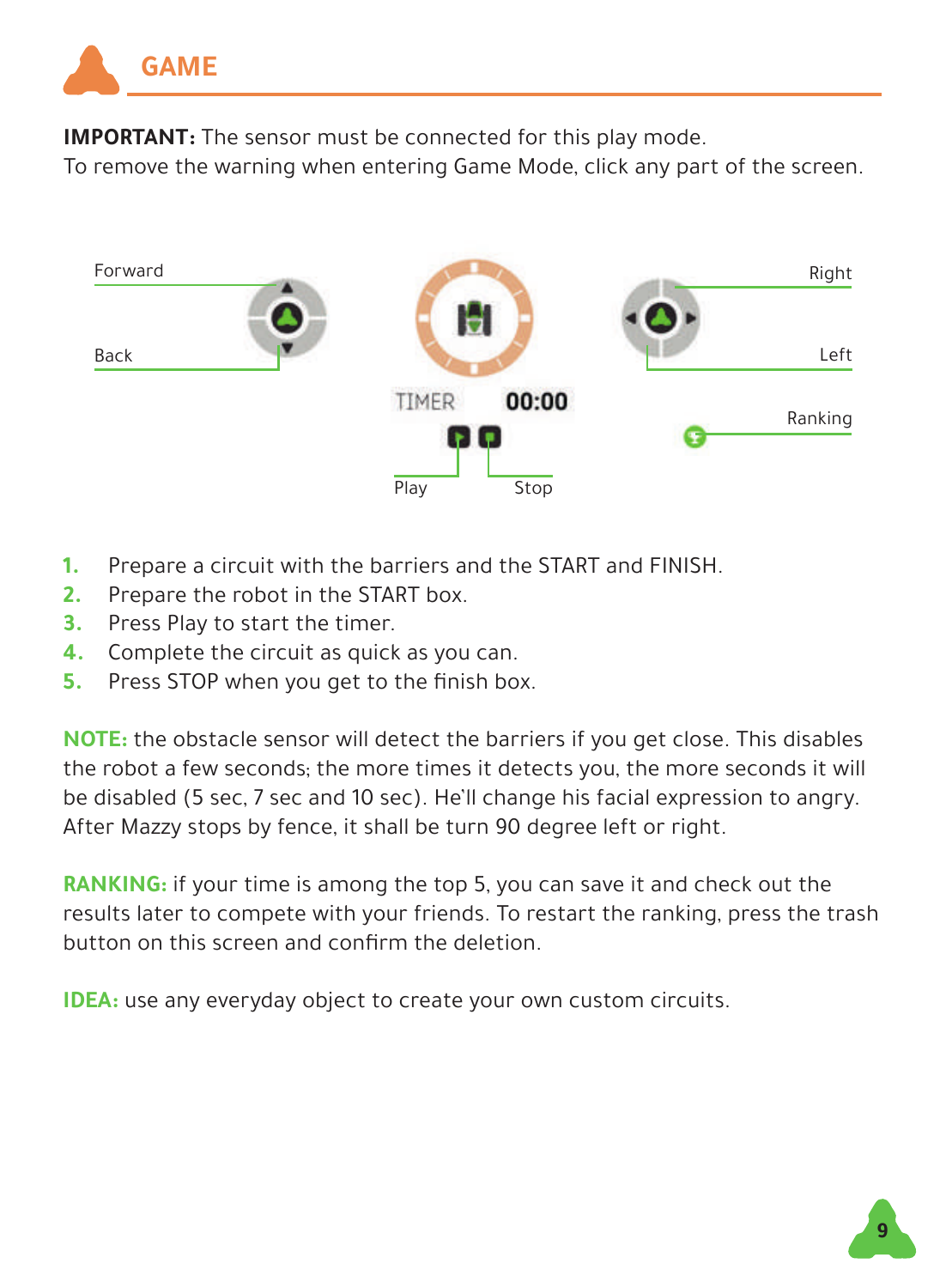## GAME

**IMPORTANT:** The sensor must be connected for this play mode.
To remove the warning when entering Game Mode, click any part of the screen.

Forward

Back

TIMER 00:00

Play Stop

Right

Left

Ranking

1. Prepare a circuit with the barriers and the START and FINISH.
2. Prepare the robot in the START box.
3. Press Play to start the timer.
4. Complete the circuit as quick as you can.
5. Press STOP when you get to the finish box.

**NOTE:** the obstacle sensor will detect the barriers if you get close. This disables the robot a few seconds; the more times it detects you, the more seconds it will be disabled (5 sec, 7 sec and 10 sec). He'll change his facial expression to angry. After Mazzy stops by fence, it shall be turn 90 degree left or right.

**RANKING:** if your time is among the top 5, you can save it and check out the results later to compete with your friends. To restart the ranking, press the trash button on this screen and confirm the deletion.

**IDEA:** use any everyday object to create your own custom circuits.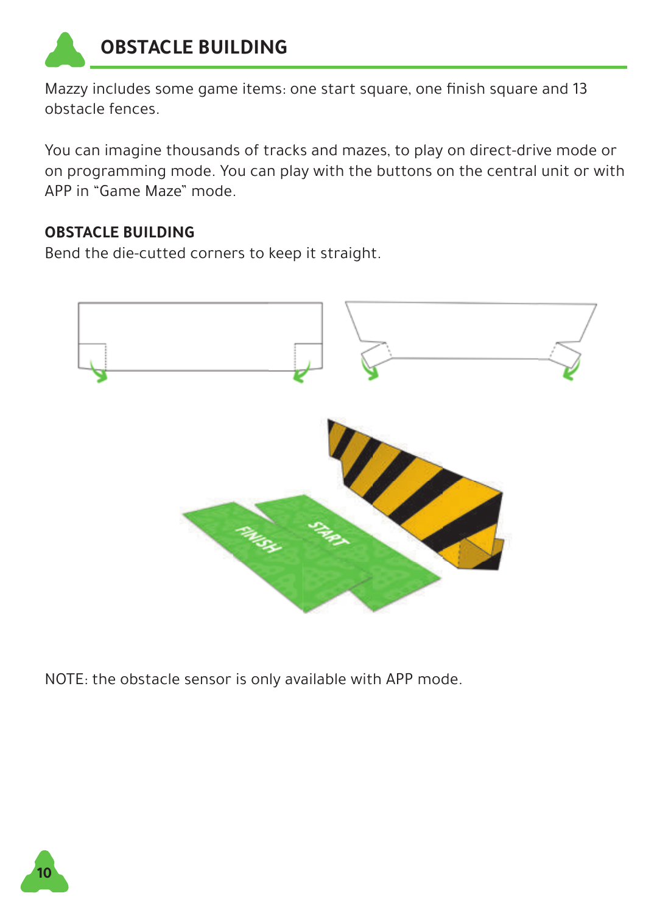# OBSTACLE BUILDING

Mazzy includes some game items: one start square, one finish square and 13 obstacle fences.

You can imagine thousands of tracks and mazes, to play on direct-drive mode or on programming mode. You can play with the buttons on the central unit or with APP in "Game Maze" mode.

**OBSTACLE BUILDING**

Bend the die-cutted corners to keep it straight.

NOTE: the obstacle sensor is only available with APP mode.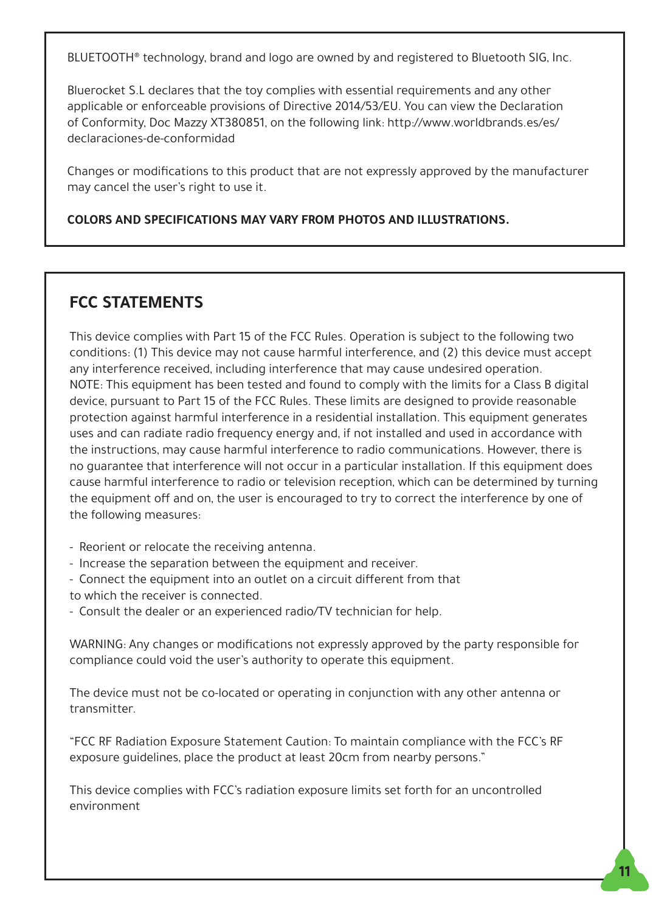BLUETOOTH® technology, brand and logo are owned by and registered to Bluetooth SIG, Inc.

Bluerocket S.L declares that the toy complies with essential requirements and any other applicable or enforceable provisions of Directive 2014/53/EU. You can view the Declaration of Conformity, Doc Mazzy XT380851, on the following link: http://www.worldbrands.es/es/declaraciones-de-conformidad

Changes or modifications to this product that are not expressly approved by the manufacturer may cancel the user's right to use it.

**COLORS AND SPECIFICATIONS MAY VARY FROM PHOTOS AND ILLUSTRATIONS.**

## FCC STATEMENTS

This device complies with Part 15 of the FCC Rules. Operation is subject to the following two conditions: (1) This device may not cause harmful interference, and (2) this device must accept any interference received, including interference that may cause undesired operation.
NOTE: This equipment has been tested and found to comply with the limits for a Class B digital device, pursuant to Part 15 of the FCC Rules. These limits are designed to provide reasonable protection against harmful interference in a residential installation. This equipment generates uses and can radiate radio frequency energy and, if not installed and used in accordance with the instructions, may cause harmful interference to radio communications. However, there is no guarantee that interference will not occur in a particular installation. If this equipment does cause harmful interference to radio or television reception, which can be determined by turning the equipment off and on, the user is encouraged to try to correct the interference by one of the following measures:

- Reorient or relocate the receiving antenna.
- Increase the separation between the equipment and receiver.
- Connect the equipment into an outlet on a circuit different from that to which the receiver is connected.
- Consult the dealer or an experienced radio/TV technician for help.

WARNING: Any changes or modifications not expressly approved by the party responsible for compliance could void the user's authority to operate this equipment.

The device must not be co-located or operating in conjunction with any other antenna or transmitter.

"FCC RF Radiation Exposure Statement Caution: To maintain compliance with the FCC's RF exposure guidelines, place the product at least 20cm from nearby persons."

This device complies with FCC's radiation exposure limits set forth for an uncontrolled environment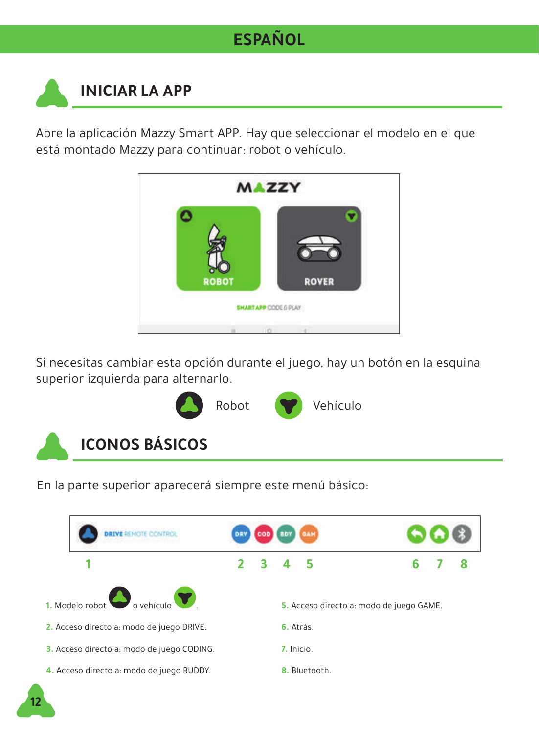# ESPAÑOL

## INICIAR LA APP

Abre la aplicación Mazzy Smart APP. Hay que seleccionar el modelo en el que está montado Mazzy para continuar: robot o vehículo.

Si necesitas cambiar esta opción durante el juego, hay un botón en la esquina superior izquierda para alternarlo.

Robot Vehículo

## ICONOS BÁSICOS

En la parte superior aparecerá siempre este menú básico:

1. Modelo robot o vehículo.
2. Acceso directo a: modo de juego DRIVE.
3. Acceso directo a: modo de juego CODING.
4. Acceso directo a: modo de juego BUDDY.
5. Acceso directo a: modo de juego GAME.
6. Atrás.
7. Inicio.
8. Bluetooth.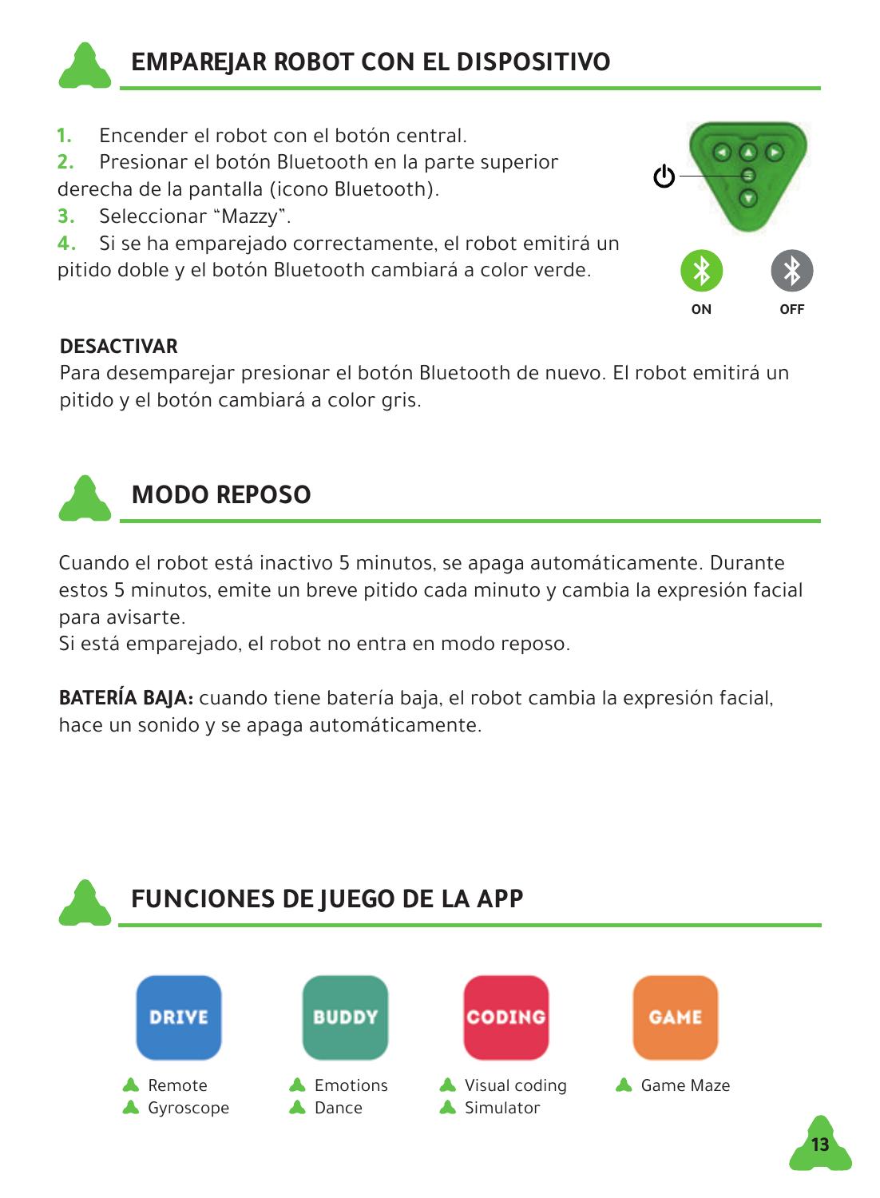## EMPAREJAR ROBOT CON EL DISPOSITIVO

1. Encender el robot con el botón central.
2. Presionar el botón Bluetooth en la parte superior derecha de la pantalla (icono Bluetooth).
3. Seleccionar "Mazzy".
4. Si se ha emparejado correctamente, el robot emitirá un pitido doble y el botón Bluetooth cambiará a color verde.

ON OFF

**DESACTIVAR**

Para desemparejar presionar el botón Bluetooth de nuevo. El robot emitirá un pitido y el botón cambiará a color gris.

## MODO REPOSO

Cuando el robot está inactivo 5 minutos, se apaga automáticamente. Durante estos 5 minutos, emite un breve pitido cada minuto y cambia la expresión facial para avisarte.
Si está emparejado, el robot no entra en modo reposo.

**BATERÍA BAJA:** cuando tiene batería baja, el robot cambia la expresión facial, hace un sonido y se apaga automáticamente.

## FUNCIONES DE JUEGO DE LA APP

**DRIVE**
- Remote
- Gyroscope

**BUDDY**
- Emotions
- Dance

**CODING**
- Visual coding
- Simulator

**GAME**
- Game Maze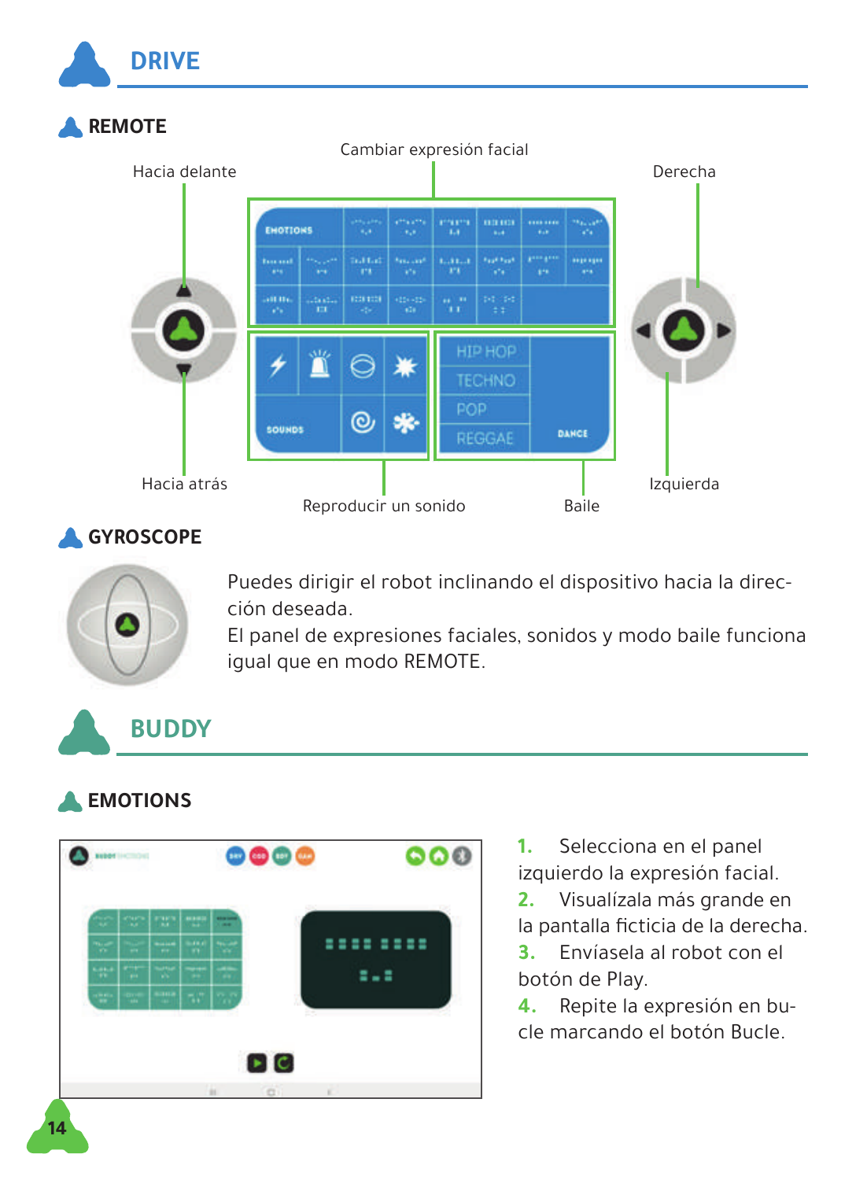# DRIVE

## REMOTE

Cambiar expresión facial

Hacia delante

Derecha

EMOTIONS

HIP HOP
TECHNO
POP
REGGAE

SOUNDS

DANCE

Hacia atrás

Reproducir un sonido

Baile

Izquierda

## GYROSCOPE

Puedes dirigir el robot inclinando el dispositivo hacia la dirección deseada.
El panel de expresiones faciales, sonidos y modo baile funciona igual que en modo REMOTE.

# BUDDY

## EMOTIONS

1. Selecciona en el panel izquierdo la expresión facial.
2. Visualízala más grande en la pantalla ficticia de la derecha.
3. Envíasela al robot con el botón de Play.
4. Repite la expresión en bucle marcando el botón Bucle.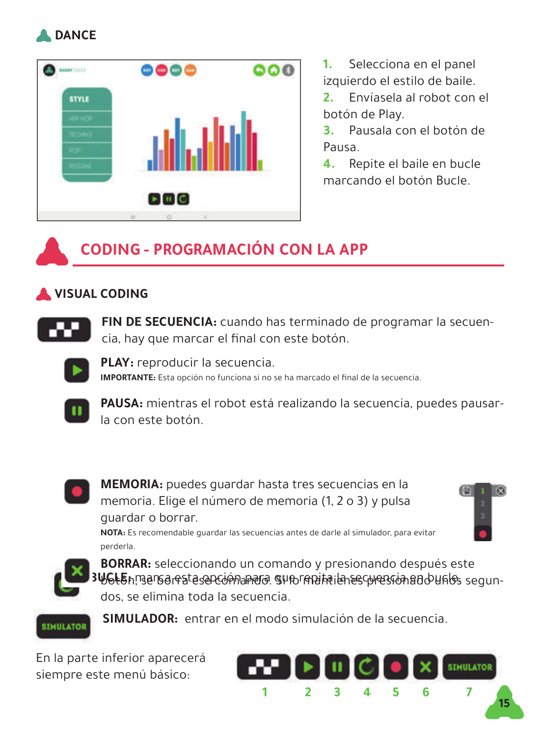### DANCE

1. Selecciona en el panel izquierdo el estilo de baile.
2. Envíasela al robot con el botón de Play.
3. Pausala con el botón de Pausa.
4. Repite el baile en bucle marcando el botón Bucle.

## CODING - PROGRAMACIÓN CON LA APP

### VISUAL CODING

**FIN DE SECUENCIA:** cuando has terminado de programar la secuencia, hay que marcar el final con este botón.

**PLAY:** reproducir la secuencia.
**IMPORTANTE:** Esta opción no funciona si no se ha marcado el final de la secuencia.

**PAUSA:** mientras el robot está realizando la secuencia, puedes pausarla con este botón.

**BUCLE:** marca esta opción para que repita la secuencia en bucle.

**MEMORIA:** puedes guardar hasta tres secuencias en la memoria. Elige el número de memoria (1, 2 o 3) y pulsa guardar o borrar.
**NOTA:** Es recomendable guardar las secuencias antes de darle al simulador, para evitar perderla.

**BORRAR:** seleccionando un comando y presionando después este botón, se borra ese comando. Si lo mantienes presionado unos segundos, se elimina toda la secuencia.

**SIMULADOR:** entrar en el modo simulación de la secuencia.

En la parte inferior aparecerá siempre este menú básico:

1 2 3 4 5 6 7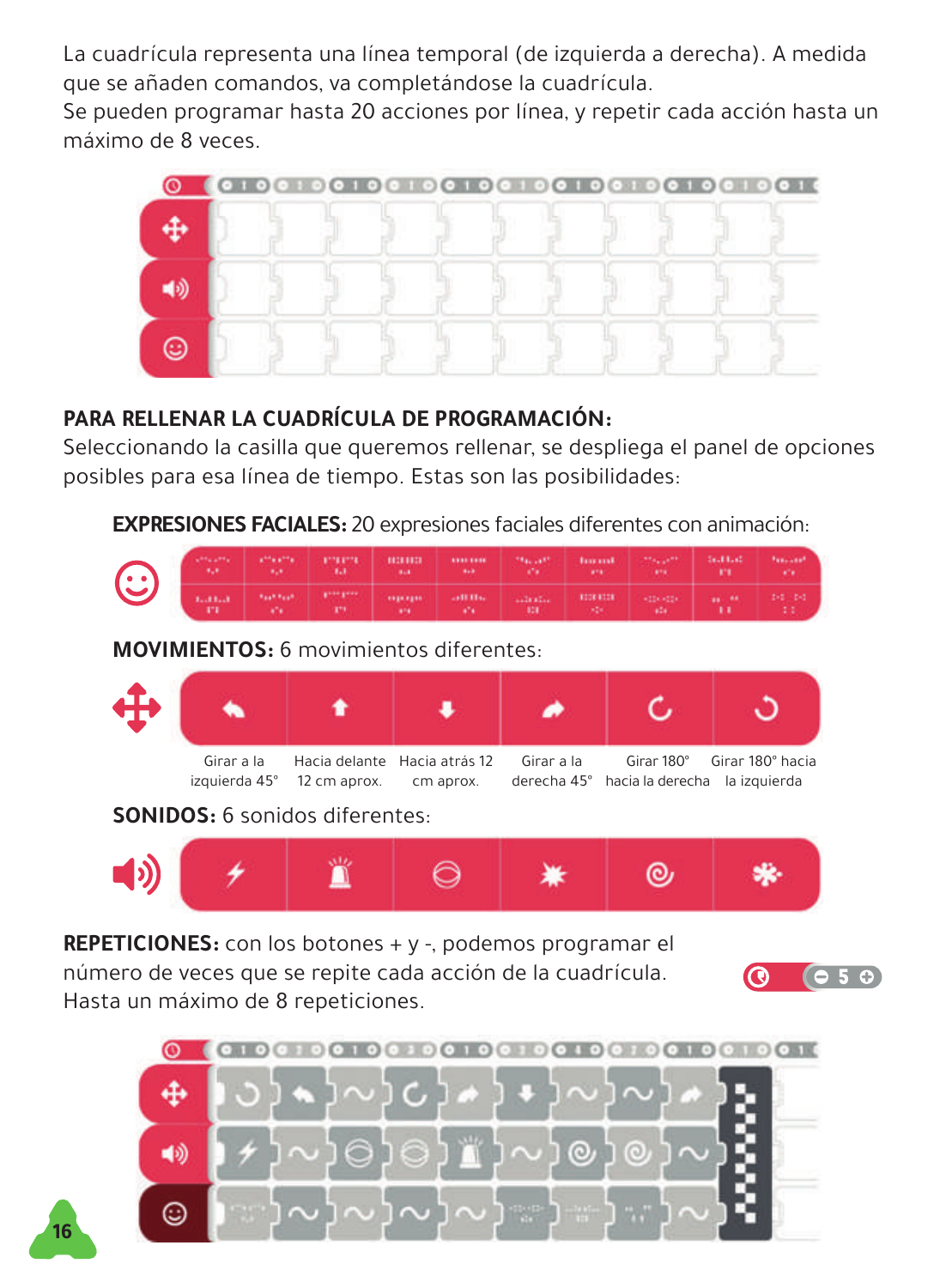La cuadrícula representa una línea temporal (de izquierda a derecha). A medida que se añaden comandos, va completándose la cuadrícula.
Se pueden programar hasta 20 acciones por línea, y repetir cada acción hasta un máximo de 8 veces.

**PARA RELLENAR LA CUADRÍCULA DE PROGRAMACIÓN:**
Seleccionando la casilla que queremos rellenar, se despliega el panel de opciones posibles para esa línea de tiempo. Estas son las posibilidades:

**EXPRESIONES FACIALES:** 20 expresiones faciales diferentes con animación:

**MOVIMIENTOS:** 6 movimientos diferentes:

| Girar a la izquierda 45° | Hacia delante 12 cm aprox. | Hacia atrás 12 cm aprox. | Girar a la derecha 45° | Girar 180° hacia la derecha | Girar 180° hacia la izquierda |
|---|---|---|---|---|---|

**SONIDOS:** 6 sonidos diferentes:

**REPETICIONES:** con los botones + y -, podemos programar el número de veces que se repite cada acción de la cuadrícula. Hasta un máximo de 8 repeticiones.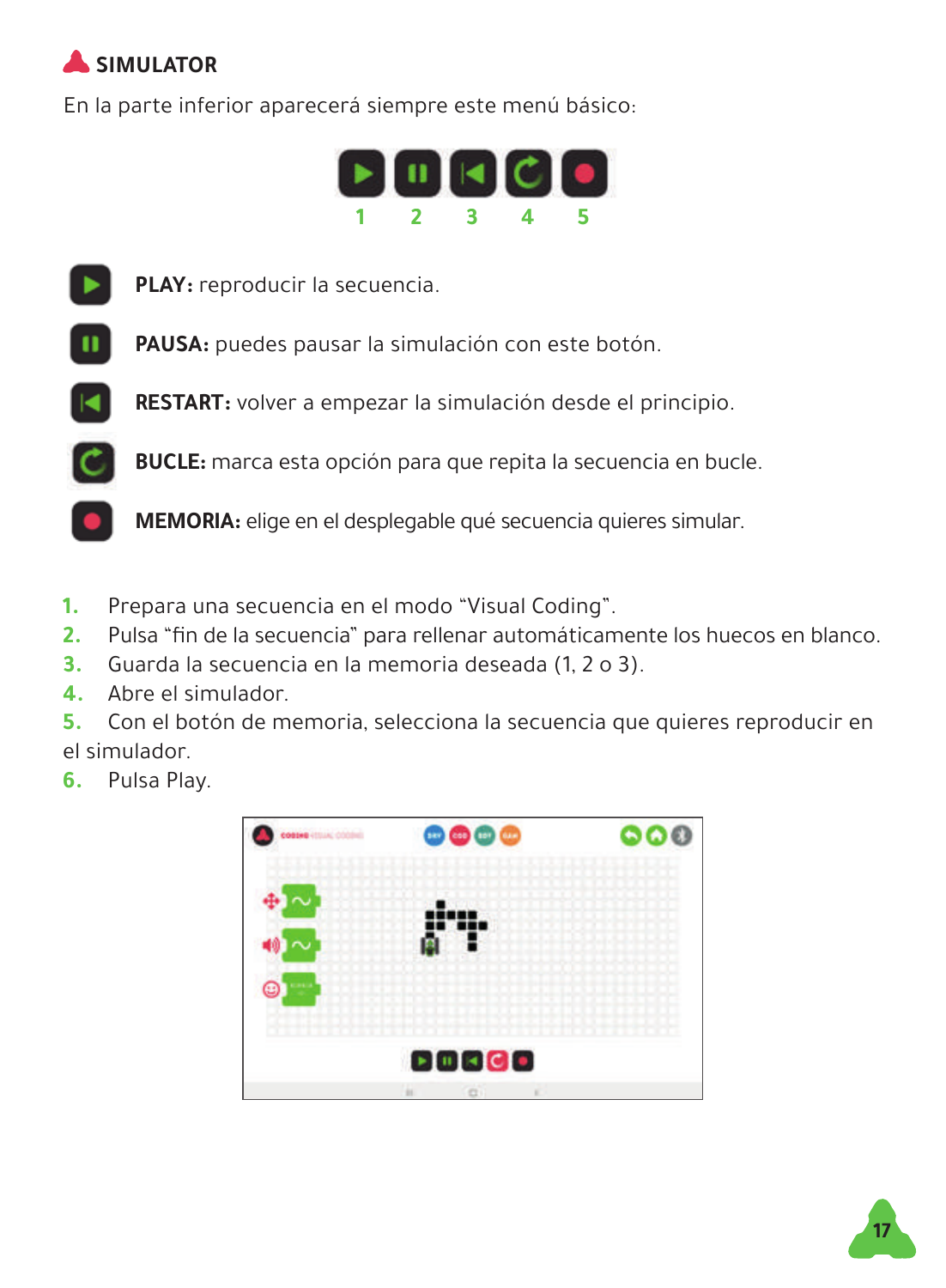## SIMULATOR

En la parte inferior aparecerá siempre este menú básico:

1 2 3 4 5

**PLAY:** reproducir la secuencia.

**PAUSA:** puedes pausar la simulación con este botón.

**RESTART:** volver a empezar la simulación desde el principio.

**BUCLE:** marca esta opción para que repita la secuencia en bucle.

**MEMORIA:** elige en el desplegable qué secuencia quieres simular.

1. Prepara una secuencia en el modo "Visual Coding".
2. Pulsa "fin de la secuencia" para rellenar automáticamente los huecos en blanco.
3. Guarda la secuencia en la memoria deseada (1, 2 o 3).
4. Abre el simulador.
5. Con el botón de memoria, selecciona la secuencia que quieres reproducir en el simulador.
6. Pulsa Play.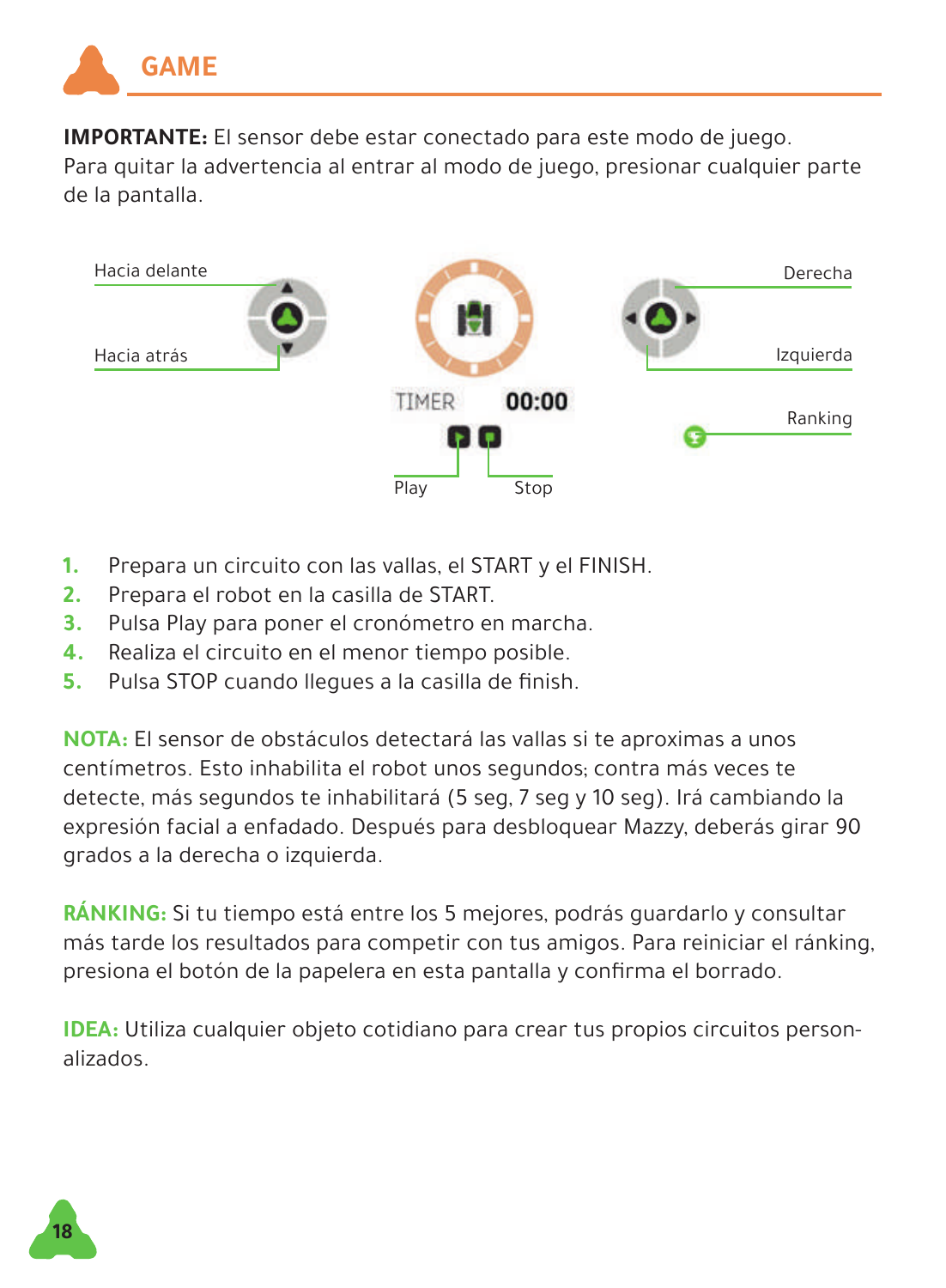## GAME

**IMPORTANTE:** El sensor debe estar conectado para este modo de juego.
Para quitar la advertencia al entrar al modo de juego, presionar cualquier parte de la pantalla.

Hacia delante

Hacia atrás

TIMER 00:00

Play

Stop

Derecha

Izquierda

Ranking

1. Prepara un circuito con las vallas, el START y el FINISH.
2. Prepara el robot en la casilla de START.
3. Pulsa Play para poner el cronómetro en marcha.
4. Realiza el circuito en el menor tiempo posible.
5. Pulsa STOP cuando llegues a la casilla de finish.

**NOTA:** El sensor de obstáculos detectará las vallas si te aproximas a unos centímetros. Esto inhabilita el robot unos segundos; contra más veces te detecte, más segundos te inhabilitará (5 seg, 7 seg y 10 seg). Irá cambiando la expresión facial a enfadado. Después para desbloquear Mazzy, deberás girar 90 grados a la derecha o izquierda.

**RÁNKING:** Si tu tiempo está entre los 5 mejores, podrás guardarlo y consultar más tarde los resultados para competir con tus amigos. Para reiniciar el ránking, presiona el botón de la papelera en esta pantalla y confirma el borrado.

**IDEA:** Utiliza cualquier objeto cotidiano para crear tus propios circuitos personalizados.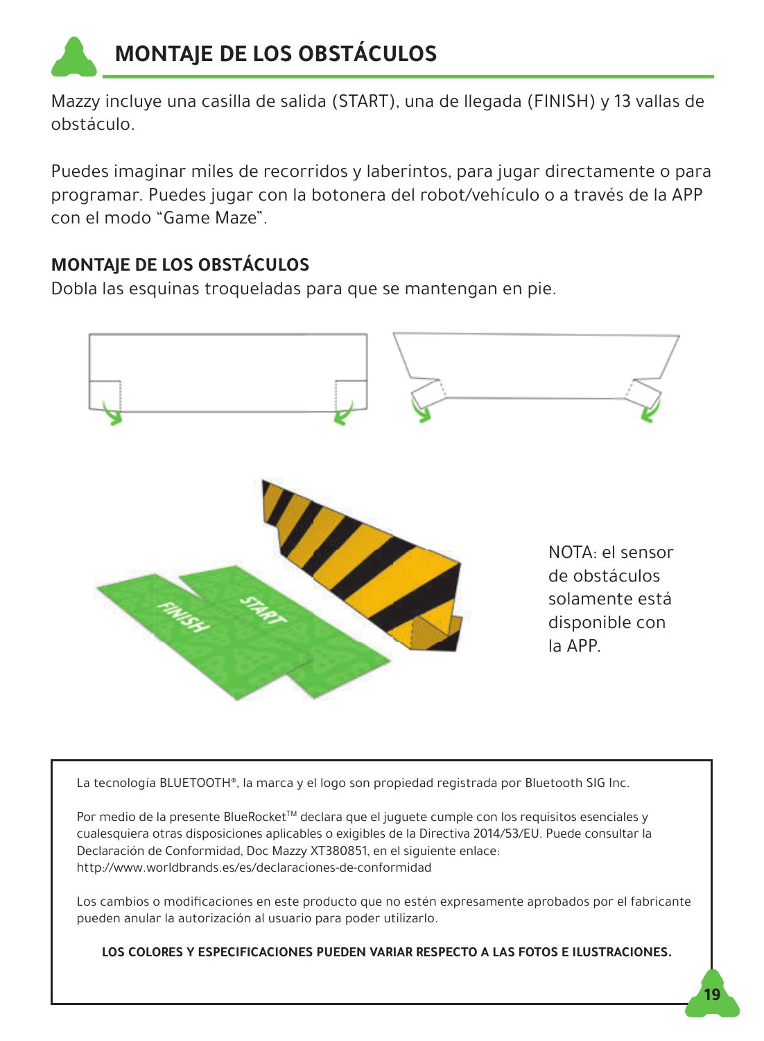# MONTAJE DE LOS OBSTÁCULOS

Mazzy incluye una casilla de salida (START), una de llegada (FINISH) y 13 vallas de obstáculo.

Puedes imaginar miles de recorridos y laberintos, para jugar directamente o para programar. Puedes jugar con la botonera del robot/vehículo o a través de la APP con el modo "Game Maze".

## MONTAJE DE LOS OBSTÁCULOS

Dobla las esquinas troqueladas para que se mantengan en pie.

NOTA: el sensor de obstáculos solamente está disponible con la APP.

La tecnología BLUETOOTH®, la marca y el logo son propiedad registrada por Bluetooth SIG Inc.

Por medio de la presente BlueRocket™ declara que el juguete cumple con los requisitos esenciales y cualesquiera otras disposiciones aplicables o exigibles de la Directiva 2014/53/EU. Puede consultar la Declaración de Conformidad, Doc Mazzy XT380851, en el siguiente enlace: http://www.worldbrands.es/es/declaraciones-de-conformidad

Los cambios o modificaciones en este producto que no estén expresamente aprobados por el fabricante pueden anular la autorización al usuario para poder utilizarlo.

**LOS COLORES Y ESPECIFICACIONES PUEDEN VARIAR RESPECTO A LAS FOTOS E ILUSTRACIONES.**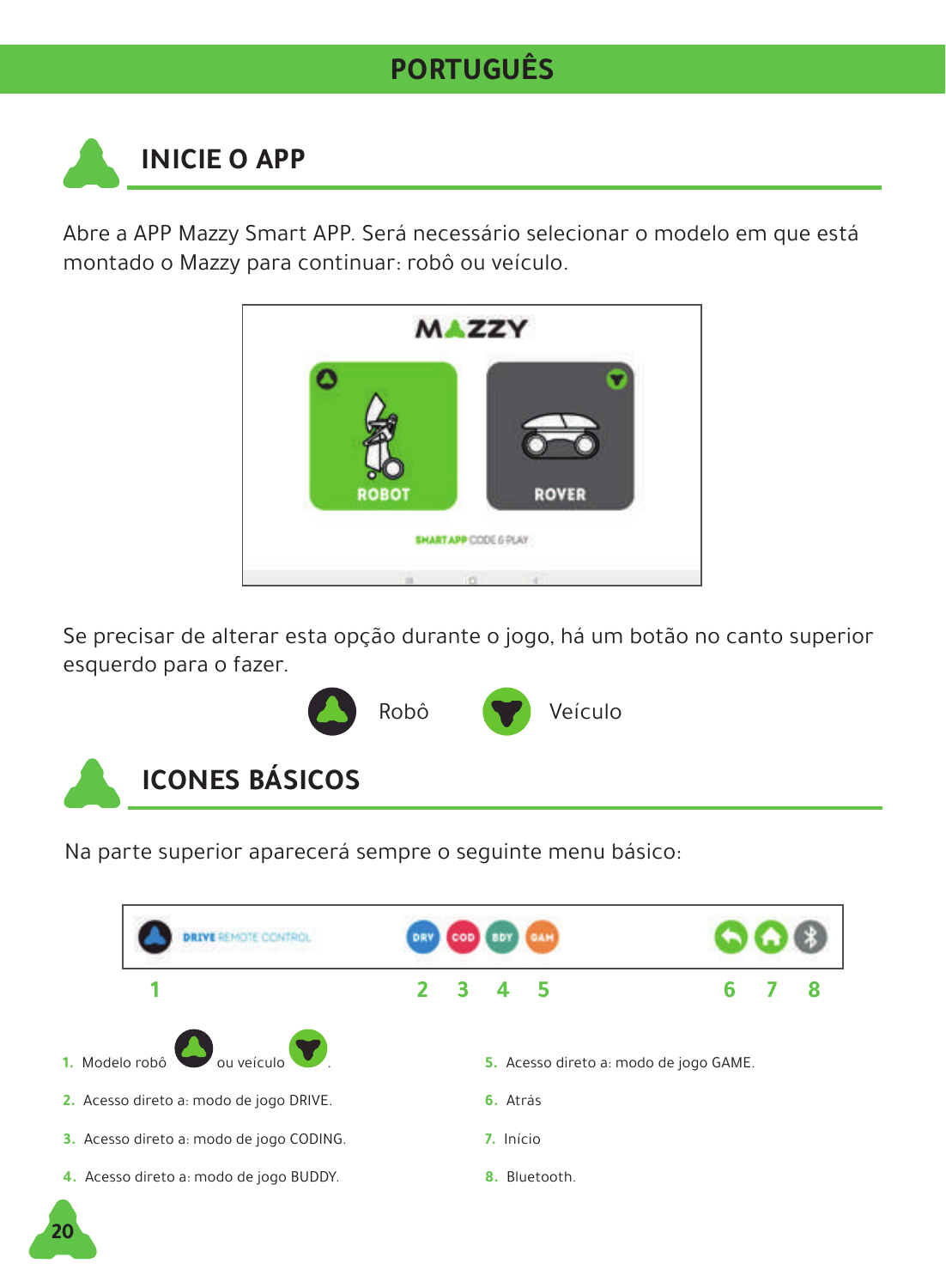## PORTUGUÊS

## INICIE O APP

Abre a APP Mazzy Smart APP. Será necessário selecionar o modelo em que está montado o Mazzy para continuar: robô ou veículo.

Se precisar de alterar esta opção durante o jogo, há um botão no canto superior esquerdo para o fazer.

Robô Veículo

## ICONES BÁSICOS

Na parte superior aparecerá sempre o seguinte menu básico:

1. Modelo robô ou veículo .
2. Acesso direto a: modo de jogo DRIVE.
3. Acesso direto a: modo de jogo CODING.
4. Acesso direto a: modo de jogo BUDDY.
5. Acesso direto a: modo de jogo GAME.
6. Atrás
7. Início
8. Bluetooth.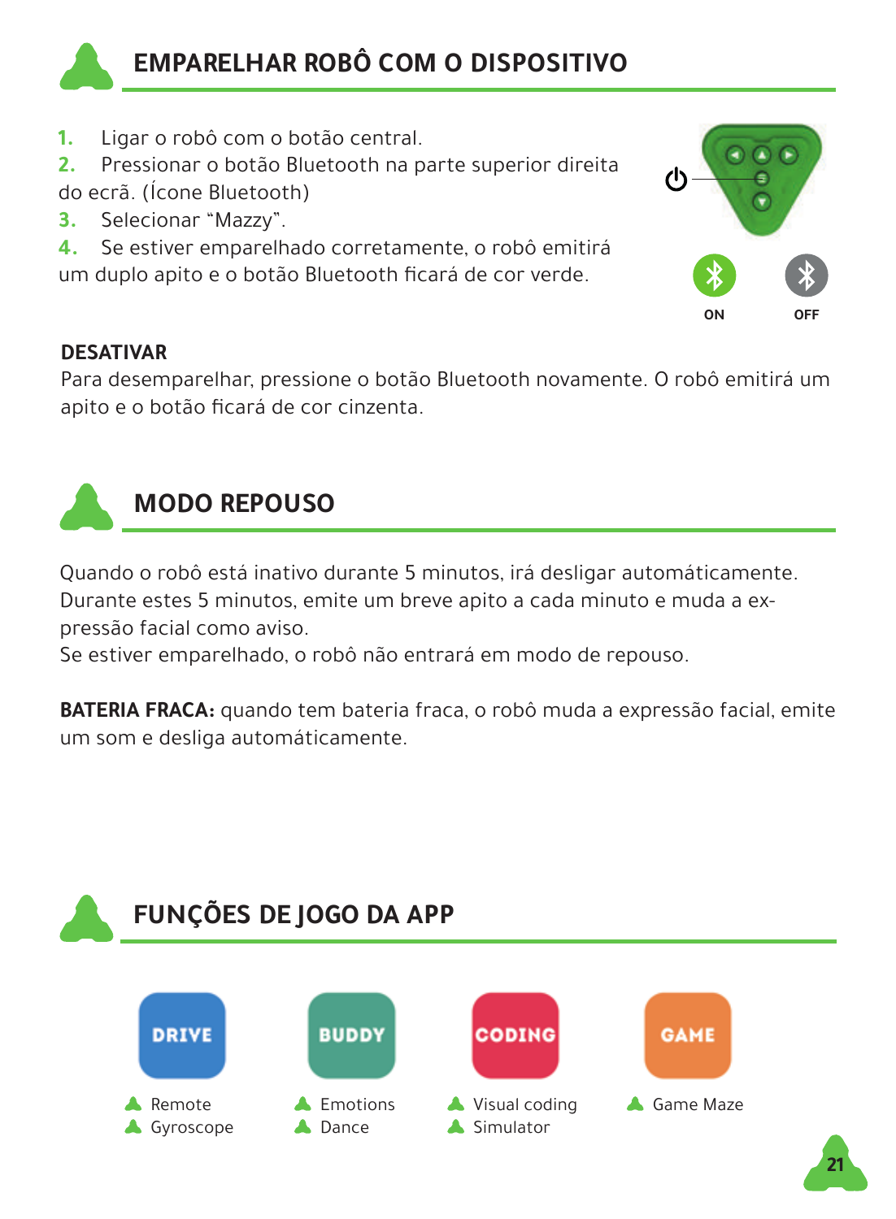## EMPARELHAR ROBÔ COM O DISPOSITIVO

1. Ligar o robô com o botão central.
2. Pressionar o botão Bluetooth na parte superior direita do ecrã. (Ícone Bluetooth)
3. Selecionar "Mazzy".
4. Se estiver emparelhado corretamente, o robô emitirá um duplo apito e o botão Bluetooth ficará de cor verde.

ON OFF

**DESATIVAR**

Para desemparelhar, pressione o botão Bluetooth novamente. O robô emitirá um apito e o botão ficará de cor cinzenta.

## MODO REPOUSO

Quando o robô está inativo durante 5 minutos, irá desligar automáticamente. Durante estes 5 minutos, emite um breve apito a cada minuto e muda a expressão facial como aviso.
Se estiver emparelhado, o robô não entrará em modo de repouso.

**BATERIA FRACA:** quando tem bateria fraca, o robô muda a expressão facial, emite um som e desliga automáticamente.

## FUNÇÕES DE JOGO DA APP

**DRIVE**
- Remote
- Gyroscope

**BUDDY**
- Emotions
- Dance

**CODING**
- Visual coding
- Simulator

**GAME**
- Game Maze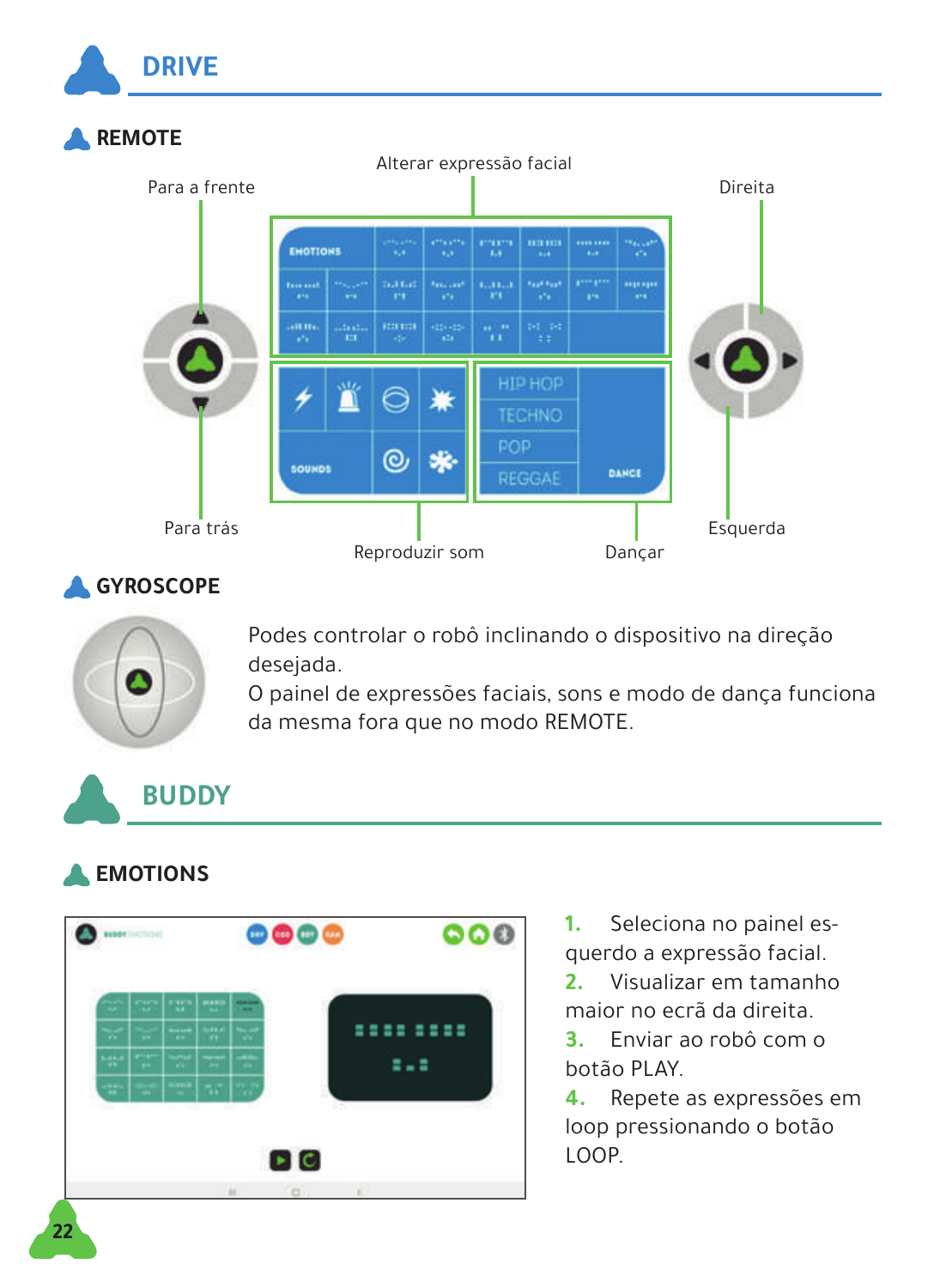# DRIVE

## REMOTE

Para a frente

Alterar expressão facial

Direita

EMOTIONS

SOUNDS

HIP HOP
TECHNO
POP
REGGAE

DANCE

Para trás

Reproduzir som

Dançar

Esquerda

## GYROSCOPE

Podes controlar o robô inclinando o dispositivo na direção desejada.
O painel de expressões faciais, sons e modo de dança funciona da mesma fora que no modo REMOTE.

# BUDDY

## EMOTIONS

1. Seleciona no painel esquerdo a expressão facial.
2. Visualizar em tamanho maior no ecrã da direita.
3. Enviar ao robô com o botão PLAY.
4. Repete as expressões em loop pressionando o botão LOOP.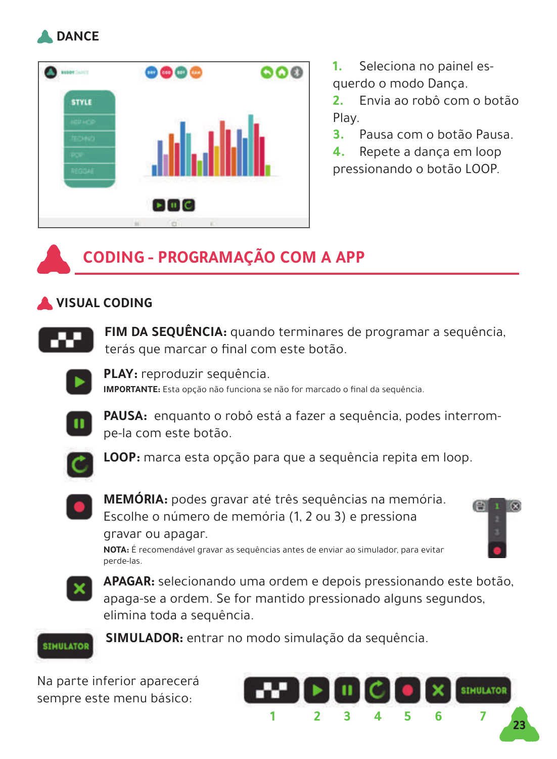### DANCE

1. Seleciona no painel esquerdo o modo Dança.
2. Envia ao robô com o botão Play.
3. Pausa com o botão Pausa.
4. Repete a dança em loop pressionando o botão LOOP.

## CODING - PROGRAMAÇÃO COM A APP

### VISUAL CODING

**FIM DA SEQUÊNCIA:** quando terminares de programar a sequência, terás que marcar o final com este botão.

**PLAY:** reproduzir sequência.
**IMPORTANTE:** Esta opção não funciona se não for marcado o final da sequência.

**PAUSA:** enquanto o robô está a fazer a sequência, podes interrompe-la com este botão.

**LOOP:** marca esta opção para que a sequência repita em loop.

**MEMÓRIA:** podes gravar até três sequências na memória. Escolhe o número de memória (1, 2 ou 3) e pressiona gravar ou apagar.
**NOTA:** É recomendável gravar as sequências antes de enviar ao simulador, para evitar perde-las.

**APAGAR:** selecionando uma ordem e depois pressionando este botão, apaga-se a ordem. Se for mantido pressionado alguns segundos, elimina toda a sequência.

**SIMULADOR:** entrar no modo simulação da sequência.

Na parte inferior aparecerá sempre este menu básico:

1 2 3 4 5 6 7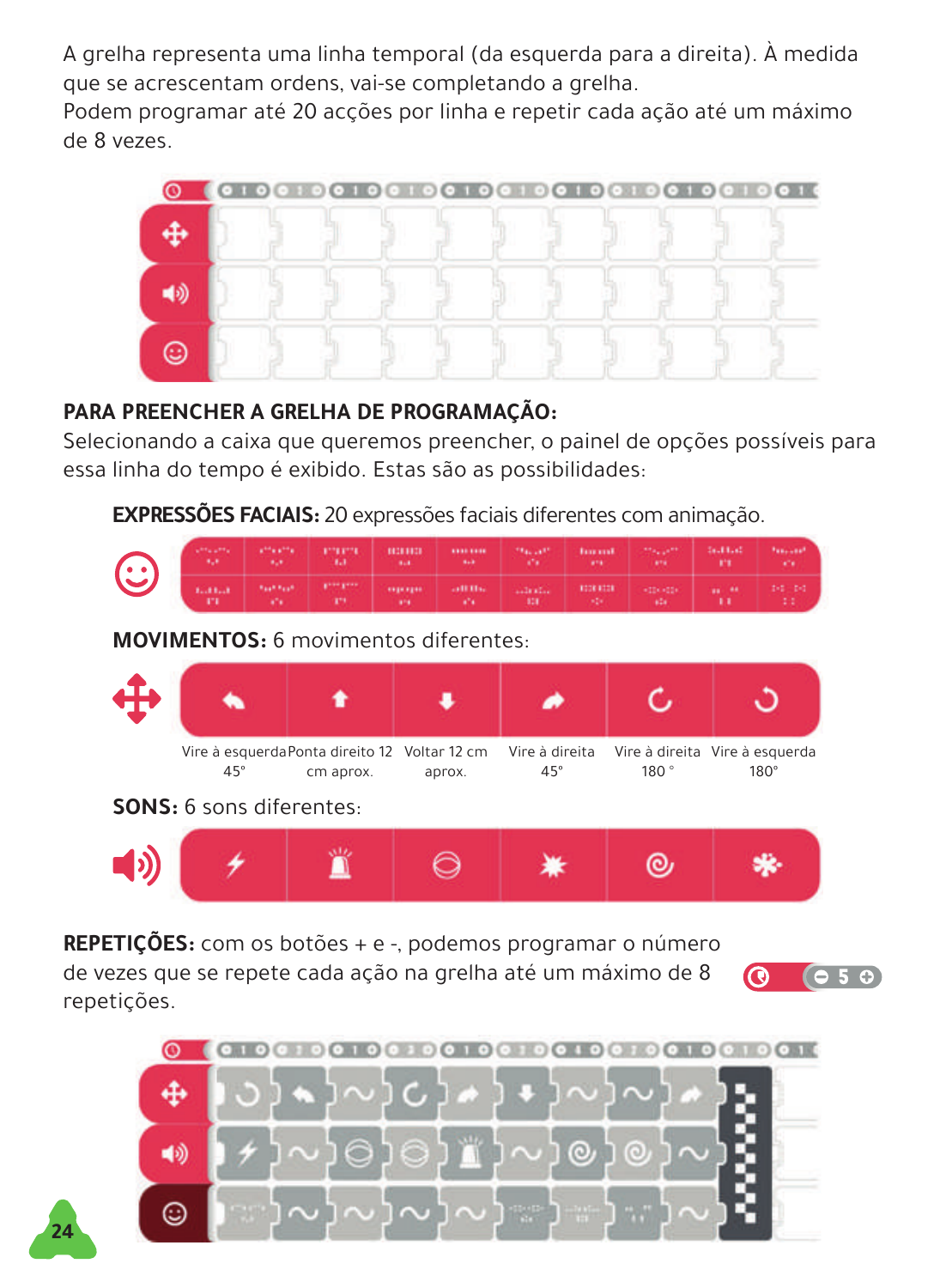A grelha representa uma linha temporal (da esquerda para a direita). À medida que se acrescentam ordens, vai-se completando a grelha.
Podem programar até 20 acções por linha e repetir cada ação até um máximo de 8 vezes.

**PARA PREENCHER A GRELHA DE PROGRAMAÇÃO:**
Selecionando a caixa que queremos preencher, o painel de opções possíveis para essa linha do tempo é exibido. Estas são as possibilidades:

**EXPRESSÕES FACIAIS:** 20 expressões faciais diferentes com animação.

**MOVIMENTOS:** 6 movimentos diferentes:

| Vire à esquerda 45° | Ponta direito 12 cm aprox. | Voltar 12 cm aprox. | Vire à direita 45° | Vire à direita 180 ° | Vire à esquerda 180° |
|---|---|---|---|---|---|

**SONS:** 6 sons diferentes:

**REPETIÇÕES:** com os botões + e -, podemos programar o número de vezes que se repete cada ação na grelha até um máximo de 8 repetições.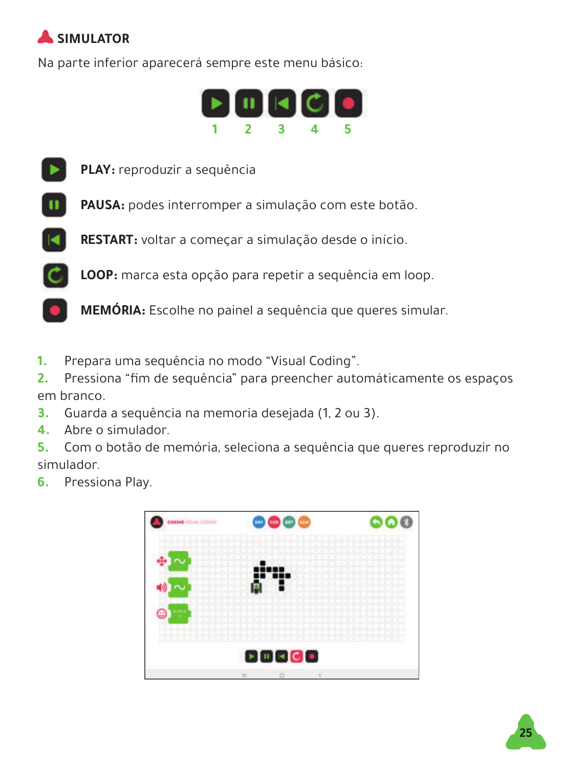## SIMULATOR

Na parte inferior aparecerá sempre este menu básico:

1 2 3 4 5

**PLAY:** reproduzir a sequência

**PAUSA:** podes interromper a simulação com este botão.

**RESTART:** voltar a começar a simulação desde o início.

**LOOP:** marca esta opção para repetir a sequência em loop.

**MEMÓRIA:** Escolhe no painel a sequência que queres simular.

1. Prepara uma sequência no modo "Visual Coding".
2. Pressiona "fim de sequência" para preencher automáticamente os espaços em branco.
3. Guarda a sequência na memoria desejada (1, 2 ou 3).
4. Abre o simulador.
5. Com o botão de memória, seleciona a sequência que queres reproduzir no simulador.
6. Pressiona Play.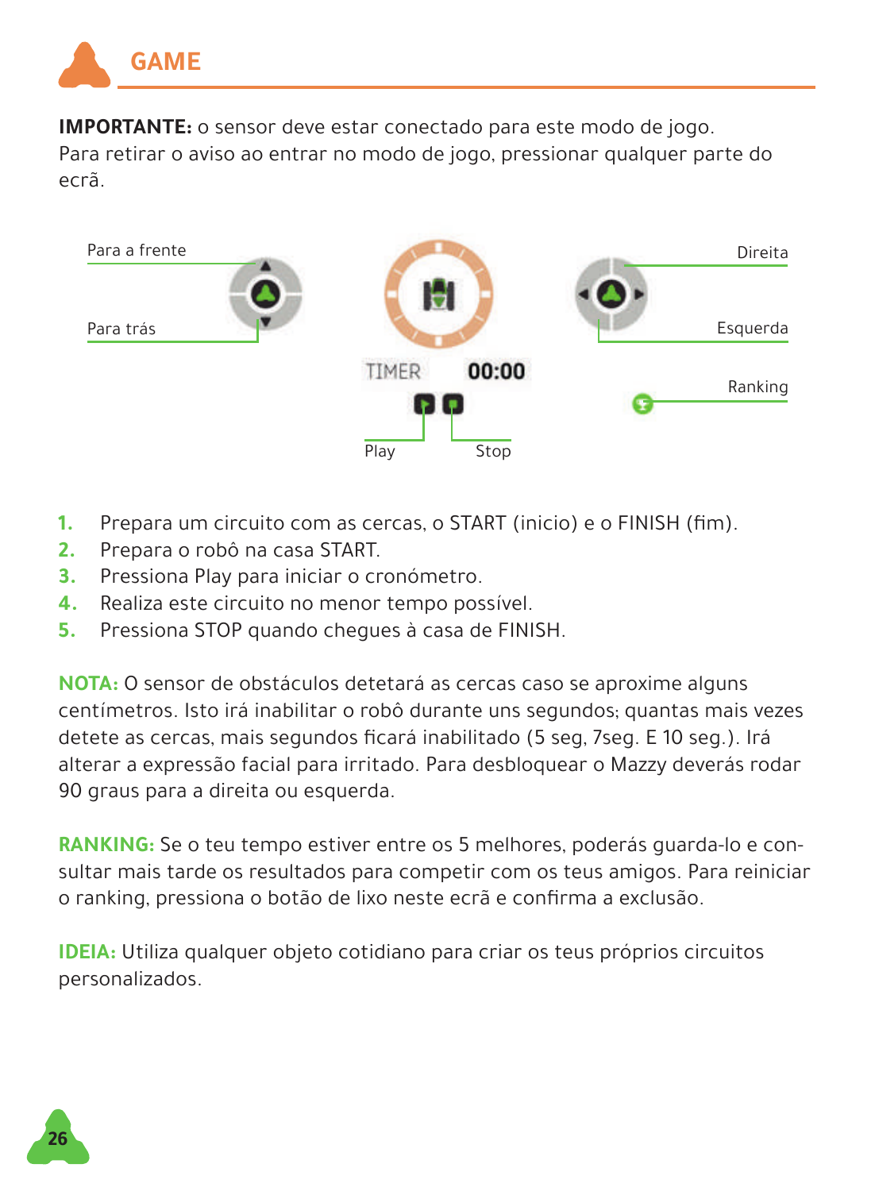# GAME

**IMPORTANTE:** o sensor deve estar conectado para este modo de jogo.
Para retirar o aviso ao entrar no modo de jogo, pressionar qualquer parte do ecrã.

Para a frente

Para trás

TIMER 00:00

Play Stop

Direita

Esquerda

Ranking

1. Prepara um circuito com as cercas, o START (inicio) e o FINISH (fim).
2. Prepara o robô na casa START.
3. Pressiona Play para iniciar o cronómetro.
4. Realiza este circuito no menor tempo possível.
5. Pressiona STOP quando chegues à casa de FINISH.

**NOTA:** O sensor de obstáculos detetará as cercas caso se aproxime alguns centímetros. Isto irá inabilitar o robô durante uns segundos; quantas mais vezes detete as cercas, mais segundos ficará inabilitado (5 seg, 7seg. E 10 seg.). Irá alterar a expressão facial para irritado. Para desbloquear o Mazzy deverás rodar 90 graus para a direita ou esquerda.

**RANKING:** Se o teu tempo estiver entre os 5 melhores, poderás guarda-lo e consultar mais tarde os resultados para competir com os teus amigos. Para reiniciar o ranking, pressiona o botão de lixo neste ecrã e confirma a exclusão.

**IDEIA:** Utiliza qualquer objeto cotidiano para criar os teus próprios circuitos personalizados.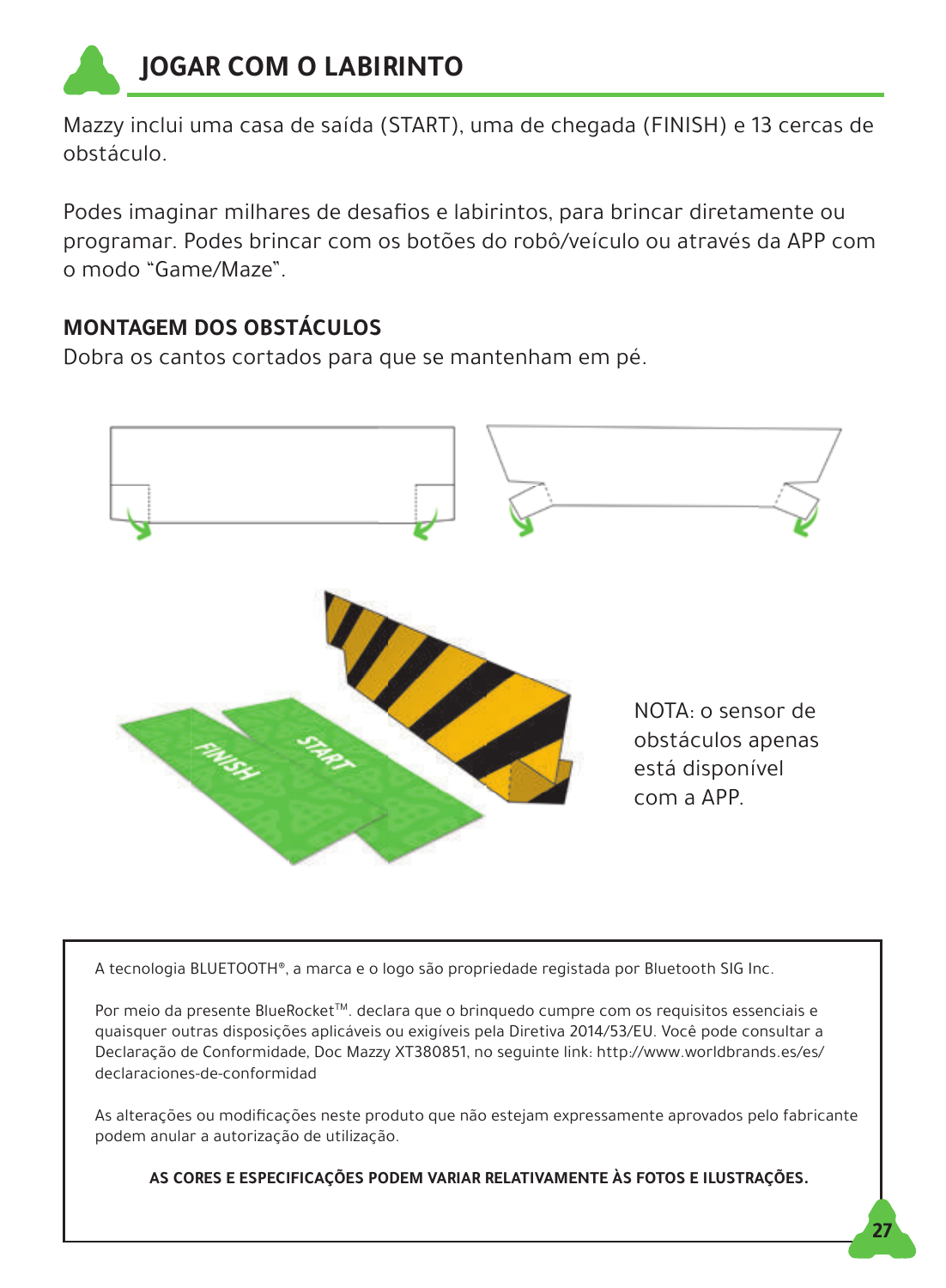# JOGAR COM O LABIRINTO

Mazzy inclui uma casa de saída (START), uma de chegada (FINISH) e 13 cercas de obstáculo.

Podes imaginar milhares de desafios e labirintos, para brincar diretamente ou programar. Podes brincar com os botões do robô/veículo ou através da APP com o modo "Game/Maze".

## MONTAGEM DOS OBSTÁCULOS

Dobra os cantos cortados para que se mantenham em pé.

NOTA: o sensor de obstáculos apenas está disponível com a APP.

A tecnologia BLUETOOTH®, a marca e o logo são propriedade registada por Bluetooth SIG Inc.

Por meio da presente BlueRocket™. declara que o brinquedo cumpre com os requisitos essenciais e quaisquer outras disposições aplicáveis ou exigíveis pela Diretiva 2014/53/EU. Você pode consultar a Declaração de Conformidade, Doc Mazzy XT380851, no seguinte link: http://www.worldbrands.es/es/declaraciones-de-conformidad

As alterações ou modificações neste produto que não estejam expressamente aprovados pelo fabricante podem anular a autorização de utilização.

**AS CORES E ESPECIFICAÇÕES PODEM VARIAR RELATIVAMENTE ÀS FOTOS E ILUSTRAÇÕES.**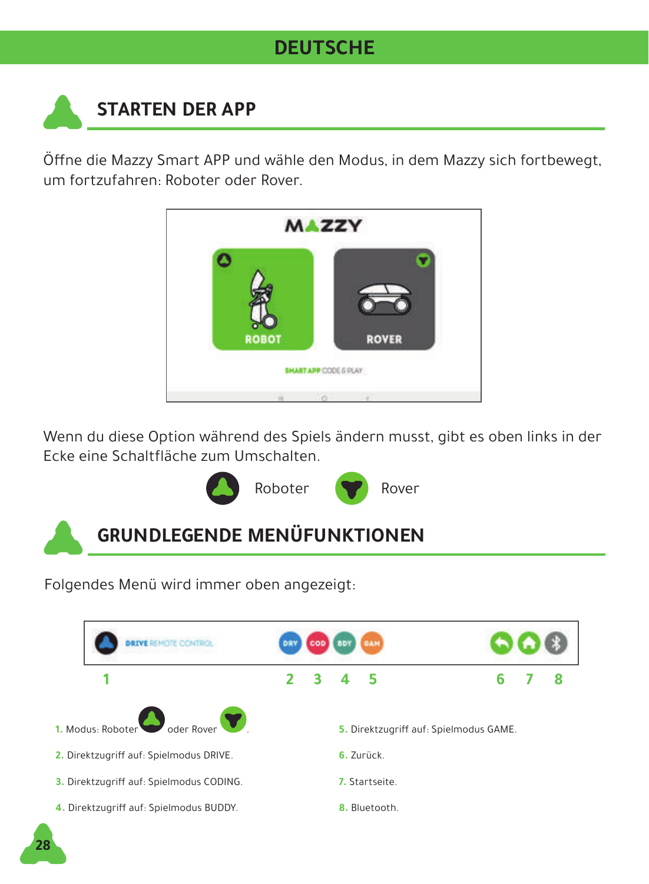# DEUTSCHE

## STARTEN DER APP

Öffne die Mazzy Smart APP und wähle den Modus, in dem Mazzy sich fortbewegt, um fortzufahren: Roboter oder Rover.

Wenn du diese Option während des Spiels ändern musst, gibt es oben links in der Ecke eine Schaltfläche zum Umschalten.

Roboter Rover

## GRUNDLEGENDE MENÜFUNKTIONEN

Folgendes Menü wird immer oben angezeigt:

1. Modus: Roboter oder Rover.
2. Direktzugriff auf: Spielmodus DRIVE.
3. Direktzugriff auf: Spielmodus CODING.
4. Direktzugriff auf: Spielmodus BUDDY.
5. Direktzugriff auf: Spielmodus GAME.
6. Zurück.
7. Startseite.
8. Bluetooth.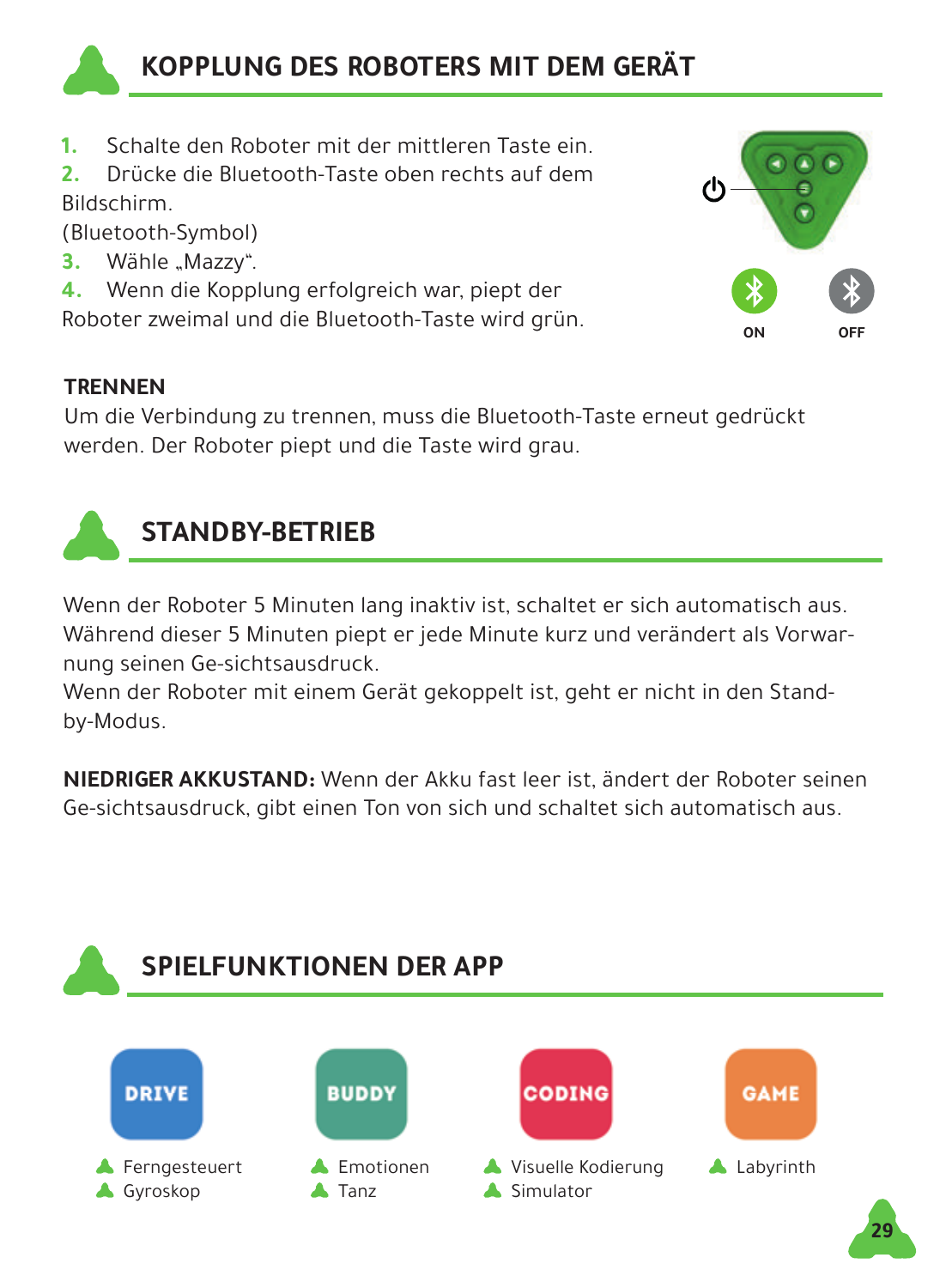## KOPPLUNG DES ROBOTERS MIT DEM GERÄT

1. Schalte den Roboter mit der mittleren Taste ein.
2. Drücke die Bluetooth-Taste oben rechts auf dem Bildschirm. (Bluetooth-Symbol)
3. Wähle „Mazzy".
4. Wenn die Kopplung erfolgreich war, piept der Roboter zweimal und die Bluetooth-Taste wird grün.

ON OFF

**TRENNEN**

Um die Verbindung zu trennen, muss die Bluetooth-Taste erneut gedrückt werden. Der Roboter piept und die Taste wird grau.

## STANDBY-BETRIEB

Wenn der Roboter 5 Minuten lang inaktiv ist, schaltet er sich automatisch aus. Während dieser 5 Minuten piept er jede Minute kurz und verändert als Vorwarnung seinen Ge-sichtsausdruck.
Wenn der Roboter mit einem Gerät gekoppelt ist, geht er nicht in den Standby-Modus.

**NIEDRIGER AKKUSTAND:** Wenn der Akku fast leer ist, ändert der Roboter seinen Ge-sichtsausdruck, gibt einen Ton von sich und schaltet sich automatisch aus.

## SPIELFUNKTIONEN DER APP

**DRIVE**
- Ferngesteuert
- Gyroskop

**BUDDY**
- Emotionen
- Tanz

**CODING**
- Visuelle Kodierung
- Simulator

**GAME**
- Labyrinth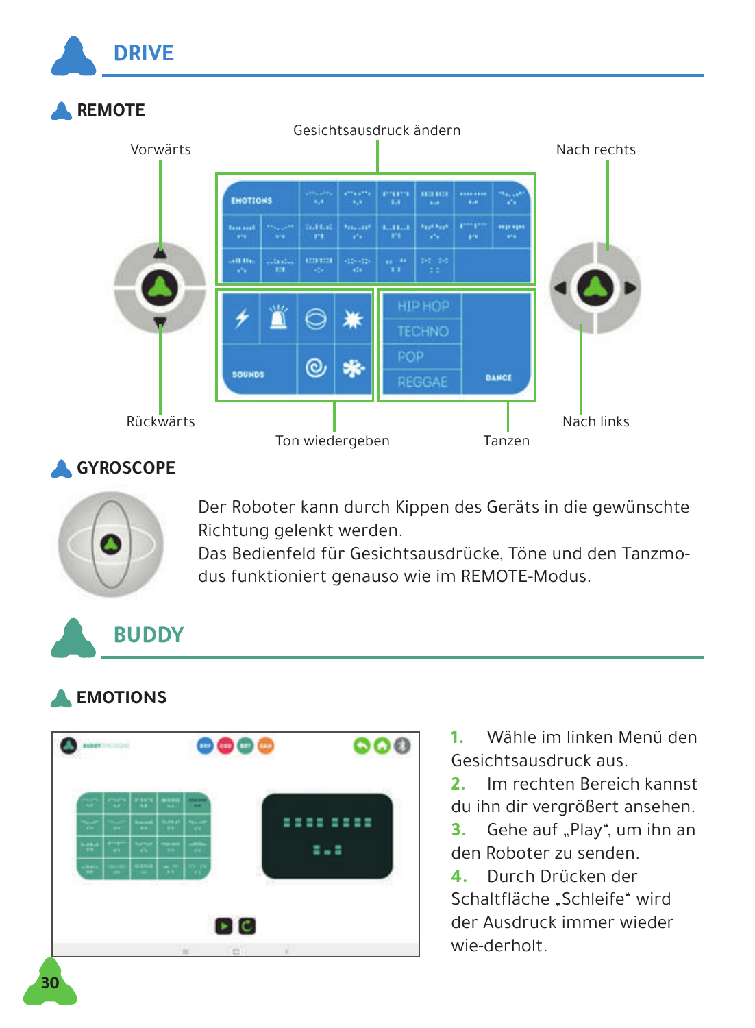# DRIVE

## REMOTE

Gesichtsausdruck ändern

Vorwärts

Nach rechts

EMOTIONS

SOUNDS

HIP HOP
TECHNO
POP
REGGAE

DANCE

Rückwärts

Ton wiedergeben

Tanzen

Nach links

## GYROSCOPE

Der Roboter kann durch Kippen des Geräts in die gewünschte Richtung gelenkt werden.
Das Bedienfeld für Gesichtsausdrücke, Töne und den Tanzmodus funktioniert genauso wie im REMOTE-Modus.

# BUDDY

## EMOTIONS

1. Wähle im linken Menü den Gesichtsausdruck aus.
2. Im rechten Bereich kannst du ihn dir vergrößert ansehen.
3. Gehe auf „Play“, um ihn an den Roboter zu senden.
4. Durch Drücken der Schaltfläche „Schleife“ wird der Ausdruck immer wieder wie-derholt.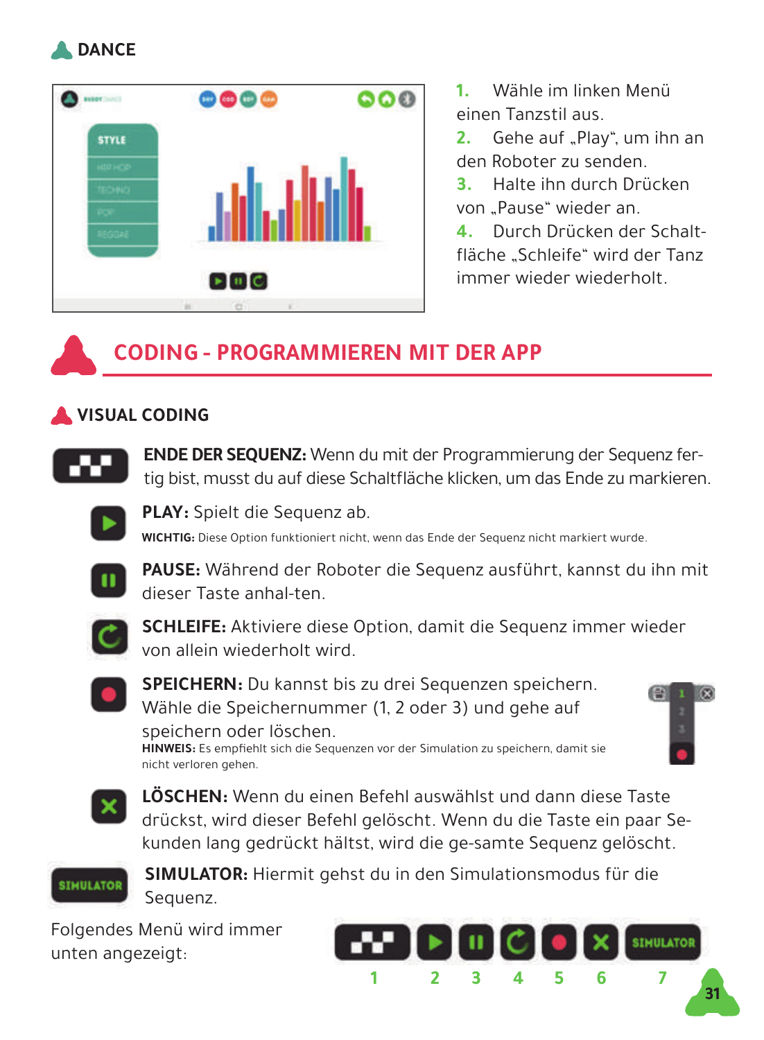### DANCE

1. Wähle im linken Menü einen Tanzstil aus.
2. Gehe auf „Play“, um ihn an den Roboter zu senden.
3. Halte ihn durch Drücken von „Pause“ wieder an.
4. Durch Drücken der Schaltfläche „Schleife“ wird der Tanz immer wieder wiederholt.

## CODING - PROGRAMMIEREN MIT DER APP

### VISUAL CODING

**ENDE DER SEQUENZ:** Wenn du mit der Programmierung der Sequenz fertig bist, musst du auf diese Schaltfläche klicken, um das Ende zu markieren.

**PLAY:** Spielt die Sequenz ab.

**WICHTIG:** Diese Option funktioniert nicht, wenn das Ende der Sequenz nicht markiert wurde.

**PAUSE:** Während der Roboter die Sequenz ausführt, kannst du ihn mit dieser Taste anhal-ten.

**SCHLEIFE:** Aktiviere diese Option, damit die Sequenz immer wieder von allein wiederholt wird.

**SPEICHERN:** Du kannst bis zu drei Sequenzen speichern. Wähle die Speichernummer (1, 2 oder 3) und gehe auf speichern oder löschen.

**HINWEIS:** Es empfiehlt sich die Sequenzen vor der Simulation zu speichern, damit sie nicht verloren gehen.

**LÖSCHEN:** Wenn du einen Befehl auswählst und dann diese Taste drückst, wird dieser Befehl gelöscht. Wenn du die Taste ein paar Sekunden lang gedrückt hältst, wird die ge-samte Sequenz gelöscht.

**SIMULATOR:** Hiermit gehst du in den Simulationsmodus für die Sequenz.

Folgendes Menü wird immer unten angezeigt:

1 2 3 4 5 6 7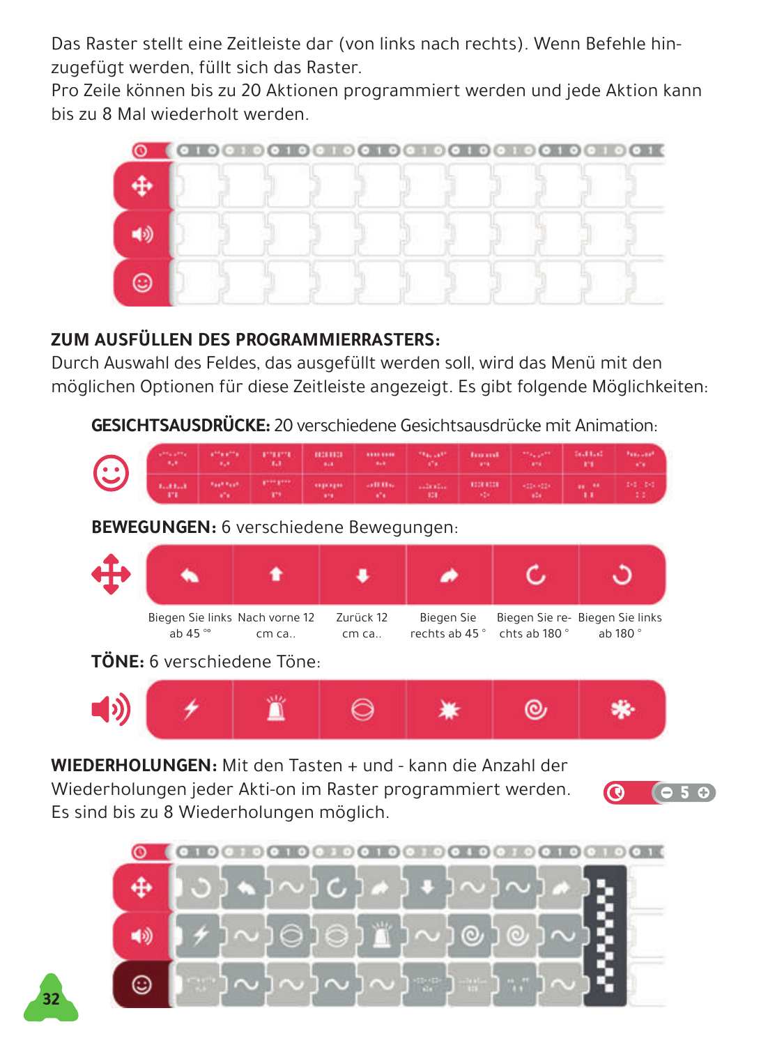Das Raster stellt eine Zeitleiste dar (von links nach rechts). Wenn Befehle hinzugefügt werden, füllt sich das Raster.
Pro Zeile können bis zu 20 Aktionen programmiert werden und jede Aktion kann bis zu 8 Mal wiederholt werden.

## ZUM AUSFÜLLEN DES PROGRAMMIERRASTERS:

Durch Auswahl des Feldes, das ausgefüllt werden soll, wird das Menü mit den möglichen Optionen für diese Zeitleiste angezeigt. Es gibt folgende Möglichkeiten:

**GESICHTSAUSDRÜCKE:** 20 verschiedene Gesichtsausdrücke mit Animation:

**BEWEGUNGEN:** 6 verschiedene Bewegungen:

| Biegen Sie links ab 45 °° | Nach vorne 12 cm ca.. | Zurück 12 cm ca.. | Biegen Sie rechts ab 45 ° | Biegen Sie re-chts ab 180 ° | Biegen Sie links ab 180 ° |
|---|---|---|---|---|---|

**TÖNE:** 6 verschiedene Töne:

**WIEDERHOLUNGEN:** Mit den Tasten + und - kann die Anzahl der Wiederholungen jeder Akti-on im Raster programmiert werden. Es sind bis zu 8 Wiederholungen möglich.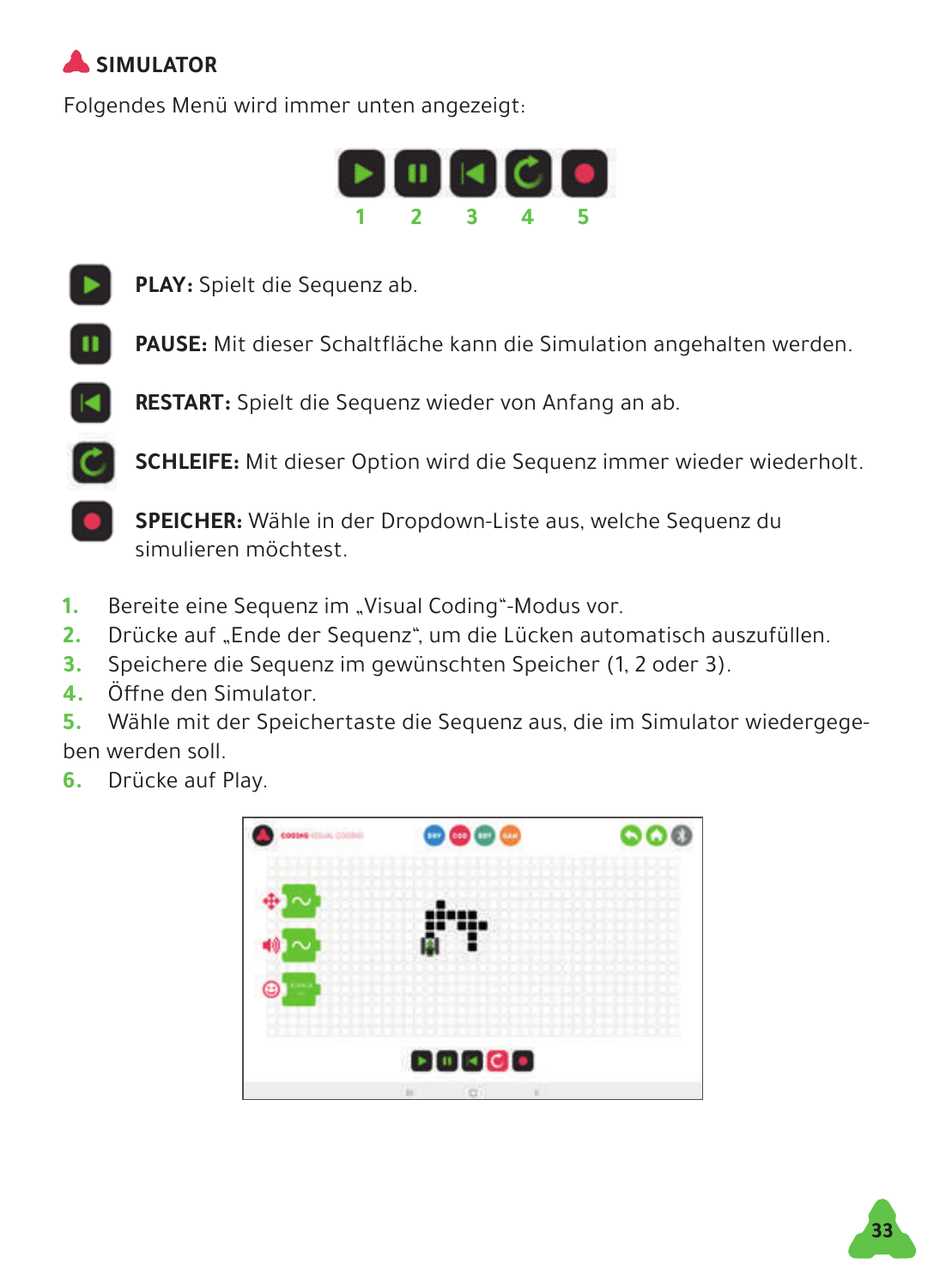## SIMULATOR

Folgendes Menü wird immer unten angezeigt:

1 2 3 4 5

**PLAY:** Spielt die Sequenz ab.

**PAUSE:** Mit dieser Schaltfläche kann die Simulation angehalten werden.

**RESTART:** Spielt die Sequenz wieder von Anfang an ab.

**SCHLEIFE:** Mit dieser Option wird die Sequenz immer wieder wiederholt.

**SPEICHER:** Wähle in der Dropdown-Liste aus, welche Sequenz du simulieren möchtest.

1. Bereite eine Sequenz im „Visual Coding"-Modus vor.
2. Drücke auf „Ende der Sequenz", um die Lücken automatisch auszufüllen.
3. Speichere die Sequenz im gewünschten Speicher (1, 2 oder 3).
4. Öffne den Simulator.
5. Wähle mit der Speichertaste die Sequenz aus, die im Simulator wiedergegeben werden soll.
6. Drücke auf Play.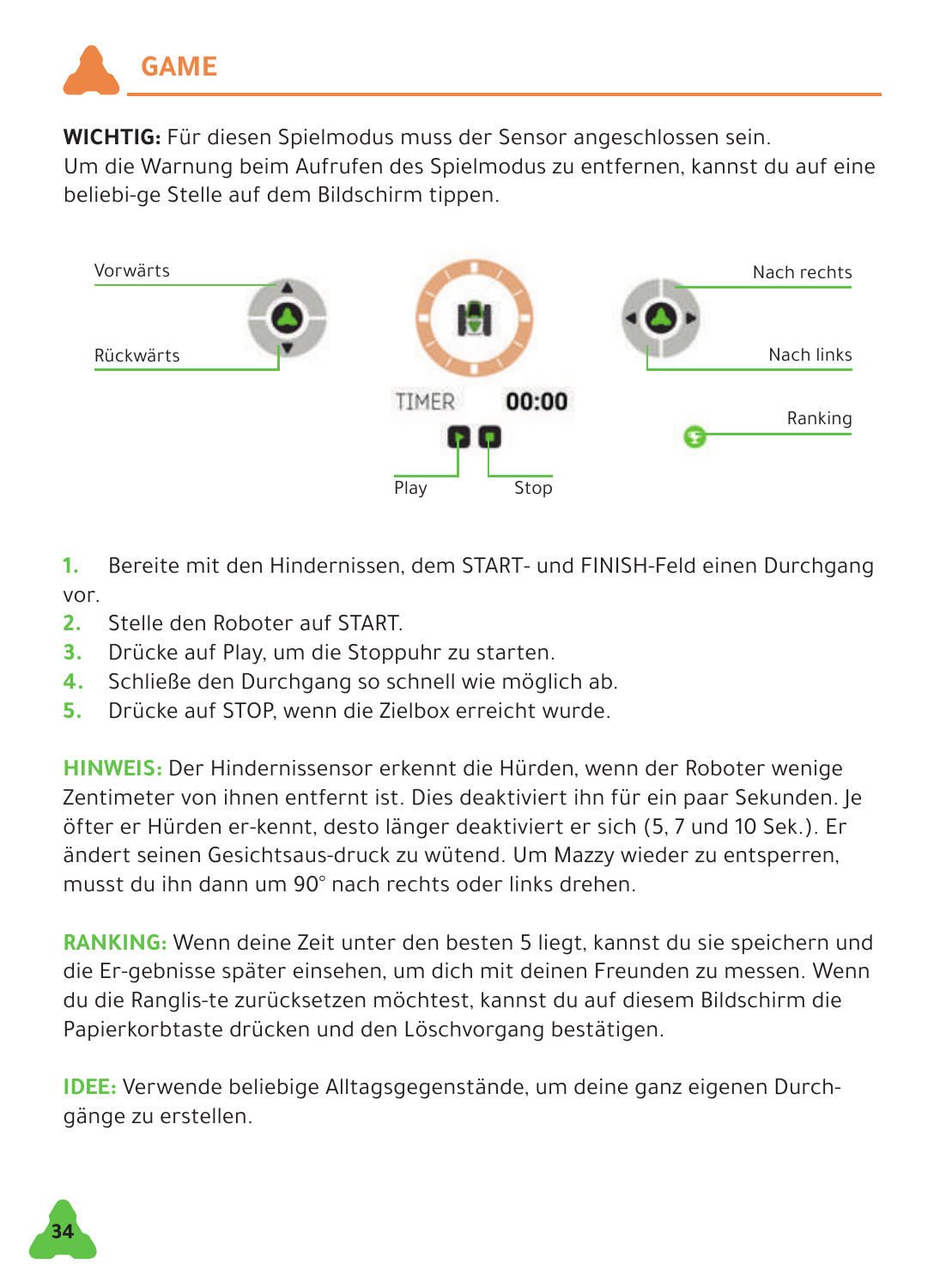# GAME

**WICHTIG:** Für diesen Spielmodus muss der Sensor angeschlossen sein.
Um die Warnung beim Aufrufen des Spielmodus zu entfernen, kannst du auf eine beliebi-ge Stelle auf dem Bildschirm tippen.

Vorwärts
Rückwärts
TIMER 00:00
Play
Stop
Nach rechts
Nach links
Ranking

1. Bereite mit den Hindernissen, dem START- und FINISH-Feld einen Durchgang vor.
2. Stelle den Roboter auf START.
3. Drücke auf Play, um die Stoppuhr zu starten.
4. Schließe den Durchgang so schnell wie möglich ab.
5. Drücke auf STOP, wenn die Zielbox erreicht wurde.

**HINWEIS:** Der Hindernissensor erkennt die Hürden, wenn der Roboter wenige Zentimeter von ihnen entfernt ist. Dies deaktiviert ihn für ein paar Sekunden. Je öfter er Hürden er-kennt, desto länger deaktiviert er sich (5, 7 und 10 Sek.). Er ändert seinen Gesichtsaus-druck zu wütend. Um Mazzy wieder zu entsperren, musst du ihn dann um 90° nach rechts oder links drehen.

**RANKING:** Wenn deine Zeit unter den besten 5 liegt, kannst du sie speichern und die Er-gebnisse später einsehen, um dich mit deinen Freunden zu messen. Wenn du die Ranglis-te zurücksetzen möchtest, kannst du auf diesem Bildschirm die Papierkorbtaste drücken und den Löschvorgang bestätigen.

**IDEE:** Verwende beliebige Alltagsgegenstände, um deine ganz eigenen Durch-gänge zu erstellen.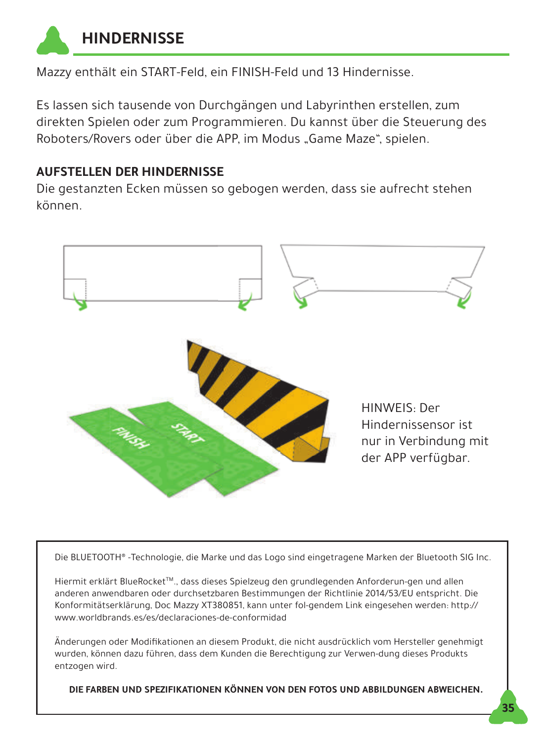# HINDERNISSE

Mazzy enthält ein START-Feld, ein FINISH-Feld und 13 Hindernisse.

Es lassen sich tausende von Durchgängen und Labyrinthen erstellen, zum direkten Spielen oder zum Programmieren. Du kannst über die Steuerung des Roboters/Rovers oder über die APP, im Modus „Game Maze“, spielen.

**AUFSTELLEN DER HINDERNISSE**

Die gestanzten Ecken müssen so gebogen werden, dass sie aufrecht stehen können.

HINWEIS: Der Hindernissensor ist nur in Verbindung mit der APP verfügbar.

Die BLUETOOTH® -Technologie, die Marke und das Logo sind eingetragene Marken der Bluetooth SIG Inc.

Hiermit erklärt BlueRocket™., dass dieses Spielzeug den grundlegenden Anforderun-gen und allen anderen anwendbaren oder durchsetzbaren Bestimmungen der Richtlinie 2014/53/EU entspricht. Die Konformitätserklärung, Doc Mazzy XT380851, kann unter fol-gendem Link eingesehen werden: http://www.worldbrands.es/es/declaraciones-de-conformidad

Änderungen oder Modifikationen an diesem Produkt, die nicht ausdrücklich vom Hersteller genehmigt wurden, können dazu führen, dass dem Kunden die Berechtigung zur Verwen-dung dieses Produkts entzogen wird.

**DIE FARBEN UND SPEZIFIKATIONEN KÖNNEN VON DEN FOTOS UND ABBILDUNGEN ABWEICHEN.**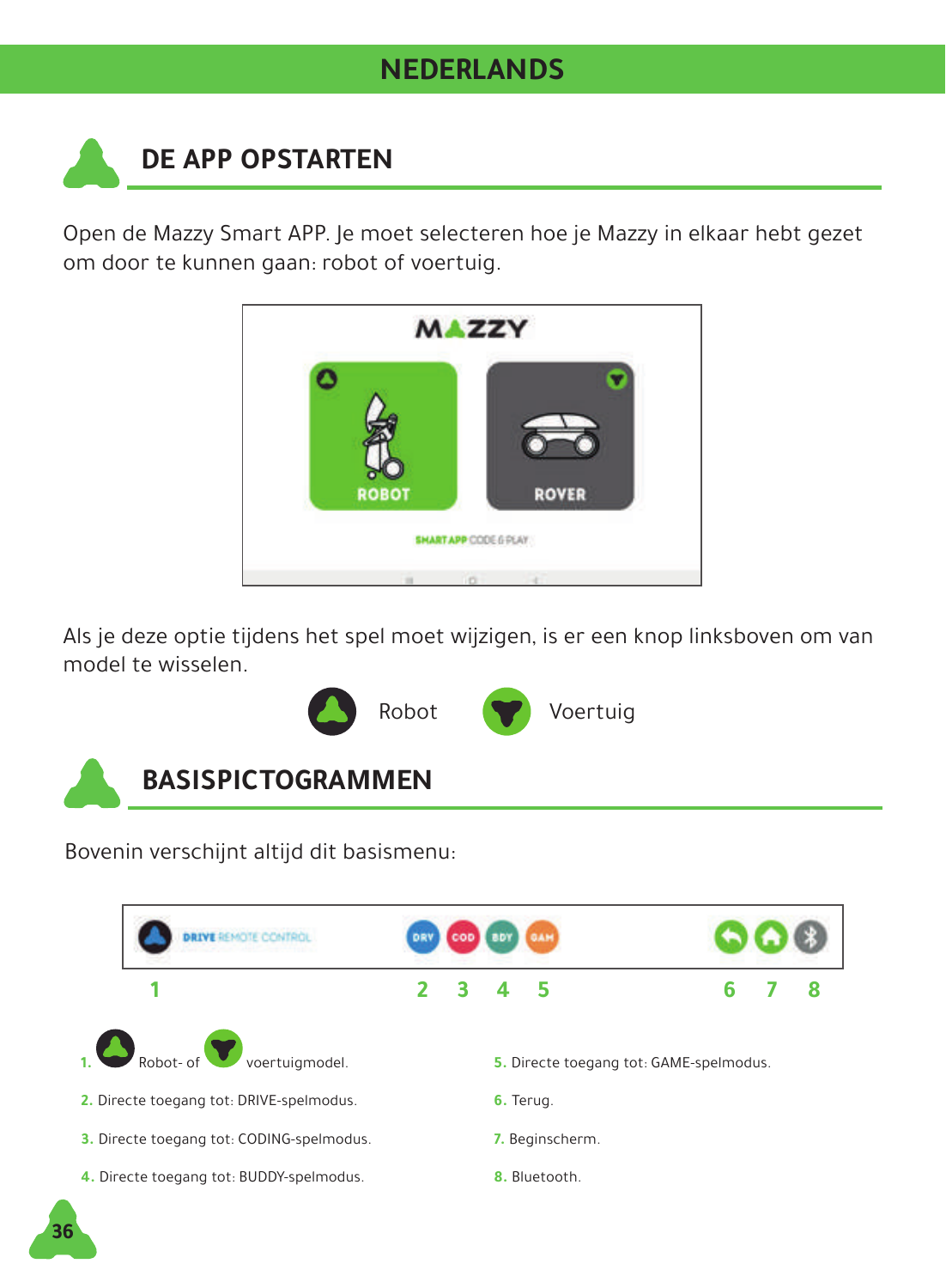## DE APP OPSTARTEN

Open de Mazzy Smart APP. Je moet selecteren hoe je Mazzy in elkaar hebt gezet om door te kunnen gaan: robot of voertuig.

Als je deze optie tijdens het spel moet wijzigen, is er een knop linksboven om van model te wisselen.

Robot    Voertuig

## BASISPICTOGRAMMEN

Bovenin verschijnt altijd dit basismenu:

1. Robot- of voertuigmodel.
2. Directe toegang tot: DRIVE-spelmodus.
3. Directe toegang tot: CODING-spelmodus.
4. Directe toegang tot: BUDDY-spelmodus.
5. Directe toegang tot: GAME-spelmodus.
6. Terug.
7. Beginscherm.
8. Bluetooth.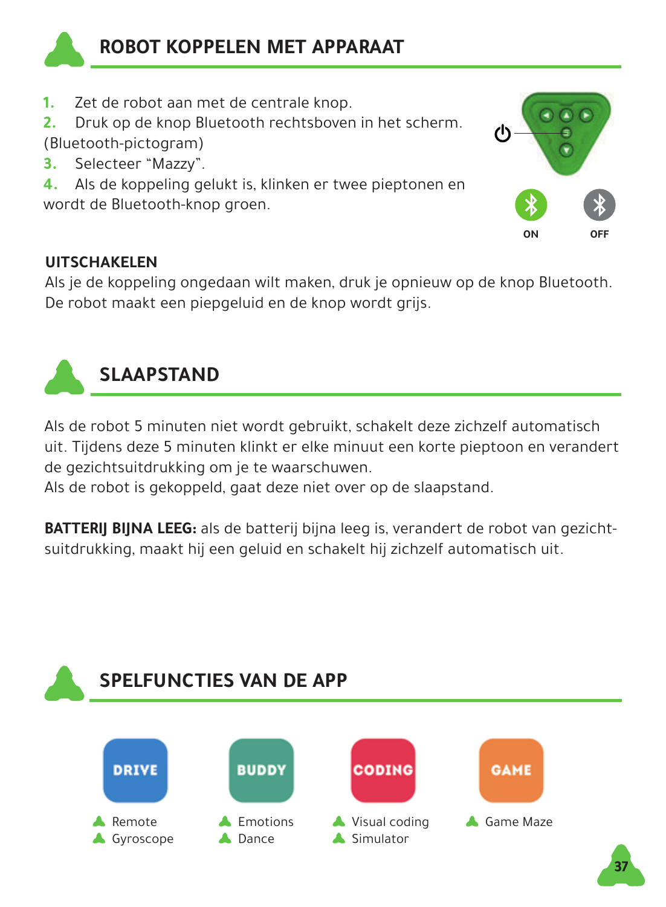## ROBOT KOPPELEN MET APPARAAT

1. Zet de robot aan met de centrale knop.
2. Druk op de knop Bluetooth rechtsboven in het scherm. (Bluetooth-pictogram)
3. Selecteer "Mazzy".
4. Als de koppeling gelukt is, klinken er twee pieptonen en wordt de Bluetooth-knop groen.

ON OFF

**UITSCHAKELEN**
Als je de koppeling ongedaan wilt maken, druk je opnieuw op de knop Bluetooth. De robot maakt een piepgeluid en de knop wordt grijs.

## SLAAPSTAND

Als de robot 5 minuten niet wordt gebruikt, schakelt deze zichzelf automatisch uit. Tijdens deze 5 minuten klinkt er elke minuut een korte pieptoon en verandert de gezichtsuitdrukking om je te waarschuwen.
Als de robot is gekoppeld, gaat deze niet over op de slaapstand.

**BATTERIJ BIJNA LEEG:** als de batterij bijna leeg is, verandert de robot van gezichtsuitdrukking, maakt hij een geluid en schakelt hij zichzelf automatisch uit.

## SPELFUNCTIES VAN DE APP

**DRIVE**
- Remote
- Gyroscope

**BUDDY**
- Emotions
- Dance

**CODING**
- Visual coding
- Simulator

**GAME**
- Game Maze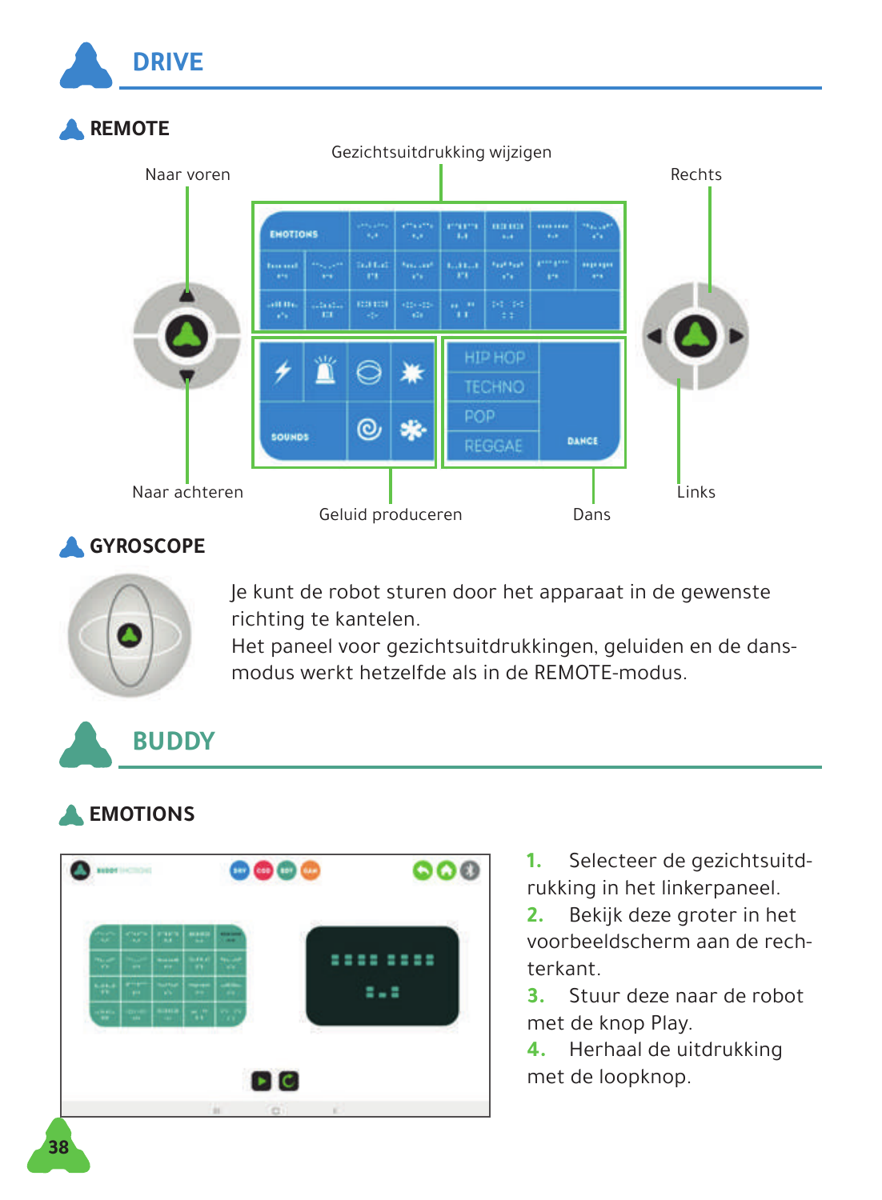# DRIVE

## REMOTE

Gezichtsuitdrukking wijzigen

Naar voren

Rechts

Naar achteren

Geluid produceren

Dans

Links

## GYROSCOPE

Je kunt de robot sturen door het apparaat in de gewenste richting te kantelen.
Het paneel voor gezichtsuitdrukkingen, geluiden en de dans-modus werkt hetzelfde als in de REMOTE-modus.

# BUDDY

## EMOTIONS

1. Selecteer de gezichtsuitdrukking in het linkerpaneel.
2. Bekijk deze groter in het voorbeeldscherm aan de rechterkant.
3. Stuur deze naar de robot met de knop Play.
4. Herhaal de uitdrukking met de loopknop.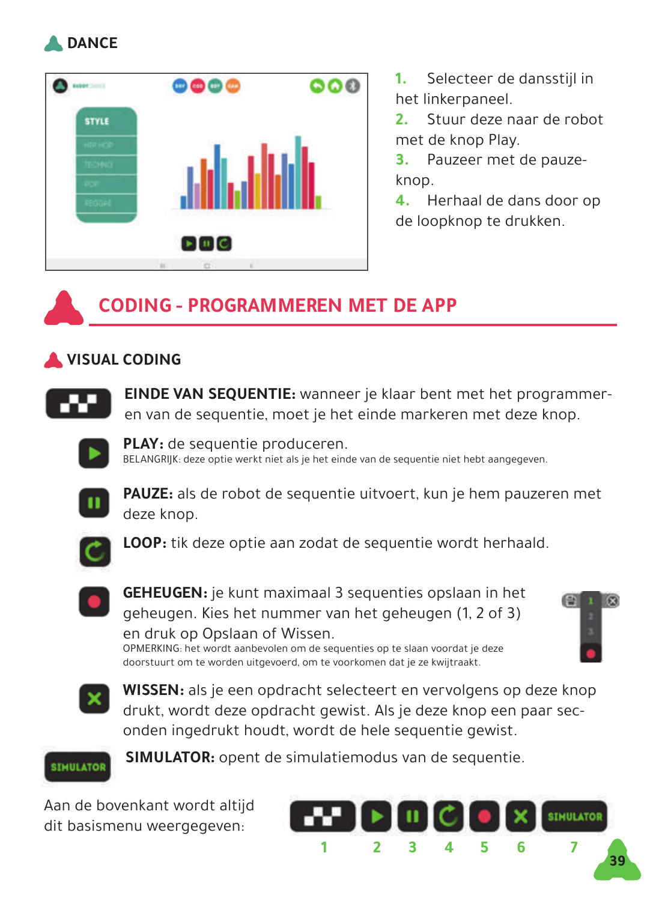## DANCE

1. Selecteer de dansstijl in het linkerpaneel.
2. Stuur deze naar de robot met de knop Play.
3. Pauzeer met de pauzeknop.
4. Herhaal de dans door op de loopknop te drukken.

# CODING - PROGRAMMEREN MET DE APP

## VISUAL CODING

**EINDE VAN SEQUENTIE:** wanneer je klaar bent met het programmeren van de sequentie, moet je het einde markeren met deze knop.

**PLAY:** de sequentie produceren.
BELANGRIJK: deze optie werkt niet als je het einde van de sequentie niet hebt aangegeven.

**PAUZE:** als de robot de sequentie uitvoert, kun je hem pauzeren met deze knop.

**LOOP:** tik deze optie aan zodat de sequentie wordt herhaald.

**GEHEUGEN:** je kunt maximaal 3 sequenties opslaan in het geheugen. Kies het nummer van het geheugen (1, 2 of 3) en druk op Opslaan of Wissen.
OPMERKING: het wordt aanbevolen om de sequenties op te slaan voordat je deze doorstuurt om te worden uitgevoerd, om te voorkomen dat je ze kwijtraakt.

**WISSEN:** als je een opdracht selecteert en vervolgens op deze knop drukt, wordt deze opdracht gewist. Als je deze knop een paar seconden ingedrukt houdt, wordt de hele sequentie gewist.

**SIMULATOR:** opent de simulatiemodus van de sequentie.

Aan de bovenkant wordt altijd dit basismenu weergegeven:

1 2 3 4 5 6 7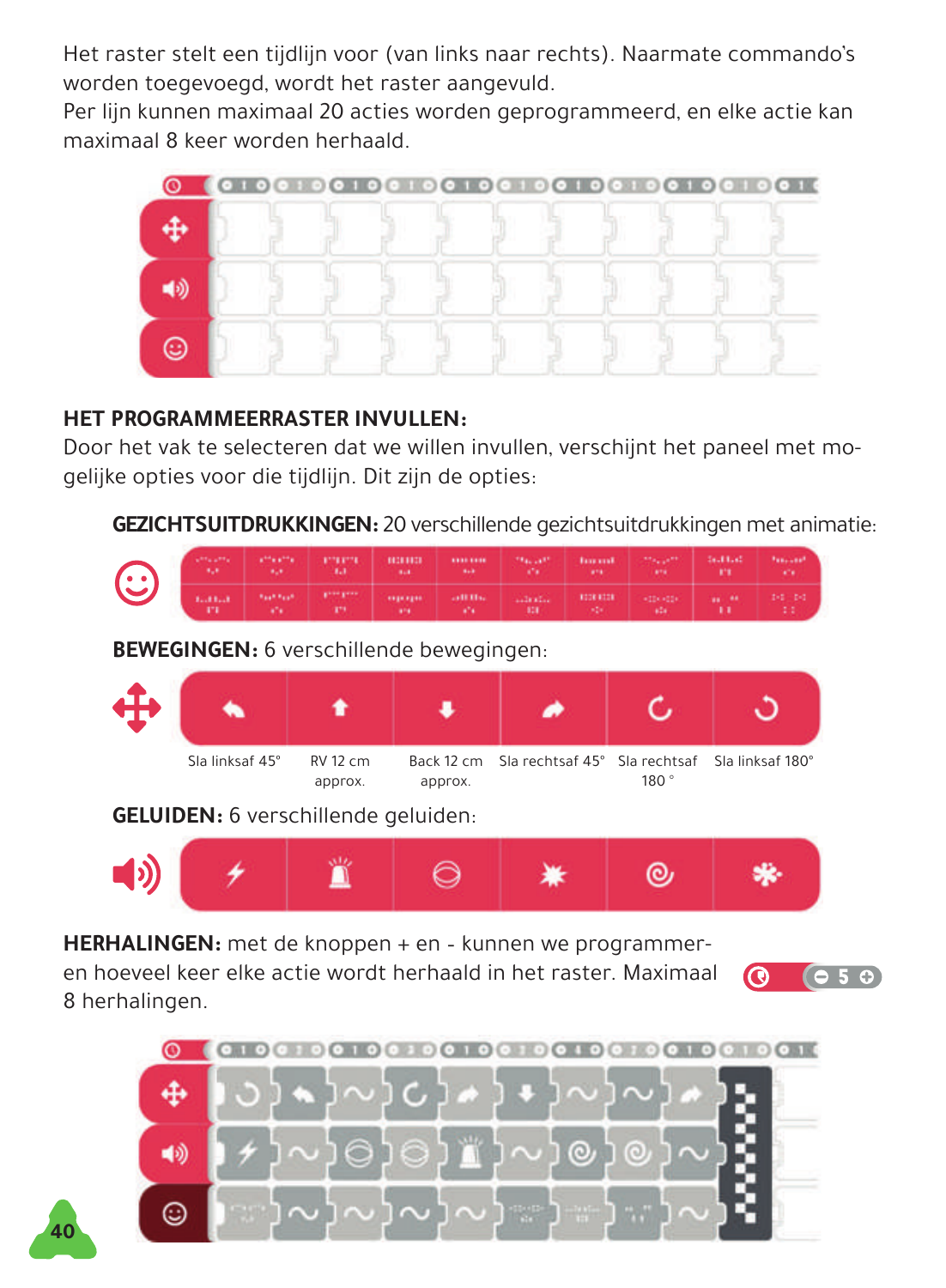Het raster stelt een tijdlijn voor (van links naar rechts). Naarmate commando's worden toegevoegd, wordt het raster aangevuld.
Per lijn kunnen maximaal 20 acties worden geprogrammeerd, en elke actie kan maximaal 8 keer worden herhaald.

## HET PROGRAMMEERRASTER INVULLEN:

Door het vak te selecteren dat we willen invullen, verschijnt het paneel met mogelijke opties voor die tijdlijn. Dit zijn de opties:

**GEZICHTSUITDRUKKINGEN:** 20 verschillende gezichtsuitdrukkingen met animatie:

**BEWEGINGEN:** 6 verschillende bewegingen:

Sla linksaf 45° | RV 12 cm approx. | Back 12 cm approx. | Sla rechtsaf 45° | Sla rechtsaf 180 ° | Sla linksaf 180°

**GELUIDEN:** 6 verschillende geluiden:

**HERHALINGEN:** met de knoppen + en - kunnen we programmeren hoeveel keer elke actie wordt herhaald in het raster. Maximaal 8 herhalingen.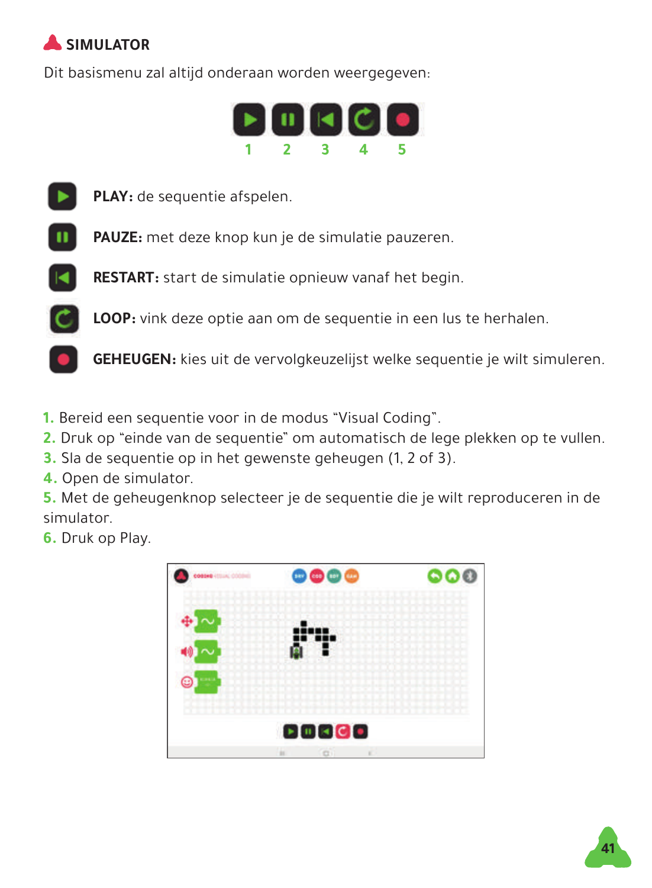## SIMULATOR

Dit basismenu zal altijd onderaan worden weergegeven:

1 2 3 4 5

**PLAY:** de sequentie afspelen.

**PAUZE:** met deze knop kun je de simulatie pauzeren.

**RESTART:** start de simulatie opnieuw vanaf het begin.

**LOOP:** vink deze optie aan om de sequentie in een lus te herhalen.

**GEHEUGEN:** kies uit de vervolgkeuzelijst welke sequentie je wilt simuleren.

1. Bereid een sequentie voor in de modus "Visual Coding".
2. Druk op "einde van de sequentie" om automatisch de lege plekken op te vullen.
3. Sla de sequentie op in het gewenste geheugen (1, 2 of 3).
4. Open de simulator.
5. Met de geheugenknop selecteer je de sequentie die je wilt reproduceren in de simulator.
6. Druk op Play.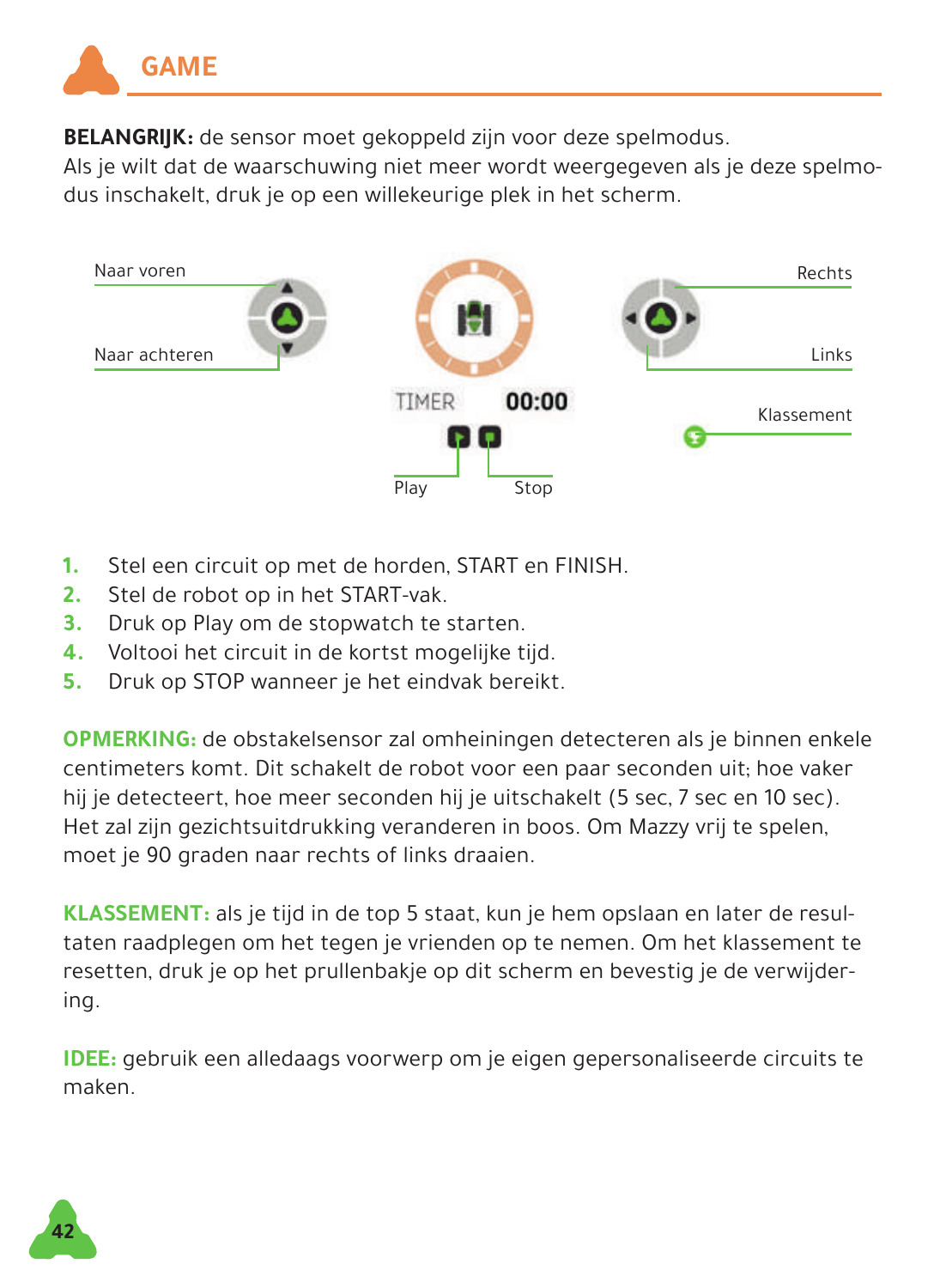# GAME

**BELANGRIJK:** de sensor moet gekoppeld zijn voor deze spelmodus.
Als je wilt dat de waarschuwing niet meer wordt weergegeven als je deze spelmodus inschakelt, druk je op een willekeurige plek in het scherm.

Naar voren

Naar achteren

TIMER 00:00

Play

Stop

Rechts

Links

Klassement

1. Stel een circuit op met de horden, START en FINISH.
2. Stel de robot op in het START-vak.
3. Druk op Play om de stopwatch te starten.
4. Voltooi het circuit in de kortst mogelijke tijd.
5. Druk op STOP wanneer je het eindvak bereikt.

**OPMERKING:** de obstakelsensor zal omheiningen detecteren als je binnen enkele centimeters komt. Dit schakelt de robot voor een paar seconden uit; hoe vaker hij je detecteert, hoe meer seconden hij je uitschakelt (5 sec, 7 sec en 10 sec). Het zal zijn gezichtsuitdrukking veranderen in boos. Om Mazzy vrij te spelen, moet je 90 graden naar rechts of links draaien.

**KLASSEMENT:** als je tijd in de top 5 staat, kun je hem opslaan en later de resultaten raadplegen om het tegen je vrienden op te nemen. Om het klassement te resetten, druk je op het prullenbakje op dit scherm en bevestig je de verwijdering.

**IDEE:** gebruik een alledaags voorwerp om je eigen gepersonaliseerde circuits te maken.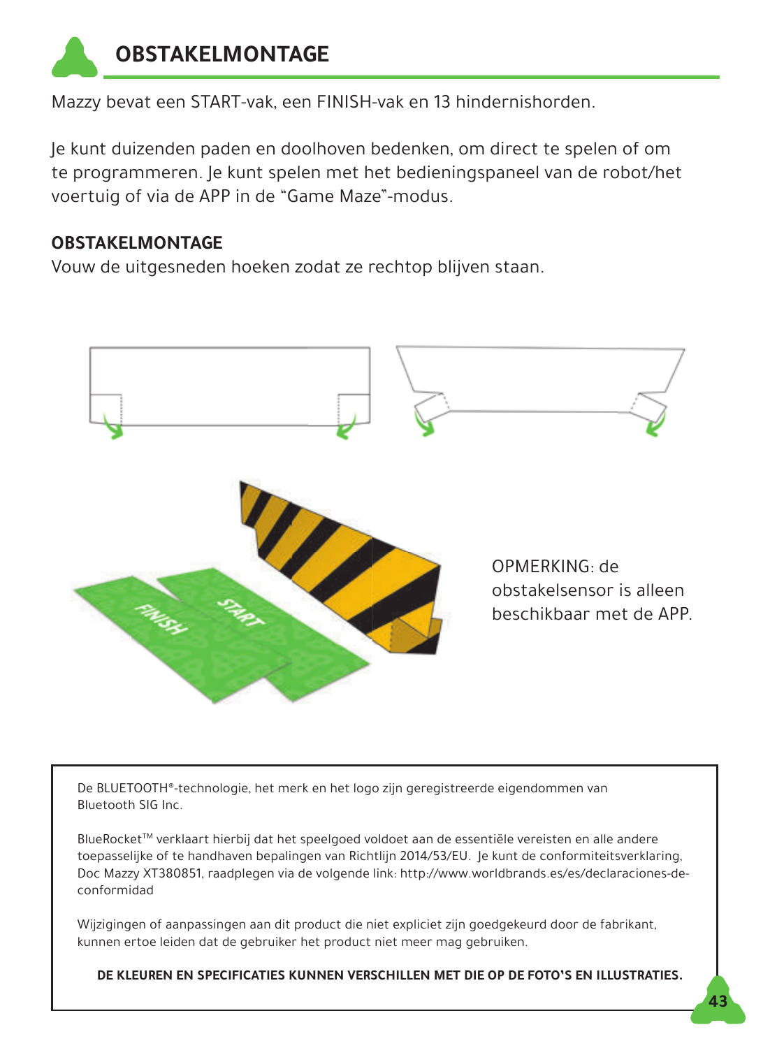# OBSTAKELMONTAGE

Mazzy bevat een START-vak, een FINISH-vak en 13 hindernishorden.

Je kunt duizenden paden en doolhoven bedenken, om direct te spelen of om te programmeren. Je kunt spelen met het bedieningspaneel van de robot/het voertuig of via de APP in de "Game Maze"-modus.

**OBSTAKELMONTAGE**

Vouw de uitgesneden hoeken zodat ze rechtop blijven staan.

OPMERKING: de obstakelsensor is alleen beschikbaar met de APP.

De BLUETOOTH®-technologie, het merk en het logo zijn geregistreerde eigendommen van Bluetooth SIG Inc.

BlueRocket™ verklaart hierbij dat het speelgoed voldoet aan de essentiële vereisten en alle andere toepasselijke of te handhaven bepalingen van Richtlijn 2014/53/EU. Je kunt de conformiteitsverklaring, Doc Mazzy XT380851, raadplegen via de volgende link: http://www.worldbrands.es/es/declaraciones-de-conformidad

Wijzigingen of aanpassingen aan dit product die niet expliciet zijn goedgekeurd door de fabrikant, kunnen ertoe leiden dat de gebruiker het product niet meer mag gebruiken.

**DE KLEUREN EN SPECIFICATIES KUNNEN VERSCHILLEN MET DIE OP DE FOTO'S EN ILLUSTRATIES.**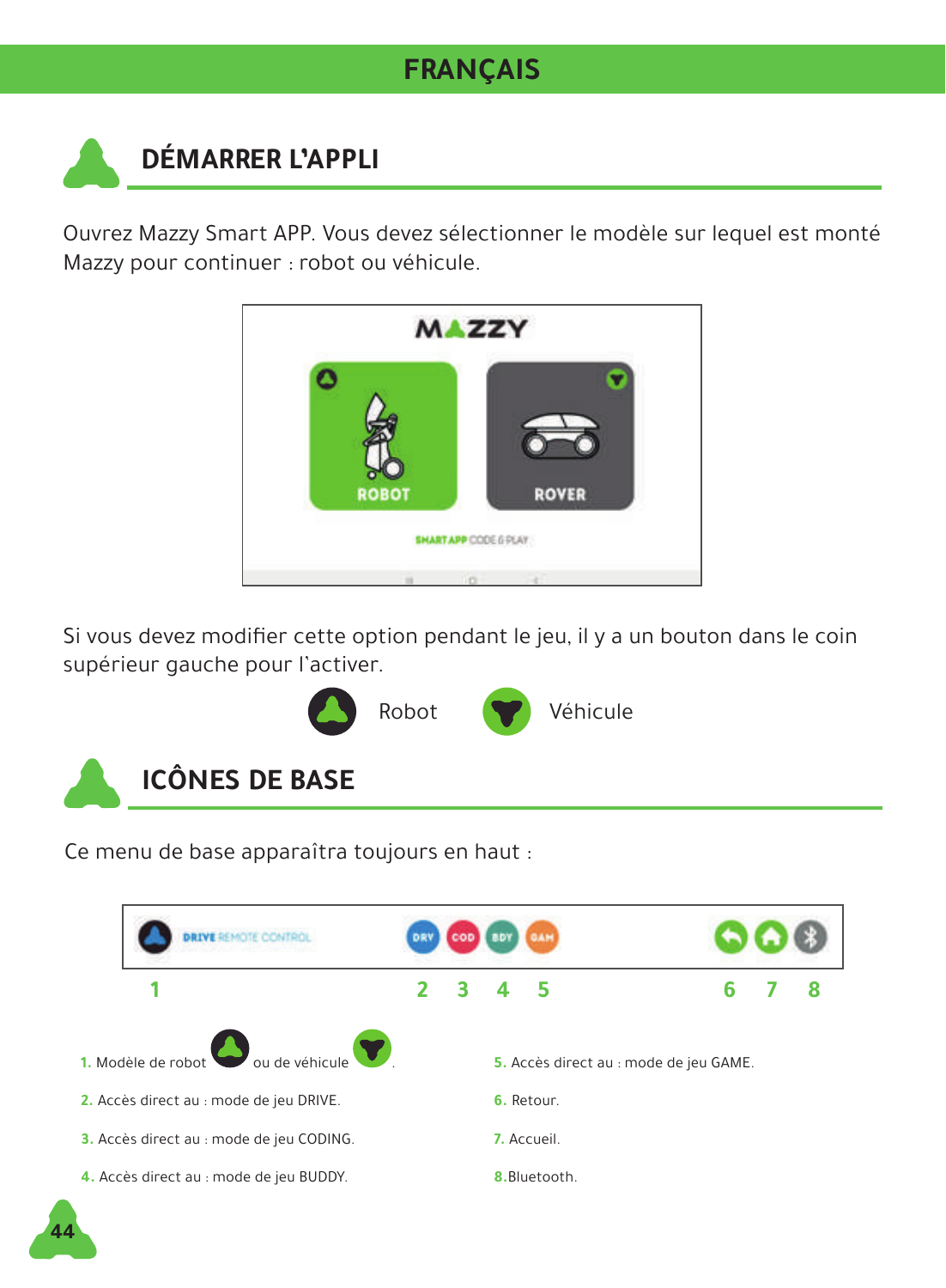# FRANÇAIS

## DÉMARRER L'APPLI

Ouvrez Mazzy Smart APP. Vous devez sélectionner le modèle sur lequel est monté Mazzy pour continuer : robot ou véhicule.

Si vous devez modifier cette option pendant le jeu, il y a un bouton dans le coin supérieur gauche pour l'activer.

Robot Véhicule

## ICÔNES DE BASE

Ce menu de base apparaîtra toujours en haut :

1. Modèle de robot ou de véhicule .
2. Accès direct au : mode de jeu DRIVE.
3. Accès direct au : mode de jeu CODING.
4. Accès direct au : mode de jeu BUDDY.
5. Accès direct au : mode de jeu GAME.
6. Retour.
7. Accueil.
8. Bluetooth.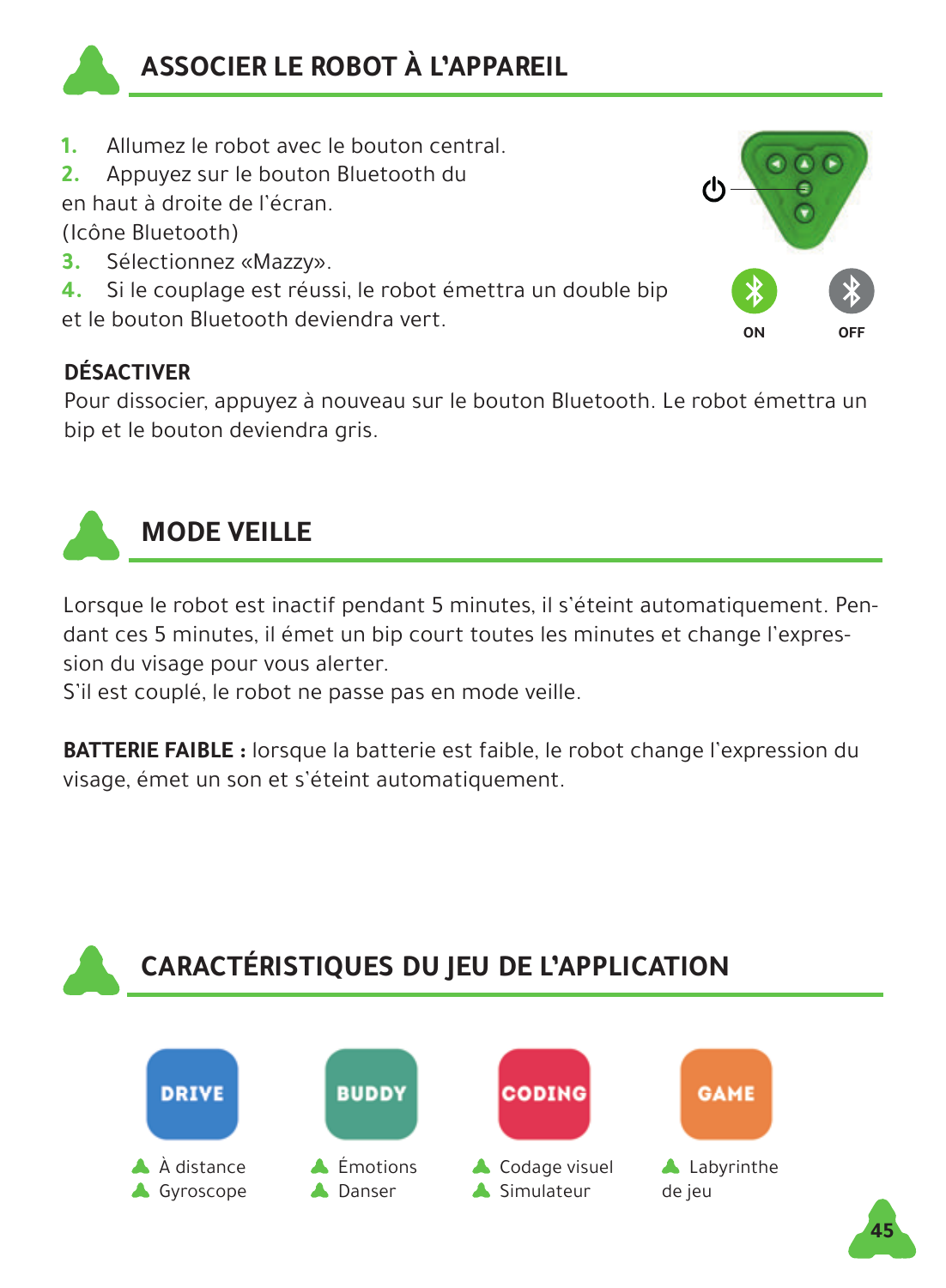## ASSOCIER LE ROBOT À L'APPAREIL

1. Allumez le robot avec le bouton central.
2. Appuyez sur le bouton Bluetooth du en haut à droite de l'écran. (Icône Bluetooth)
3. Sélectionnez «Mazzy».
4. Si le couplage est réussi, le robot émettra un double bip et le bouton Bluetooth deviendra vert.

ON OFF

**DÉSACTIVER**
Pour dissocier, appuyez à nouveau sur le bouton Bluetooth. Le robot émettra un bip et le bouton deviendra gris.

## MODE VEILLE

Lorsque le robot est inactif pendant 5 minutes, il s'éteint automatiquement. Pendant ces 5 minutes, il émet un bip court toutes les minutes et change l'expression du visage pour vous alerter.
S'il est couplé, le robot ne passe pas en mode veille.

**BATTERIE FAIBLE :** lorsque la batterie est faible, le robot change l'expression du visage, émet un son et s'éteint automatiquement.

## CARACTÉRISTIQUES DU JEU DE L'APPLICATION

**DRIVE**
- À distance
- Gyroscope

**BUDDY**
- Émotions
- Danser

**CODING**
- Codage visuel
- Simulateur

**GAME**
- Labyrinthe de jeu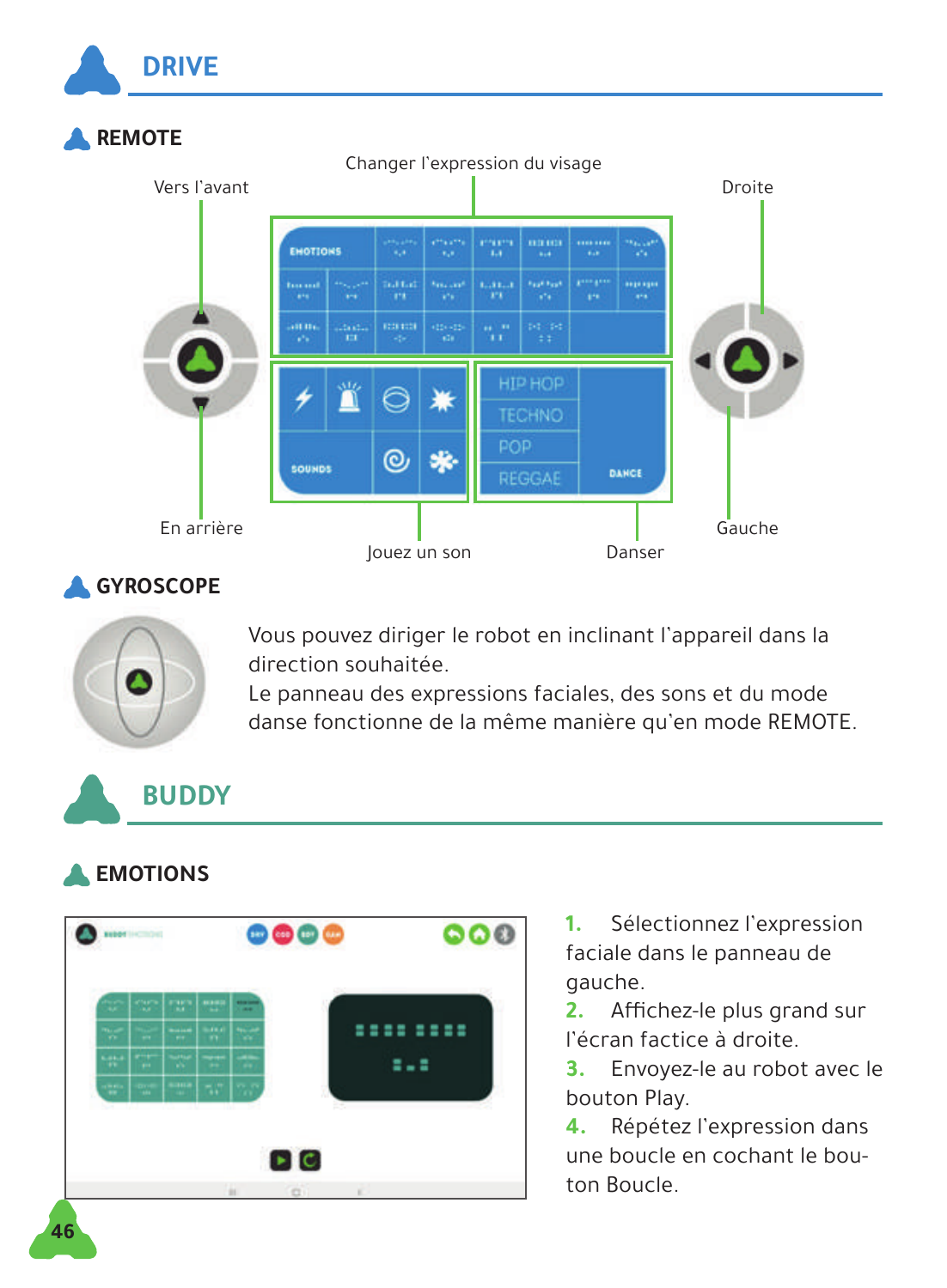# DRIVE

## REMOTE

Vers l'avant

Changer l'expression du visage

Droite

En arrière

Jouez un son

Danser

Gauche

## GYROSCOPE

Vous pouvez diriger le robot en inclinant l'appareil dans la direction souhaitée.
Le panneau des expressions faciales, des sons et du mode danse fonctionne de la même manière qu'en mode REMOTE.

# BUDDY

## EMOTIONS

1. Sélectionnez l'expression faciale dans le panneau de gauche.
2. Affichez-le plus grand sur l'écran factice à droite.
3. Envoyez-le au robot avec le bouton Play.
4. Répétez l'expression dans une boucle en cochant le bou­ton Boucle.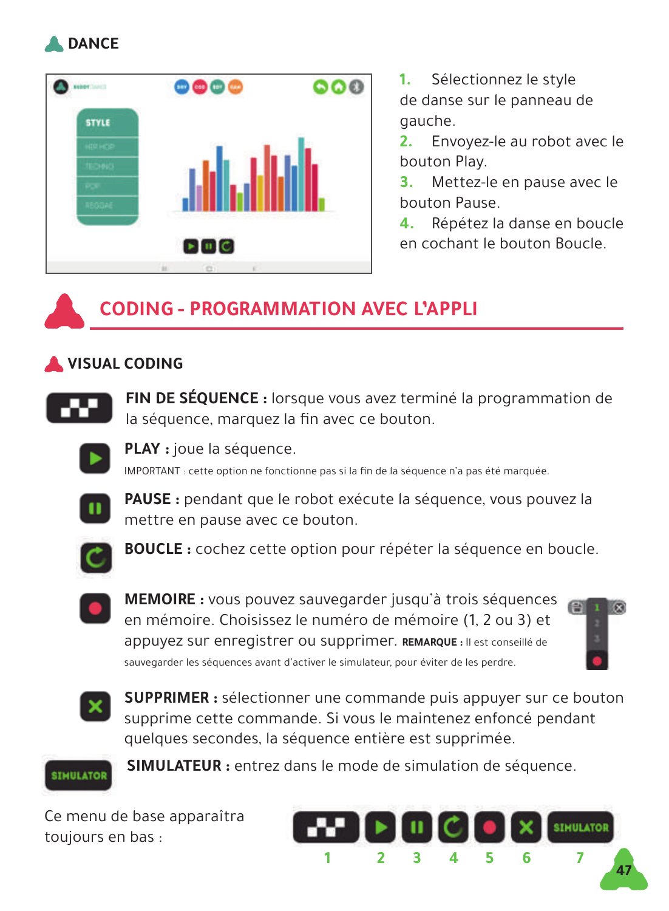## DANCE

1. Sélectionnez le style de danse sur le panneau de gauche.
2. Envoyez-le au robot avec le bouton Play.
3. Mettez-le en pause avec le bouton Pause.
4. Répétez la danse en boucle en cochant le bouton Boucle.

# CODING - PROGRAMMATION AVEC L'APPLI

## VISUAL CODING

**FIN DE SÉQUENCE :** lorsque vous avez terminé la programmation de la séquence, marquez la fin avec ce bouton.

**PLAY :** joue la séquence.

IMPORTANT : cette option ne fonctionne pas si la fin de la séquence n'a pas été marquée.

**PAUSE :** pendant que le robot exécute la séquence, vous pouvez la mettre en pause avec ce bouton.

**BOUCLE :** cochez cette option pour répéter la séquence en boucle.

**MEMOIRE :** vous pouvez sauvegarder jusqu'à trois séquences en mémoire. Choisissez le numéro de mémoire (1, 2 ou 3) et appuyez sur enregistrer ou supprimer. **REMARQUE :** Il est conseillé de sauvegarder les séquences avant d'activer le simulateur, pour éviter de les perdre.

**SUPPRIMER :** sélectionner une commande puis appuyer sur ce bouton supprime cette commande. Si vous le maintenez enfoncé pendant quelques secondes, la séquence entière est supprimée.

**SIMULATEUR :** entrez dans le mode de simulation de séquence.

Ce menu de base apparaîtra toujours en bas :

1 2 3 4 5 6 7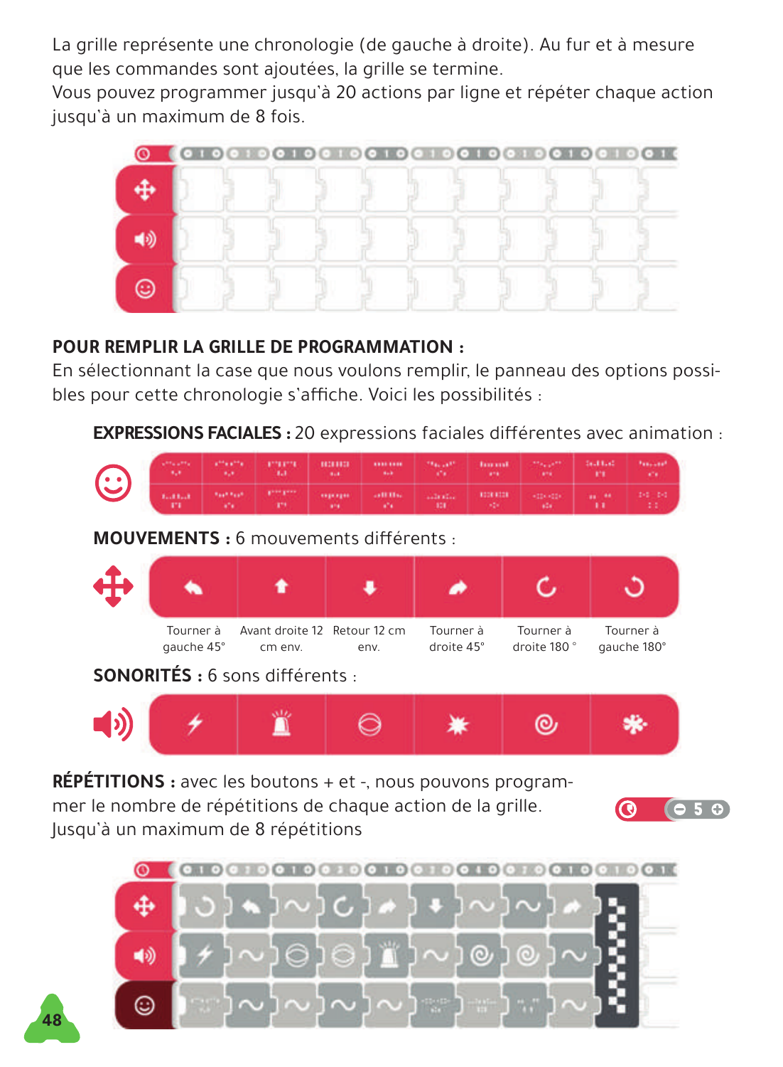La grille représente une chronologie (de gauche à droite). Au fur et à mesure que les commandes sont ajoutées, la grille se termine.
Vous pouvez programmer jusqu'à 20 actions par ligne et répéter chaque action jusqu'à un maximum de 8 fois.

**POUR REMPLIR LA GRILLE DE PROGRAMMATION :**
En sélectionnant la case que nous voulons remplir, le panneau des options possibles pour cette chronologie s'affiche. Voici les possibilités :

**EXPRESSIONS FACIALES :** 20 expressions faciales différentes avec animation :

**MOUVEMENTS :** 6 mouvements différents :

| Tourner à gauche 45° | Avant droite 12 cm env. | Retour 12 cm env. | Tourner à droite 45° | Tourner à droite 180 ° | Tourner à gauche 180° |
|---|---|---|---|---|---|

**SONORITÉS :** 6 sons différents :

**RÉPÉTITIONS :** avec les boutons + et -, nous pouvons programmer le nombre de répétitions de chaque action de la grille. Jusqu'à un maximum de 8 répétitions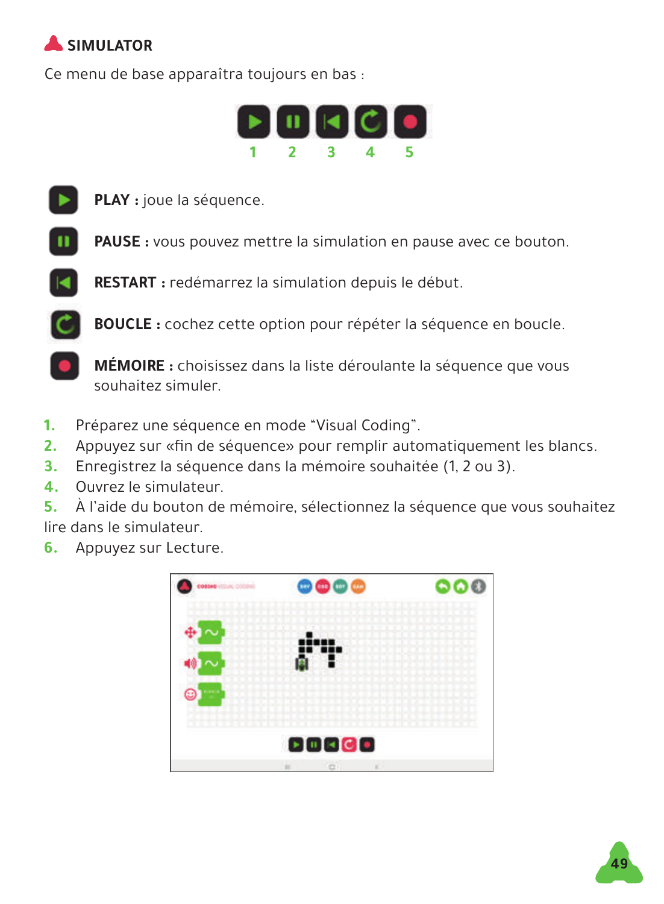## SIMULATOR

Ce menu de base apparaîtra toujours en bas :

1 2 3 4 5

**PLAY :** joue la séquence.

**PAUSE :** vous pouvez mettre la simulation en pause avec ce bouton.

**RESTART :** redémarrez la simulation depuis le début.

**BOUCLE :** cochez cette option pour répéter la séquence en boucle.

**MÉMOIRE :** choisissez dans la liste déroulante la séquence que vous souhaitez simuler.

1. Préparez une séquence en mode "Visual Coding".
2. Appuyez sur «fin de séquence» pour remplir automatiquement les blancs.
3. Enregistrez la séquence dans la mémoire souhaitée (1, 2 ou 3).
4. Ouvrez le simulateur.
5. À l'aide du bouton de mémoire, sélectionnez la séquence que vous souhaitez lire dans le simulateur.
6. Appuyez sur Lecture.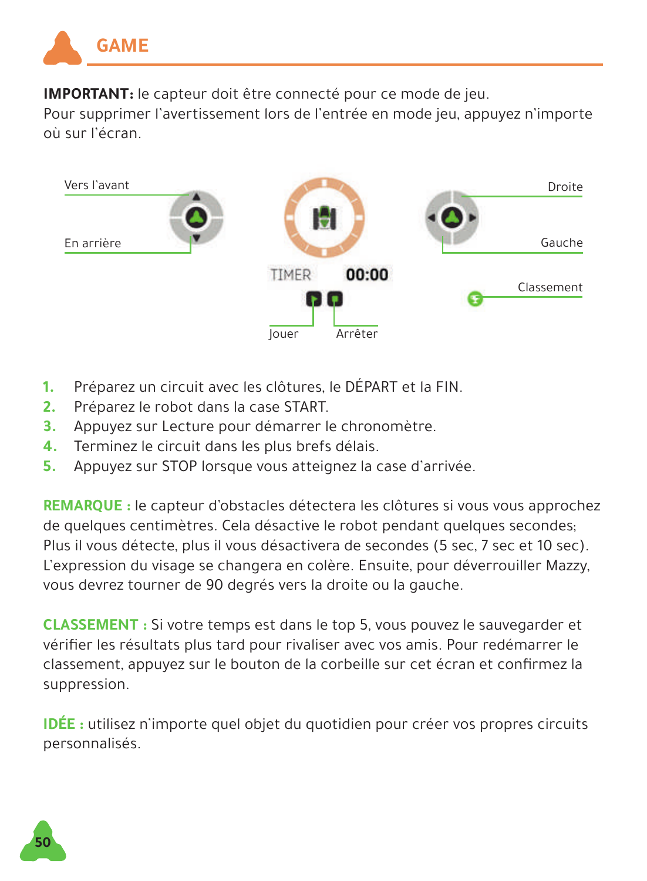# GAME

**IMPORTANT:** le capteur doit être connecté pour ce mode de jeu.
Pour supprimer l'avertissement lors de l'entrée en mode jeu, appuyez n'importe où sur l'écran.

Vers l'avant

En arrière

TIMER 00:00

Jouer

Arrêter

Droite

Gauche

Classement

1. Préparez un circuit avec les clôtures, le DÉPART et la FIN.
2. Préparez le robot dans la case START.
3. Appuyez sur Lecture pour démarrer le chronomètre.
4. Terminez le circuit dans les plus brefs délais.
5. Appuyez sur STOP lorsque vous atteignez la case d'arrivée.

**REMARQUE :** le capteur d'obstacles détectera les clôtures si vous vous approchez de quelques centimètres. Cela désactive le robot pendant quelques secondes; Plus il vous détecte, plus il vous désactivera de secondes (5 sec, 7 sec et 10 sec). L'expression du visage se changera en colère. Ensuite, pour déverrouiller Mazzy, vous devrez tourner de 90 degrés vers la droite ou la gauche.

**CLASSEMENT :** Si votre temps est dans le top 5, vous pouvez le sauvegarder et vérifier les résultats plus tard pour rivaliser avec vos amis. Pour redémarrer le classement, appuyez sur le bouton de la corbeille sur cet écran et confirmez la suppression.

**IDÉE :** utilisez n'importe quel objet du quotidien pour créer vos propres circuits personnalisés.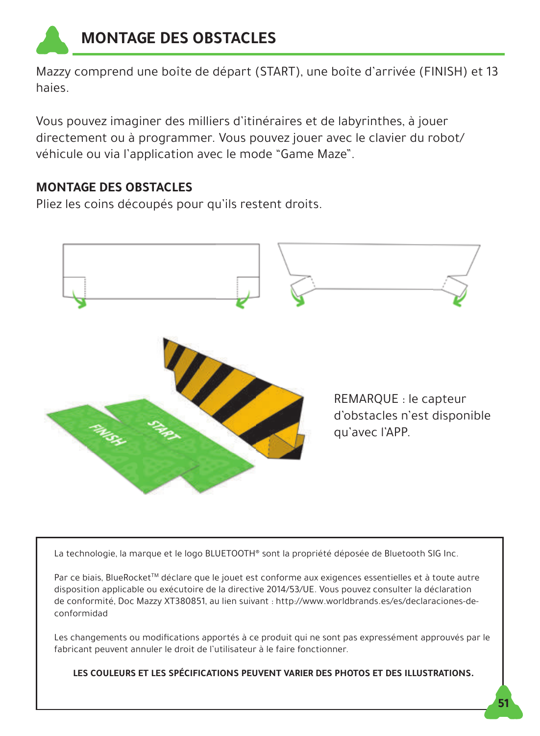# MONTAGE DES OBSTACLES

Mazzy comprend une boîte de départ (START), une boîte d'arrivée (FINISH) et 13 haies.

Vous pouvez imaginer des milliers d'itinéraires et de labyrinthes, à jouer directement ou à programmer. Vous pouvez jouer avec le clavier du robot/ véhicule ou via l'application avec le mode "Game Maze".

## MONTAGE DES OBSTACLES

Pliez les coins découpés pour qu'ils restent droits.

REMARQUE : le capteur d'obstacles n'est disponible qu'avec l'APP.

La technologie, la marque et le logo BLUETOOTH® sont la propriété déposée de Bluetooth SIG Inc.

Par ce biais, BlueRocket™ déclare que le jouet est conforme aux exigences essentielles et à toute autre disposition applicable ou exécutoire de la directive 2014/53/UE. Vous pouvez consulter la déclaration de conformité, Doc Mazzy XT380851, au lien suivant : http://www.worldbrands.es/es/declaraciones-de-conformidad

Les changements ou modifications apportés à ce produit qui ne sont pas expressément approuvés par le fabricant peuvent annuler le droit de l'utilisateur à le faire fonctionner.

**LES COULEURS ET LES SPÉCIFICATIONS PEUVENT VARIER DES PHOTOS ET DES ILLUSTRATIONS.**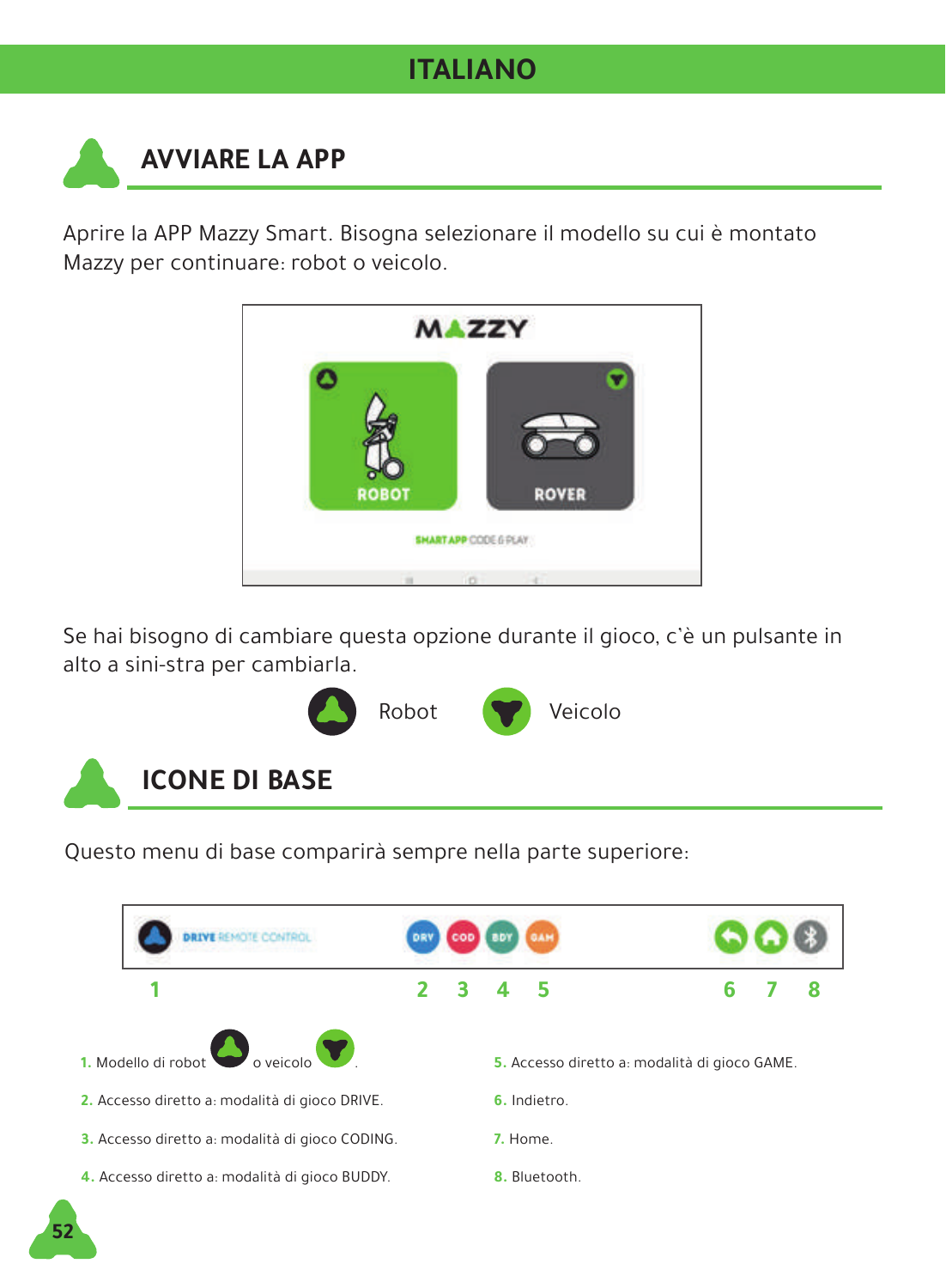## ITALIANO

## AVVIARE LA APP

Aprire la APP Mazzy Smart. Bisogna selezionare il modello su cui è montato Mazzy per continuare: robot o veicolo.

Se hai bisogno di cambiare questa opzione durante il gioco, c'è un pulsante in alto a sini-stra per cambiarla.

Robot Veicolo

## ICONE DI BASE

Questo menu di base comparirà sempre nella parte superiore:

1. Modello di robot o veicolo .
2. Accesso diretto a: modalità di gioco DRIVE.
3. Accesso diretto a: modalità di gioco CODING.
4. Accesso diretto a: modalità di gioco BUDDY.
5. Accesso diretto a: modalità di gioco GAME.
6. Indietro.
7. Home.
8. Bluetooth.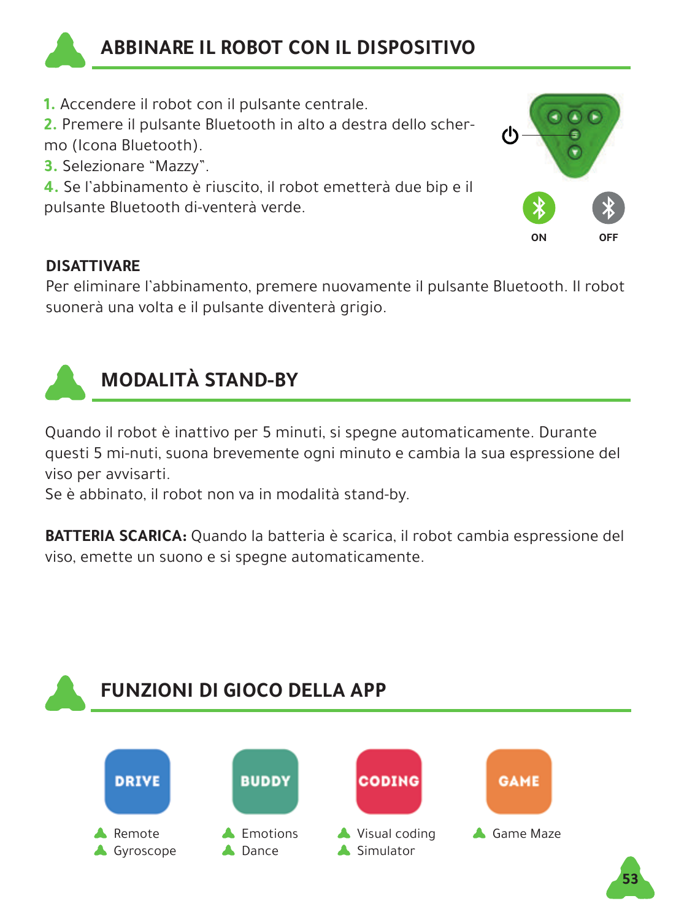## ABBINARE IL ROBOT CON IL DISPOSITIVO

1. Accendere il robot con il pulsante centrale.
2. Premere il pulsante Bluetooth in alto a destra dello scher-mo (Icona Bluetooth).
3. Selezionare "Mazzy".
4. Se l'abbinamento è riuscito, il robot emetterà due bip e il pulsante Bluetooth di-venterà verde.

ON OFF

**DISATTIVARE**
Per eliminare l'abbinamento, premere nuovamente il pulsante Bluetooth. Il robot suonerà una volta e il pulsante diventerà grigio.

## MODALITÀ STAND-BY

Quando il robot è inattivo per 5 minuti, si spegne automaticamente. Durante questi 5 mi-nuti, suona brevemente ogni minuto e cambia la sua espressione del viso per avvisarti.
Se è abbinato, il robot non va in modalità stand-by.

**BATTERIA SCARICA:** Quando la batteria è scarica, il robot cambia espressione del viso, emette un suono e si spegne automaticamente.

## FUNZIONI DI GIOCO DELLA APP

**DRIVE**
- Remote
- Gyroscope

**BUDDY**
- Emotions
- Dance

**CODING**
- Visual coding
- Simulator

**GAME**
- Game Maze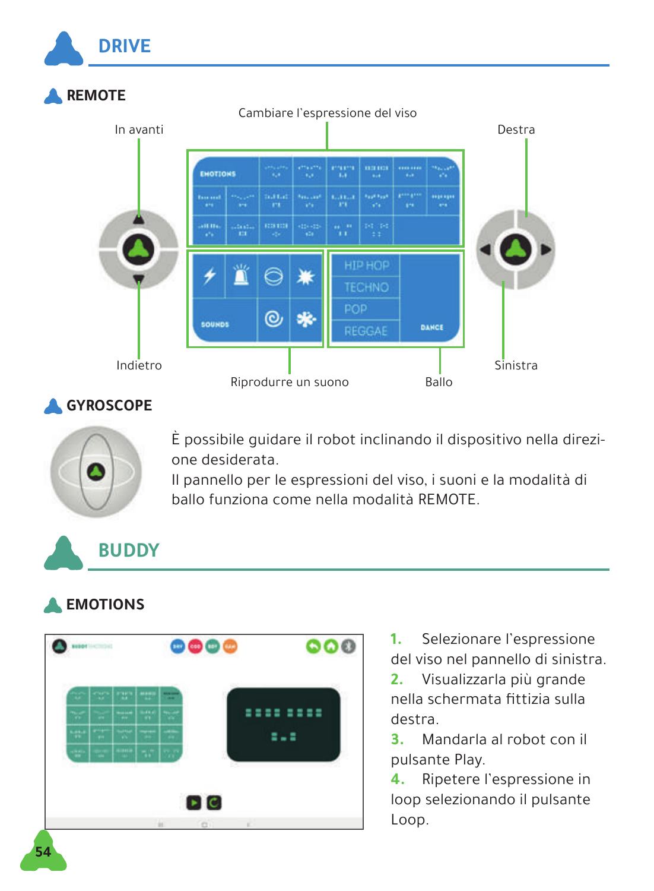# DRIVE

## REMOTE

In avanti

Cambiare l'espressione del viso

Destra

Indietro

Riprodurre un suono

Ballo

Sinistra

## GYROSCOPE

È possibile guidare il robot inclinando il dispositivo nella direzione desiderata.
Il pannello per le espressioni del viso, i suoni e la modalità di ballo funziona come nella modalità REMOTE.

# BUDDY

## EMOTIONS

1. Selezionare l'espressione del viso nel pannello di sinistra.
2. Visualizzarla più grande nella schermata fittizia sulla destra.
3. Mandarla al robot con il pulsante Play.
4. Ripetere l'espressione in loop selezionando il pulsante Loop.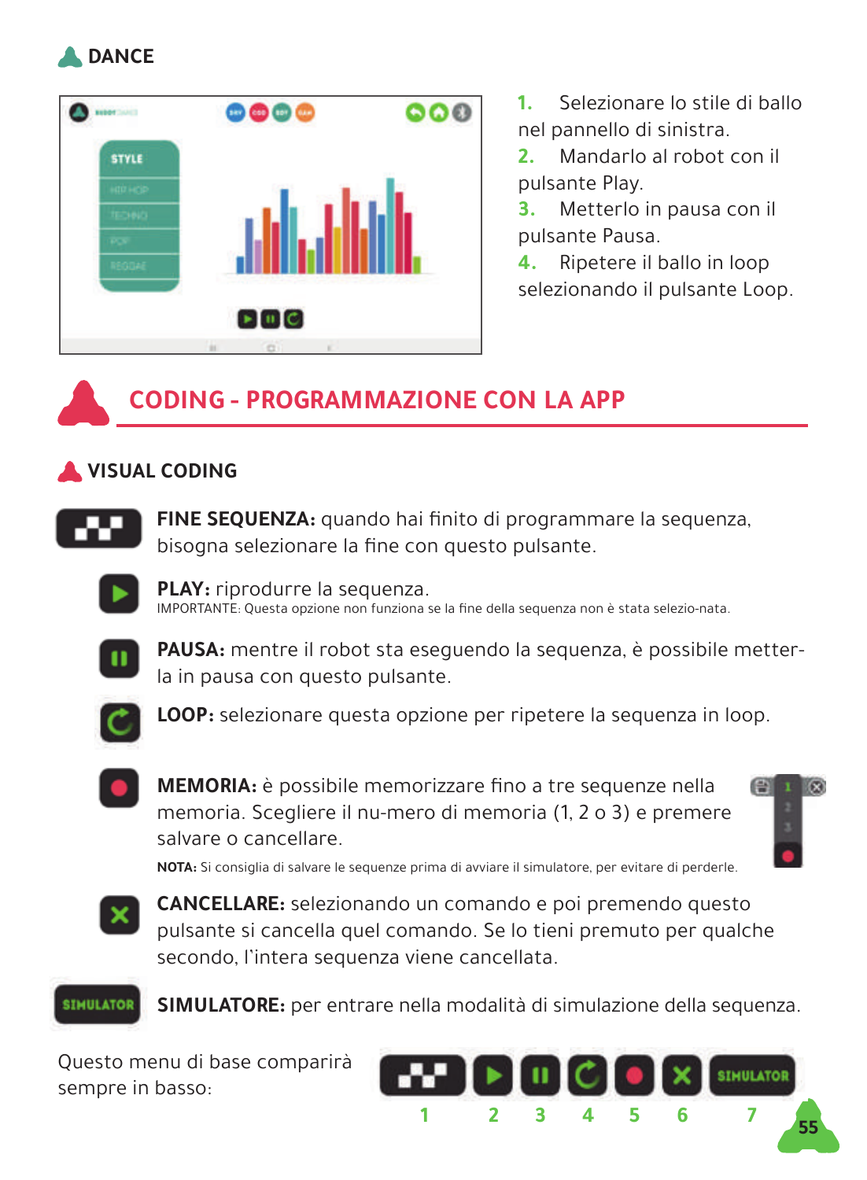### DANCE

1. Selezionare lo stile di ballo nel pannello di sinistra.
2. Mandarlo al robot con il pulsante Play.
3. Metterlo in pausa con il pulsante Pausa.
4. Ripetere il ballo in loop selezionando il pulsante Loop.

## CODING - PROGRAMMAZIONE CON LA APP

### VISUAL CODING

**FINE SEQUENZA:** quando hai finito di programmare la sequenza, bisogna selezionare la fine con questo pulsante.

**PLAY:** riprodurre la sequenza.
IMPORTANTE: Questa opzione non funziona se la fine della sequenza non è stata selezio-nata.

**PAUSA:** mentre il robot sta eseguendo la sequenza, è possibile metter-la in pausa con questo pulsante.

**LOOP:** selezionare questa opzione per ripetere la sequenza in loop.

**MEMORIA:** è possibile memorizzare fino a tre sequenze nella memoria. Scegliere il nu-mero di memoria (1, 2 o 3) e premere salvare o cancellare.

**NOTA:** Si consiglia di salvare le sequenze prima di avviare il simulatore, per evitare di perderle.

**CANCELLARE:** selezionando un comando e poi premendo questo pulsante si cancella quel comando. Se lo tieni premuto per qualche secondo, l'intera sequenza viene cancellata.

**SIMULATORE:** per entrare nella modalità di simulazione della sequenza.

Questo menu di base comparirà sempre in basso:

1 2 3 4 5 6 7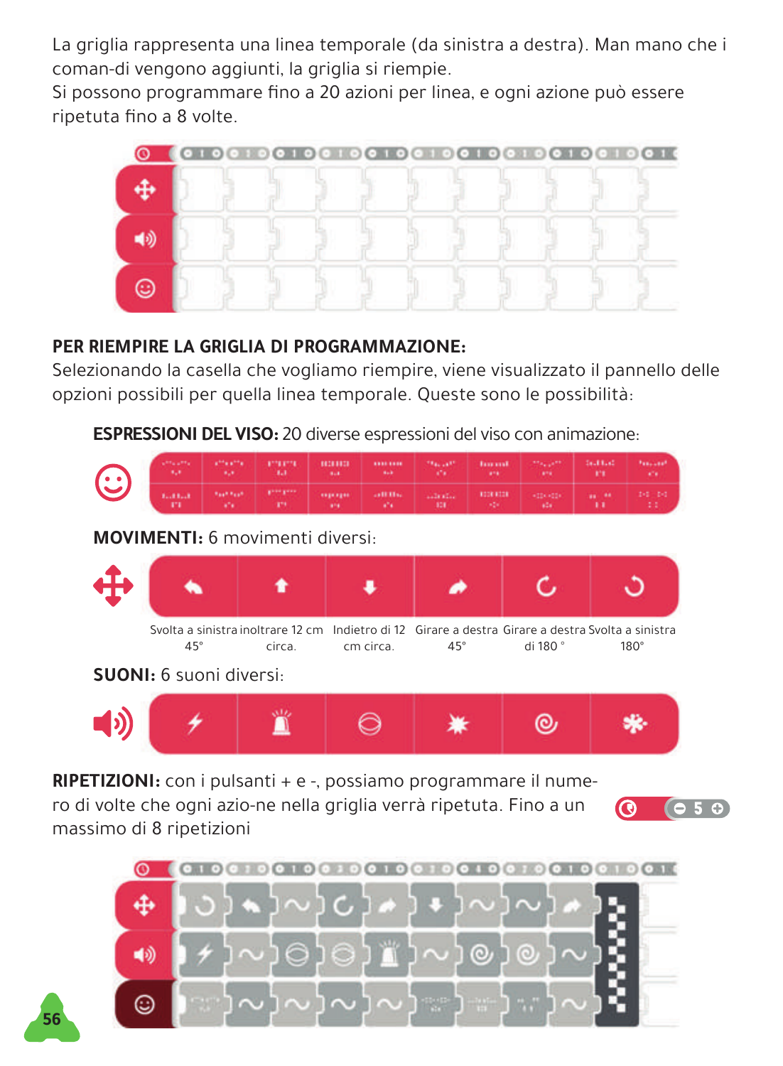La griglia rappresenta una linea temporale (da sinistra a destra). Man mano che i coman-di vengono aggiunti, la griglia si riempie.
Si possono programmare fino a 20 azioni per linea, e ogni azione può essere ripetuta fino a 8 volte.

**PER RIEMPIRE LA GRIGLIA DI PROGRAMMAZIONE:**
Selezionando la casella che vogliamo riempire, viene visualizzato il pannello delle opzioni possibili per quella linea temporale. Queste sono le possibilità:

**ESPRESSIONI DEL VISO:** 20 diverse espressioni del viso con animazione:

**MOVIMENTI:** 6 movimenti diversi:

| Svolta a sinistra 45° | inoltrare 12 cm circa. | Indietro di 12 cm circa. | Girare a destra 45° | Girare a destra di 180 ° | Svolta a sinistra 180° |
|---|---|---|---|---|---|

**SUONI:** 6 suoni diversi:

**RIPETIZIONI:** con i pulsanti + e -, possiamo programmare il nume-ro di volte che ogni azio-ne nella griglia verrà ripetuta. Fino a un massimo di 8 ripetizioni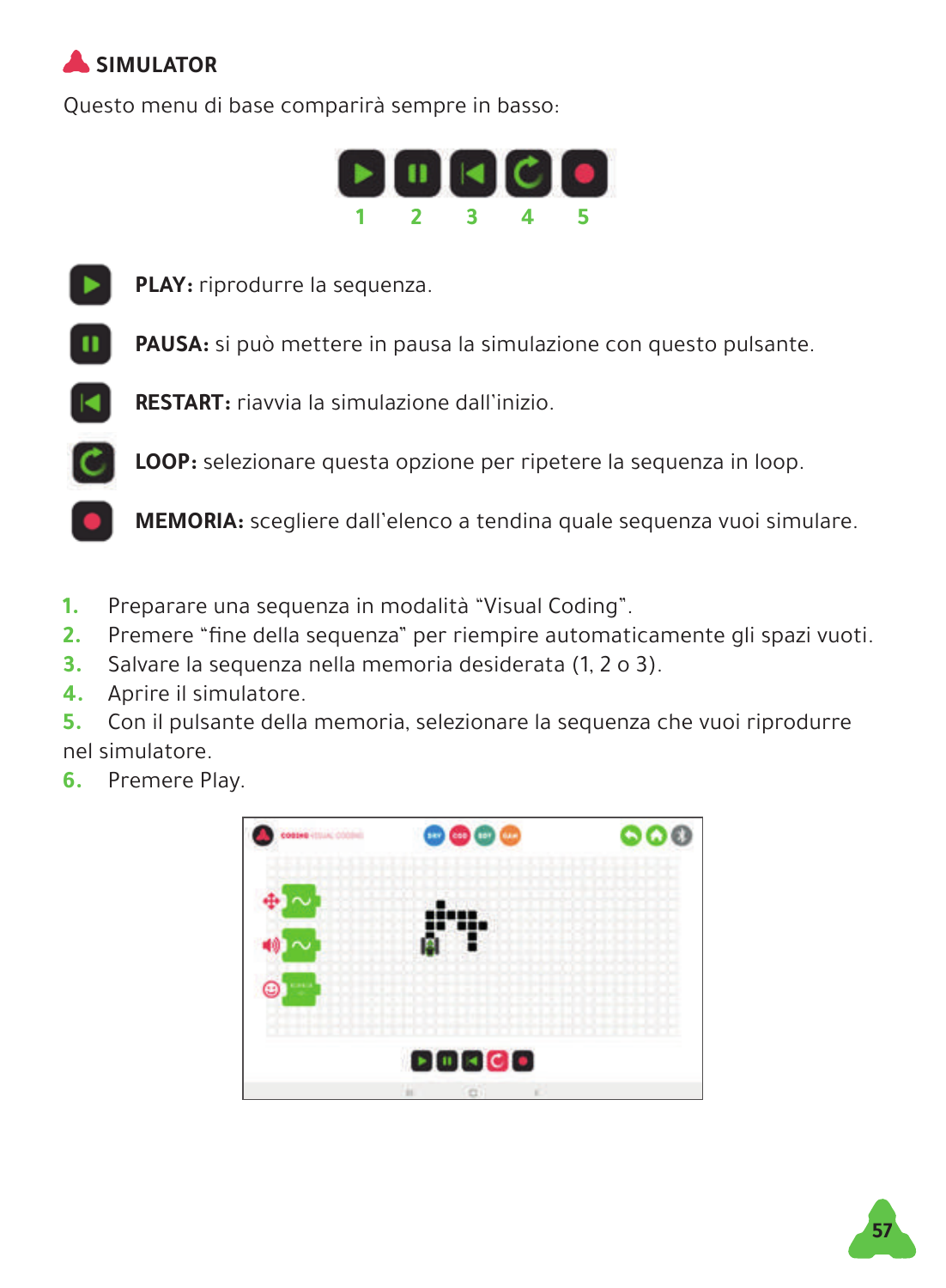## SIMULATOR

Questo menu di base comparirà sempre in basso:

1 2 3 4 5

**PLAY:** riprodurre la sequenza.

**PAUSA:** si può mettere in pausa la simulazione con questo pulsante.

**RESTART:** riavvia la simulazione dall'inizio.

**LOOP:** selezionare questa opzione per ripetere la sequenza in loop.

**MEMORIA:** scegliere dall'elenco a tendina quale sequenza vuoi simulare.

1. Preparare una sequenza in modalità "Visual Coding".
2. Premere "fine della sequenza" per riempire automaticamente gli spazi vuoti.
3. Salvare la sequenza nella memoria desiderata (1, 2 o 3).
4. Aprire il simulatore.
5. Con il pulsante della memoria, selezionare la sequenza che vuoi riprodurre nel simulatore.
6. Premere Play.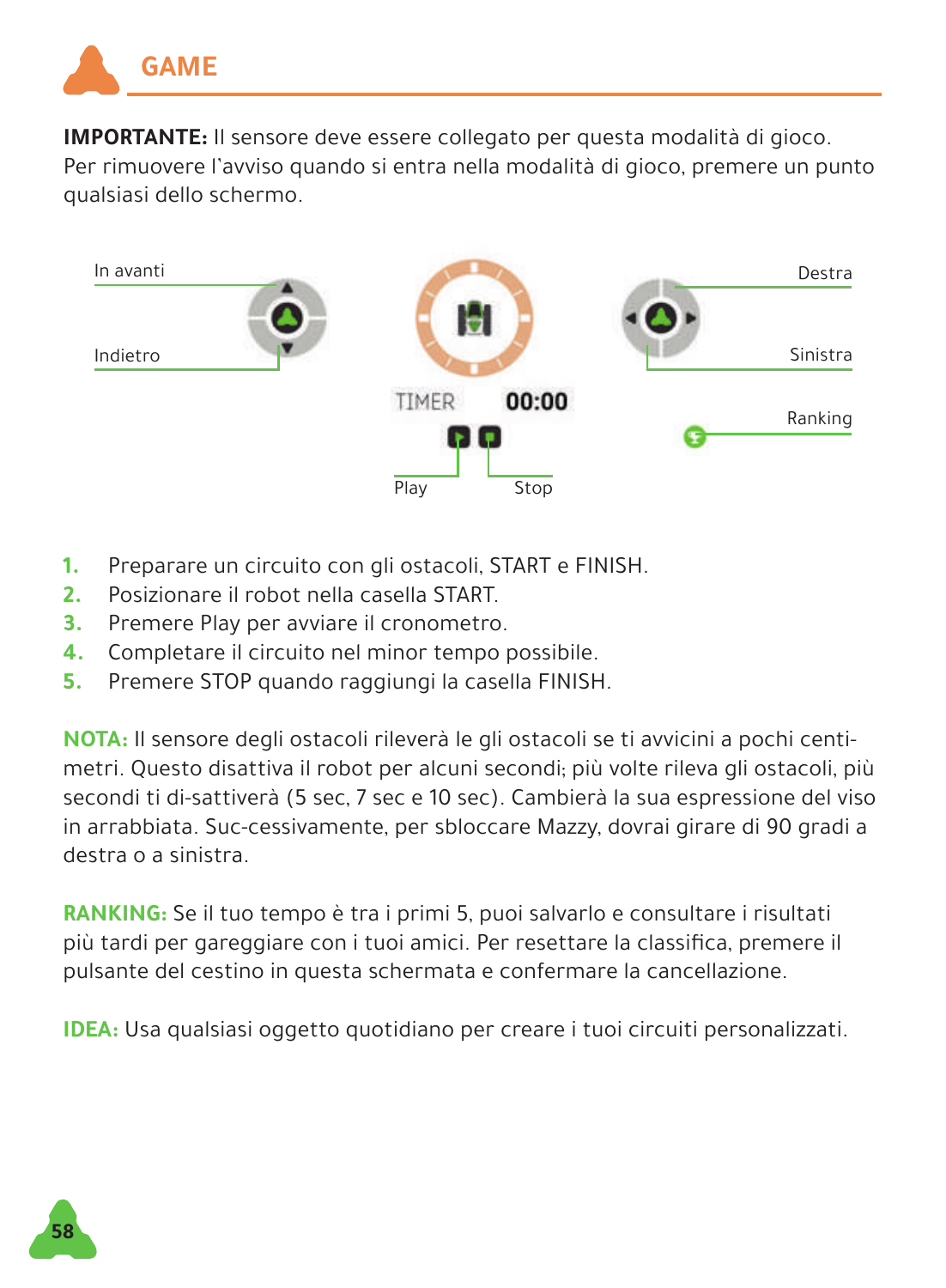# GAME

**IMPORTANTE:** Il sensore deve essere collegato per questa modalità di gioco. Per rimuovere l'avviso quando si entra nella modalità di gioco, premere un punto qualsiasi dello schermo.

In avanti

Indietro

TIMER 00:00

Play

Stop

Destra

Sinistra

Ranking

1. Preparare un circuito con gli ostacoli, START e FINISH.
2. Posizionare il robot nella casella START.
3. Premere Play per avviare il cronometro.
4. Completare il circuito nel minor tempo possibile.
5. Premere STOP quando raggiungi la casella FINISH.

**NOTA:** Il sensore degli ostacoli rileverà le gli ostacoli se ti avvicini a pochi centi-metri. Questo disattiva il robot per alcuni secondi; più volte rileva gli ostacoli, più secondi ti di-sattiverà (5 sec, 7 sec e 10 sec). Cambierà la sua espressione del viso in arrabbiata. Suc-cessivamente, per sbloccare Mazzy, dovrai girare di 90 gradi a destra o a sinistra.

**RANKING:** Se il tuo tempo è tra i primi 5, puoi salvarlo e consultare i risultati più tardi per gareggiare con i tuoi amici. Per resettare la classifica, premere il pulsante del cestino in questa schermata e confermare la cancellazione.

**IDEA:** Usa qualsiasi oggetto quotidiano per creare i tuoi circuiti personalizzati.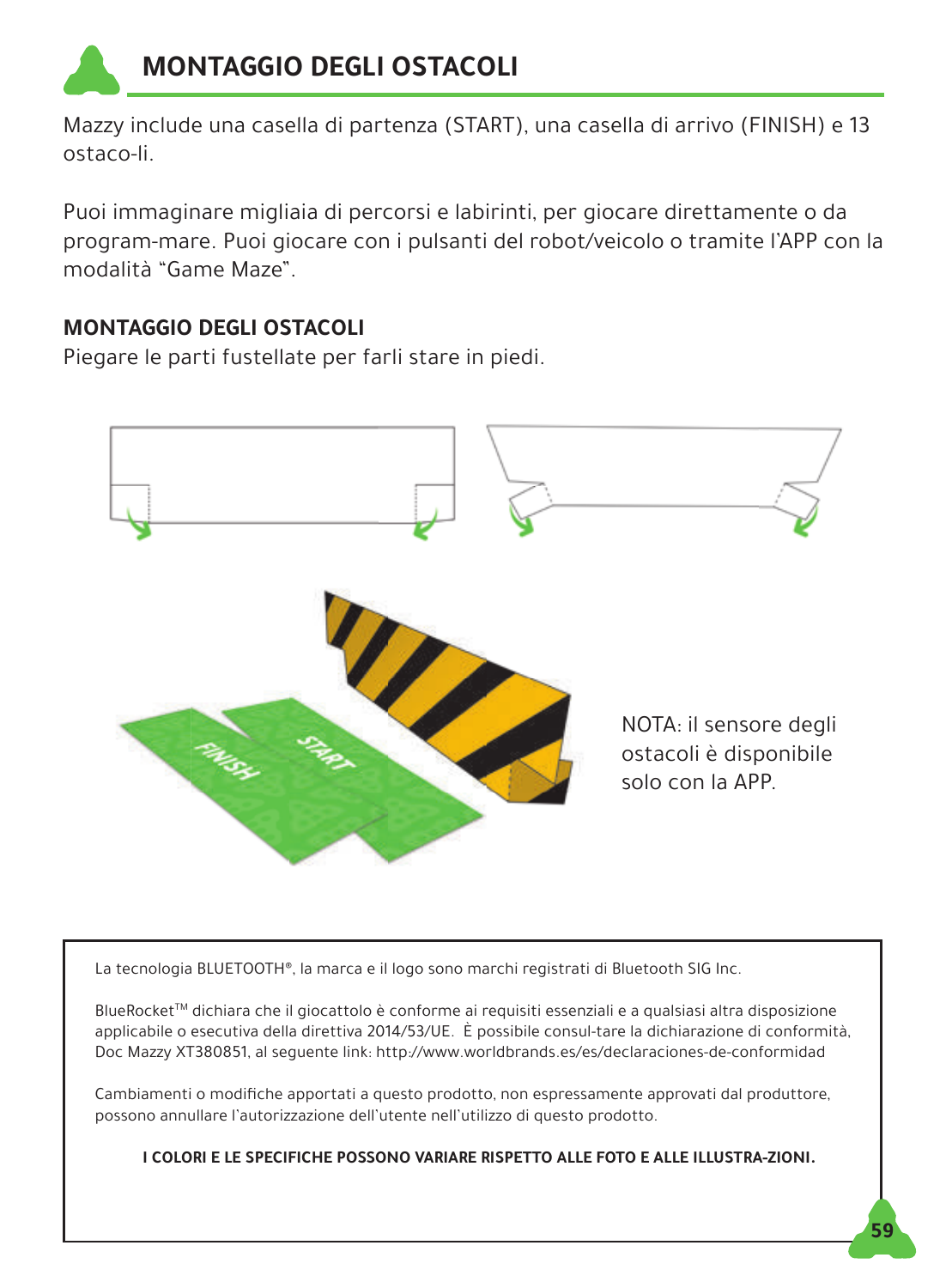# MONTAGGIO DEGLI OSTACOLI

Mazzy include una casella di partenza (START), una casella di arrivo (FINISH) e 13 ostaco-li.

Puoi immaginare migliaia di percorsi e labirinti, per giocare direttamente o da program-mare. Puoi giocare con i pulsanti del robot/veicolo o tramite l'APP con la modalità "Game Maze".

**MONTAGGIO DEGLI OSTACOLI**

Piegare le parti fustellate per farli stare in piedi.

NOTA: il sensore degli ostacoli è disponibile solo con la APP.

La tecnologia BLUETOOTH®, la marca e il logo sono marchi registrati di Bluetooth SIG Inc.

BlueRocket™ dichiara che il giocattolo è conforme ai requisiti essenziali e a qualsiasi altra disposizione applicabile o esecutiva della direttiva 2014/53/UE. È possibile consul-tare la dichiarazione di conformità, Doc Mazzy XT380851, al seguente link: http://www.worldbrands.es/es/declaraciones-de-conformidad

Cambiamenti o modifiche apportati a questo prodotto, non espressamente approvati dal produttore, possono annullare l'autorizzazione dell'utente nell'utilizzo di questo prodotto.

**I COLORI E LE SPECIFICHE POSSONO VARIARE RISPETTO ALLE FOTO E ALLE ILLUSTRA-ZIONI.**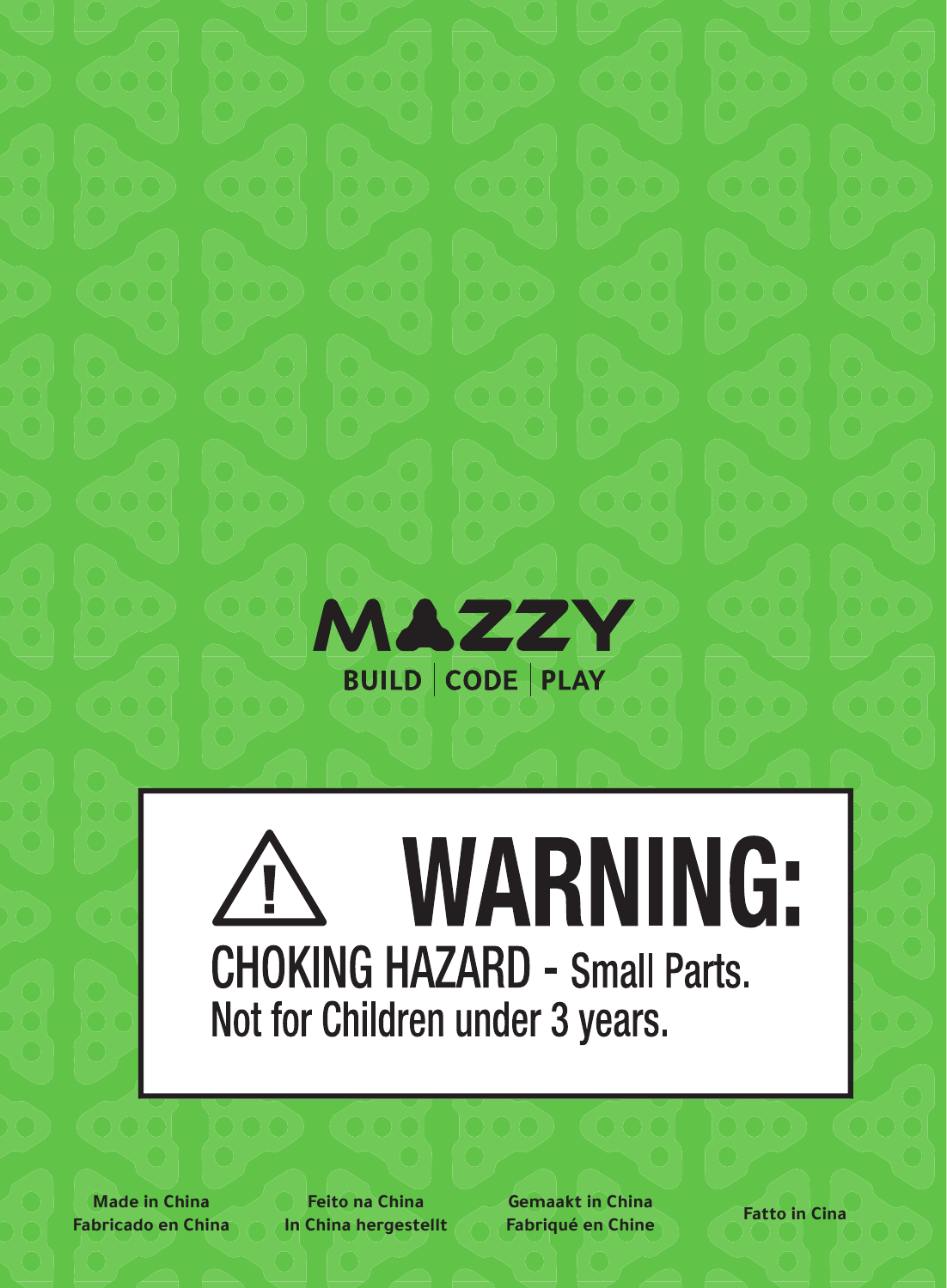# MAZZY

**BUILD | CODE | PLAY**

# ⚠ WARNING:

## CHOKING HAZARD - Small Parts.
## Not for Children under 3 years.

**Made in China**
**Fabricado en China**

**Feito na China**
**In China hergestellt**

**Gemaakt in China**
**Fabriqué en Chine**

**Fatto in Cina**